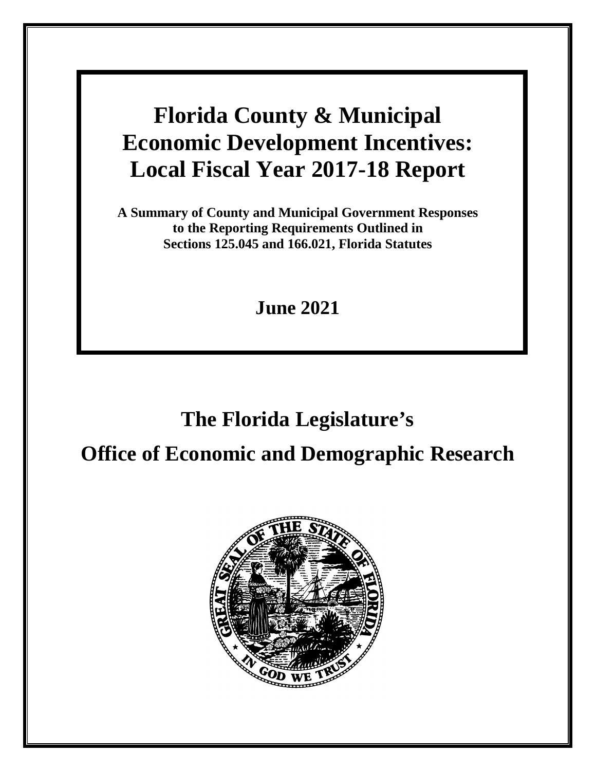# Florida County & Municipal Economic Development Incentives: Local Fiscal Year 2017-18 Report

**A Summary of County and Municipal Government Responses to the Reporting Requirements Outlined in Sections 125.045 and 166.021, Florida Statutes**

**June 2021**

## The Florida Legislature's

## Office of Economic and Demographic Research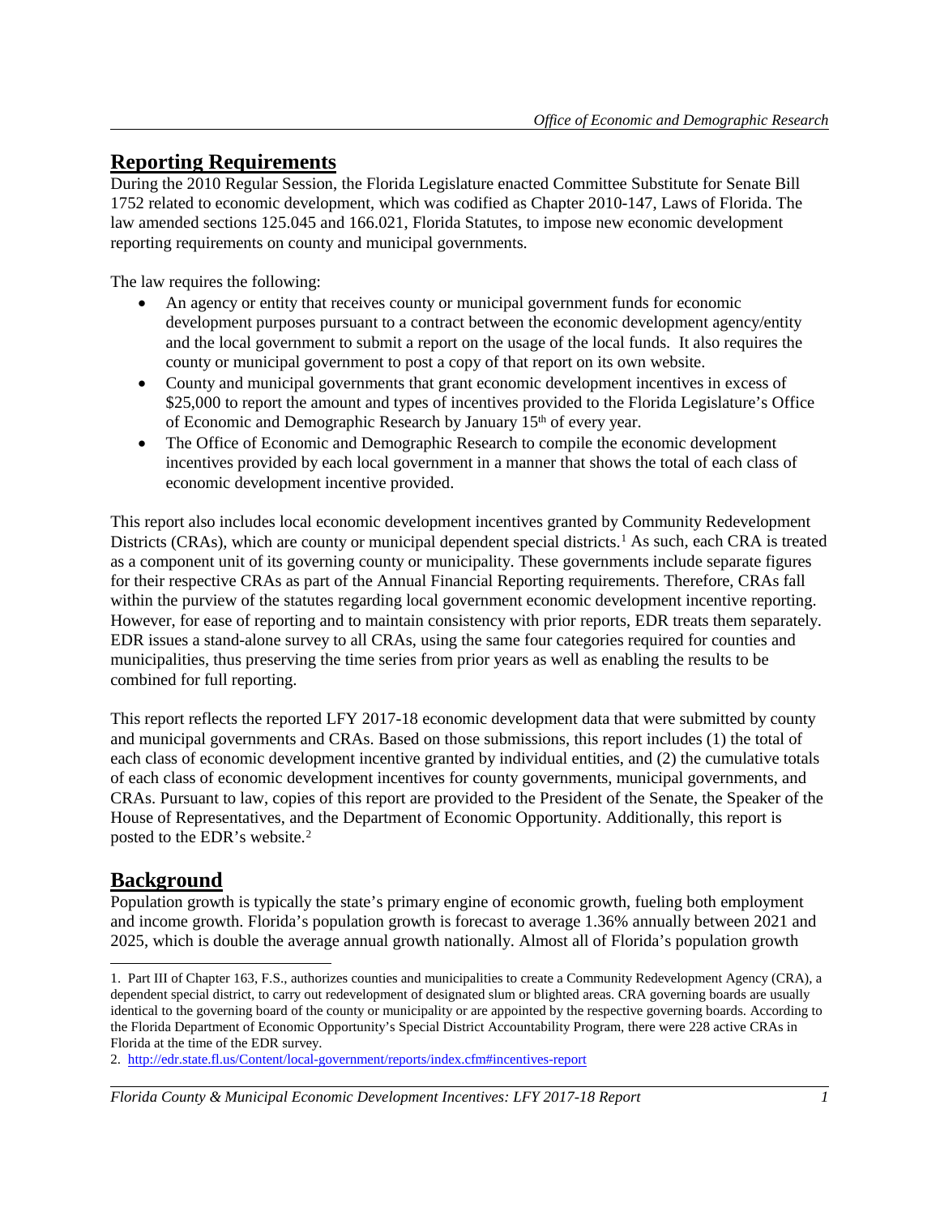## Reporting Requirements

During the 2010 Regular Session, the Florida Legislature enacted Committee Substitute for Senate Bill 1752 related to economic development, which was codified as Chapter 2010-147, Laws of Florida. The law amended sections 125.045 and 166.021, Florida Statutes, to impose new economic development reporting requirements on county and municipal governments.

The law requires the following:

- An agency or entity that receives county or municipal government funds for economic development purposes pursuant to a contract between the economic development agency/entity and the local government to submit a report on the usage of the local funds. It also requires the county or municipal government to post a copy of that report on its own website.
- County and municipal governments that grant economic development incentives in excess of $25,000 to report the amount and types of incentives provided to the Florida Legislature's Office of Economic and Demographic Research by January 15th of every year.
- The Office of Economic and Demographic Research to compile the economic development incentives provided by each local government in a manner that shows the total of each class of economic development incentive provided.

This report also includes local economic development incentives granted by Community Redevelopment Districts (CRAs), which are county or municipal dependent special districts.[1] As such, each CRA is treated as a component unit of its governing county or municipality. These governments include separate figures for their respective CRAs as part of the Annual Financial Reporting requirements. Therefore, CRAs fall within the purview of the statutes regarding local government economic development incentive reporting. However, for ease of reporting and to maintain consistency with prior reports, EDR treats them separately. EDR issues a stand-alone survey to all CRAs, using the same four categories required for counties and municipalities, thus preserving the time series from prior years as well as enabling the results to be combined for full reporting.

This report reflects the reported LFY 2017-18 economic development data that were submitted by county and municipal governments and CRAs. Based on those submissions, this report includes (1) the total of each class of economic development incentive granted by individual entities, and (2) the cumulative totals of each class of economic development incentives for county governments, municipal governments, and CRAs. Pursuant to law, copies of this report are provided to the President of the Senate, the Speaker of the House of Representatives, and the Department of Economic Opportunity. Additionally, this report is posted to the EDR's website.[2]

## Background

Population growth is typically the state's primary engine of economic growth, fueling both employment and income growth. Florida's population growth is forecast to average 1.36% annually between 2021 and 2025, which is double the average annual growth nationally. Almost all of Florida's population growth

---

1. Part III of Chapter 163, F.S., authorizes counties and municipalities to create a Community Redevelopment Agency (CRA), a dependent special district, to carry out redevelopment of designated slum or blighted areas. CRA governing boards are usually identical to the governing board of the county or municipality or are appointed by the respective governing boards. According to the Florida Department of Economic Opportunity's Special District Accountability Program, there were 228 active CRAs in Florida at the time of the EDR survey.

2. http://edr.state.fl.us/Content/local-government/reports/index.cfm#incentives-report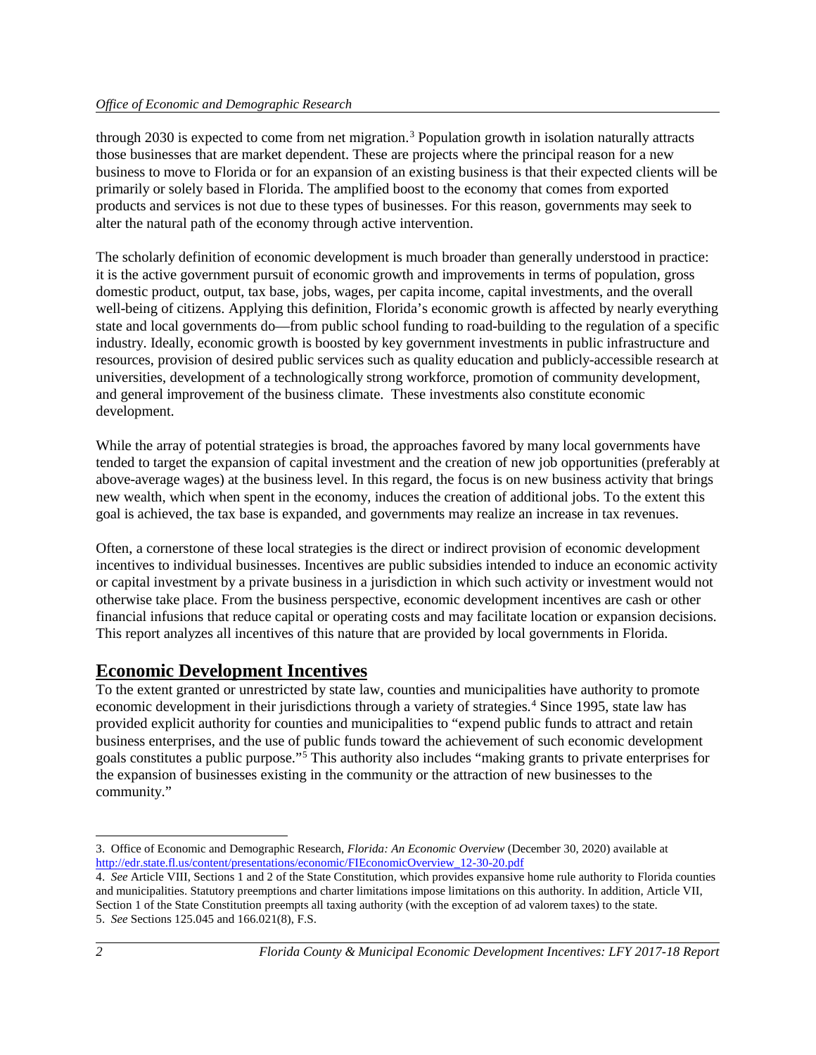through 2030 is expected to come from net migration.[3] Population growth in isolation naturally attracts those businesses that are market dependent. These are projects where the principal reason for a new business to move to Florida or for an expansion of an existing business is that their expected clients will be primarily or solely based in Florida. The amplified boost to the economy that comes from exported products and services is not due to these types of businesses. For this reason, governments may seek to alter the natural path of the economy through active intervention.

The scholarly definition of economic development is much broader than generally understood in practice: it is the active government pursuit of economic growth and improvements in terms of population, gross domestic product, output, tax base, jobs, wages, per capita income, capital investments, and the overall well-being of citizens. Applying this definition, Florida's economic growth is affected by nearly everything state and local governments do—from public school funding to road-building to the regulation of a specific industry. Ideally, economic growth is boosted by key government investments in public infrastructure and resources, provision of desired public services such as quality education and publicly-accessible research at universities, development of a technologically strong workforce, promotion of community development, and general improvement of the business climate. These investments also constitute economic development.

While the array of potential strategies is broad, the approaches favored by many local governments have tended to target the expansion of capital investment and the creation of new job opportunities (preferably at above-average wages) at the business level. In this regard, the focus is on new business activity that brings new wealth, which when spent in the economy, induces the creation of additional jobs. To the extent this goal is achieved, the tax base is expanded, and governments may realize an increase in tax revenues.

Often, a cornerstone of these local strategies is the direct or indirect provision of economic development incentives to individual businesses. Incentives are public subsidies intended to induce an economic activity or capital investment by a private business in a jurisdiction in which such activity or investment would not otherwise take place. From the business perspective, economic development incentives are cash or other financial infusions that reduce capital or operating costs and may facilitate location or expansion decisions. This report analyzes all incentives of this nature that are provided by local governments in Florida.

## Economic Development Incentives

To the extent granted or unrestricted by state law, counties and municipalities have authority to promote economic development in their jurisdictions through a variety of strategies.[4] Since 1995, state law has provided explicit authority for counties and municipalities to "expend public funds to attract and retain business enterprises, and the use of public funds toward the achievement of such economic development goals constitutes a public purpose."[5] This authority also includes "making grants to private enterprises for the expansion of businesses existing in the community or the attraction of new businesses to the community."

---

3. Office of Economic and Demographic Research, *Florida: An Economic Overview* (December 30, 2020) available at http://edr.state.fl.us/content/presentations/economic/FlEconomicOverview_12-30-20.pdf

4. *See* Article VIII, Sections 1 and 2 of the State Constitution, which provides expansive home rule authority to Florida counties and municipalities. Statutory preemptions and charter limitations impose limitations on this authority. In addition, Article VII, Section 1 of the State Constitution preempts all taxing authority (with the exception of ad valorem taxes) to the state.

5. *See* Sections 125.045 and 166.021(8), F.S.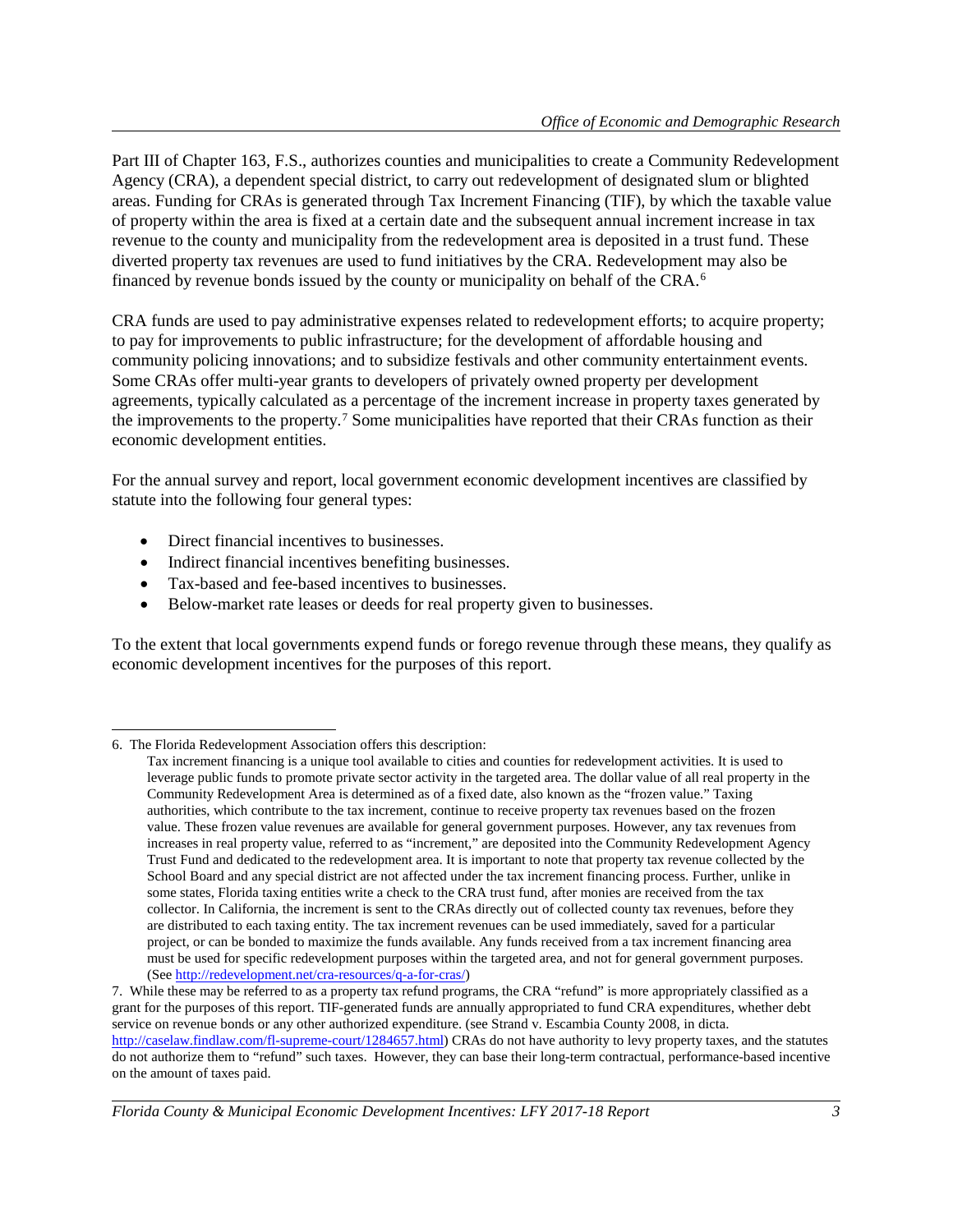Part III of Chapter 163, F.S., authorizes counties and municipalities to create a Community Redevelopment Agency (CRA), a dependent special district, to carry out redevelopment of designated slum or blighted areas. Funding for CRAs is generated through Tax Increment Financing (TIF), by which the taxable value of property within the area is fixed at a certain date and the subsequent annual increment increase in tax revenue to the county and municipality from the redevelopment area is deposited in a trust fund. These diverted property tax revenues are used to fund initiatives by the CRA. Redevelopment may also be financed by revenue bonds issued by the county or municipality on behalf of the CRA.[6]

CRA funds are used to pay administrative expenses related to redevelopment efforts; to acquire property; to pay for improvements to public infrastructure; for the development of affordable housing and community policing innovations; and to subsidize festivals and other community entertainment events. Some CRAs offer multi-year grants to developers of privately owned property per development agreements, typically calculated as a percentage of the increment increase in property taxes generated by the improvements to the property.[7] Some municipalities have reported that their CRAs function as their economic development entities.

For the annual survey and report, local government economic development incentives are classified by statute into the following four general types:

- Direct financial incentives to businesses.
- Indirect financial incentives benefiting businesses.
- Tax-based and fee-based incentives to businesses.
- Below-market rate leases or deeds for real property given to businesses.

To the extent that local governments expend funds or forego revenue through these means, they qualify as economic development incentives for the purposes of this report.

---

6. The Florida Redevelopment Association offers this description:

   Tax increment financing is a unique tool available to cities and counties for redevelopment activities. It is used to leverage public funds to promote private sector activity in the targeted area. The dollar value of all real property in the Community Redevelopment Area is determined as of a fixed date, also known as the "frozen value." Taxing authorities, which contribute to the tax increment, continue to receive property tax revenues based on the frozen value. These frozen value revenues are available for general government purposes. However, any tax revenues from increases in real property value, referred to as "increment," are deposited into the Community Redevelopment Agency Trust Fund and dedicated to the redevelopment area. It is important to note that property tax revenue collected by the School Board and any special district are not affected under the tax increment financing process. Further, unlike in some states, Florida taxing entities write a check to the CRA trust fund, after monies are received from the tax collector. In California, the increment is sent to the CRAs directly out of collected county tax revenues, before they are distributed to each taxing entity. The tax increment revenues can be used immediately, saved for a particular project, or can be bonded to maximize the funds available. Any funds received from a tax increment financing area must be used for specific redevelopment purposes within the targeted area, and not for general government purposes. (See http://redevelopment.net/cra-resources/q-a-for-cras/)

7. While these may be referred to as a property tax refund programs, the CRA "refund" is more appropriately classified as a grant for the purposes of this report. TIF-generated funds are annually appropriated to fund CRA expenditures, whether debt service on revenue bonds or any other authorized expenditure. (see Strand v. Escambia County 2008, in dicta. http://caselaw.findlaw.com/fl-supreme-court/1284657.html) CRAs do not have authority to levy property taxes, and the statutes do not authorize them to "refund" such taxes. However, they can base their long-term contractual, performance-based incentive on the amount of taxes paid.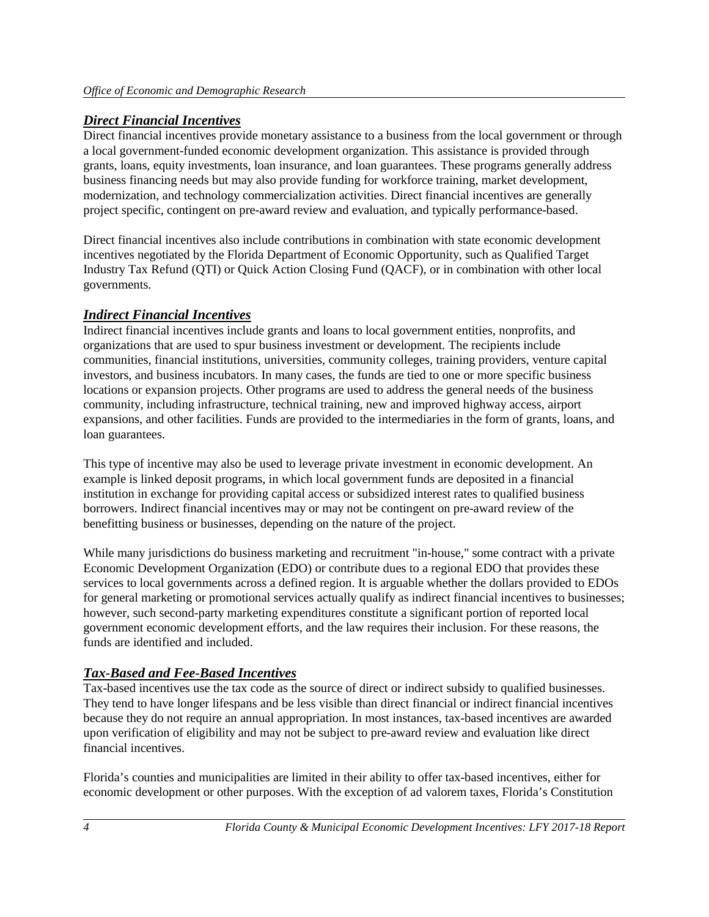## ***Direct Financial Incentives***

Direct financial incentives provide monetary assistance to a business from the local government or through a local government-funded economic development organization. This assistance is provided through grants, loans, equity investments, loan insurance, and loan guarantees. These programs generally address business financing needs but may also provide funding for workforce training, market development, modernization, and technology commercialization activities. Direct financial incentives are generally project specific, contingent on pre-award review and evaluation, and typically performance-based.

Direct financial incentives also include contributions in combination with state economic development incentives negotiated by the Florida Department of Economic Opportunity, such as Qualified Target Industry Tax Refund (QTI) or Quick Action Closing Fund (QACF), or in combination with other local governments.

## ***Indirect Financial Incentives***

Indirect financial incentives include grants and loans to local government entities, nonprofits, and organizations that are used to spur business investment or development. The recipients include communities, financial institutions, universities, community colleges, training providers, venture capital investors, and business incubators. In many cases, the funds are tied to one or more specific business locations or expansion projects. Other programs are used to address the general needs of the business community, including infrastructure, technical training, new and improved highway access, airport expansions, and other facilities. Funds are provided to the intermediaries in the form of grants, loans, and loan guarantees.

This type of incentive may also be used to leverage private investment in economic development. An example is linked deposit programs, in which local government funds are deposited in a financial institution in exchange for providing capital access or subsidized interest rates to qualified business borrowers. Indirect financial incentives may or may not be contingent on pre-award review of the benefitting business or businesses, depending on the nature of the project.

While many jurisdictions do business marketing and recruitment "in-house," some contract with a private Economic Development Organization (EDO) or contribute dues to a regional EDO that provides these services to local governments across a defined region. It is arguable whether the dollars provided to EDOs for general marketing or promotional services actually qualify as indirect financial incentives to businesses; however, such second-party marketing expenditures constitute a significant portion of reported local government economic development efforts, and the law requires their inclusion. For these reasons, the funds are identified and included.

## ***Tax-Based and Fee-Based Incentives***

Tax-based incentives use the tax code as the source of direct or indirect subsidy to qualified businesses. They tend to have longer lifespans and be less visible than direct financial or indirect financial incentives because they do not require an annual appropriation. In most instances, tax-based incentives are awarded upon verification of eligibility and may not be subject to pre-award review and evaluation like direct financial incentives.

Florida's counties and municipalities are limited in their ability to offer tax-based incentives, either for economic development or other purposes. With the exception of ad valorem taxes, Florida's Constitution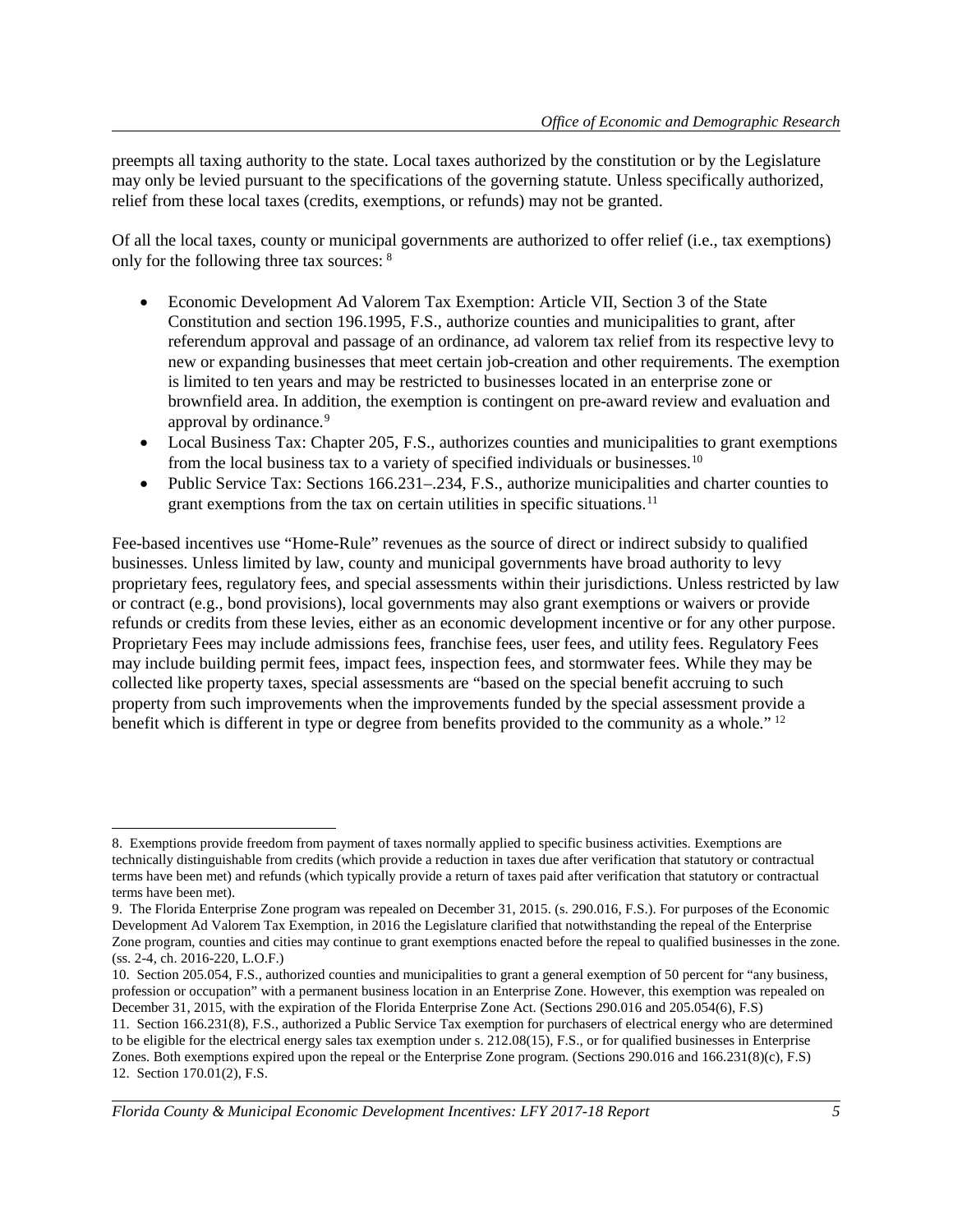preempts all taxing authority to the state. Local taxes authorized by the constitution or by the Legislature may only be levied pursuant to the specifications of the governing statute. Unless specifically authorized, relief from these local taxes (credits, exemptions, or refunds) may not be granted.

Of all the local taxes, county or municipal governments are authorized to offer relief (i.e., tax exemptions) only for the following three tax sources: [8]

- Economic Development Ad Valorem Tax Exemption: Article VII, Section 3 of the State Constitution and section 196.1995, F.S., authorize counties and municipalities to grant, after referendum approval and passage of an ordinance, ad valorem tax relief from its respective levy to new or expanding businesses that meet certain job-creation and other requirements. The exemption is limited to ten years and may be restricted to businesses located in an enterprise zone or brownfield area. In addition, the exemption is contingent on pre-award review and evaluation and approval by ordinance.[9]
- Local Business Tax: Chapter 205, F.S., authorizes counties and municipalities to grant exemptions from the local business tax to a variety of specified individuals or businesses.[10]
- Public Service Tax: Sections 166.231–.234, F.S., authorize municipalities and charter counties to grant exemptions from the tax on certain utilities in specific situations.[11]

Fee-based incentives use "Home-Rule" revenues as the source of direct or indirect subsidy to qualified businesses. Unless limited by law, county and municipal governments have broad authority to levy proprietary fees, regulatory fees, and special assessments within their jurisdictions. Unless restricted by law or contract (e.g., bond provisions), local governments may also grant exemptions or waivers or provide refunds or credits from these levies, either as an economic development incentive or for any other purpose. Proprietary Fees may include admissions fees, franchise fees, user fees, and utility fees. Regulatory Fees may include building permit fees, impact fees, inspection fees, and stormwater fees. While they may be collected like property taxes, special assessments are "based on the special benefit accruing to such property from such improvements when the improvements funded by the special assessment provide a benefit which is different in type or degree from benefits provided to the community as a whole." [12]

---

8. Exemptions provide freedom from payment of taxes normally applied to specific business activities. Exemptions are technically distinguishable from credits (which provide a reduction in taxes due after verification that statutory or contractual terms have been met) and refunds (which typically provide a return of taxes paid after verification that statutory or contractual terms have been met).

9. The Florida Enterprise Zone program was repealed on December 31, 2015. (s. 290.016, F.S.). For purposes of the Economic Development Ad Valorem Tax Exemption, in 2016 the Legislature clarified that notwithstanding the repeal of the Enterprise Zone program, counties and cities may continue to grant exemptions enacted before the repeal to qualified businesses in the zone. (ss. 2-4, ch. 2016-220, L.O.F.)

10. Section 205.054, F.S., authorized counties and municipalities to grant a general exemption of 50 percent for "any business, profession or occupation" with a permanent business location in an Enterprise Zone. However, this exemption was repealed on December 31, 2015, with the expiration of the Florida Enterprise Zone Act. (Sections 290.016 and 205.054(6), F.S)

11. Section 166.231(8), F.S., authorized a Public Service Tax exemption for purchasers of electrical energy who are determined to be eligible for the electrical energy sales tax exemption under s. 212.08(15), F.S., or for qualified businesses in Enterprise Zones. Both exemptions expired upon the repeal or the Enterprise Zone program. (Sections 290.016 and 166.231(8)(c), F.S)

12. Section 170.01(2), F.S.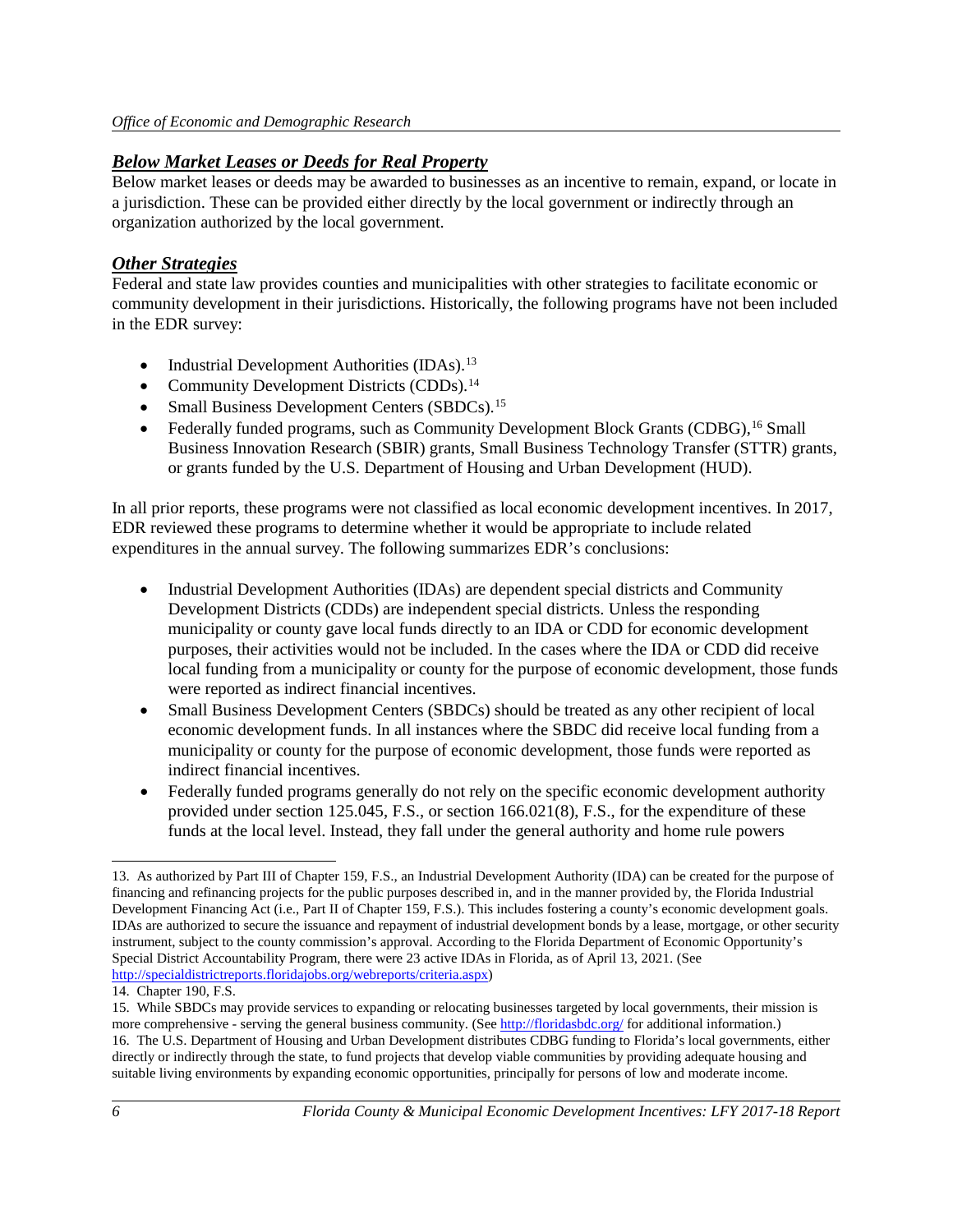## ***Below Market Leases or Deeds for Real Property***

Below market leases or deeds may be awarded to businesses as an incentive to remain, expand, or locate in a jurisdiction. These can be provided either directly by the local government or indirectly through an organization authorized by the local government.

## ***Other Strategies***

Federal and state law provides counties and municipalities with other strategies to facilitate economic or community development in their jurisdictions. Historically, the following programs have not been included in the EDR survey:

- Industrial Development Authorities (IDAs).[13]
- Community Development Districts (CDDs).[14]
- Small Business Development Centers (SBDCs).[15]
- Federally funded programs, such as Community Development Block Grants (CDBG),[16] Small Business Innovation Research (SBIR) grants, Small Business Technology Transfer (STTR) grants, or grants funded by the U.S. Department of Housing and Urban Development (HUD).

In all prior reports, these programs were not classified as local economic development incentives. In 2017, EDR reviewed these programs to determine whether it would be appropriate to include related expenditures in the annual survey. The following summarizes EDR's conclusions:

- Industrial Development Authorities (IDAs) are dependent special districts and Community Development Districts (CDDs) are independent special districts. Unless the responding municipality or county gave local funds directly to an IDA or CDD for economic development purposes, their activities would not be included. In the cases where the IDA or CDD did receive local funding from a municipality or county for the purpose of economic development, those funds were reported as indirect financial incentives.
- Small Business Development Centers (SBDCs) should be treated as any other recipient of local economic development funds. In all instances where the SBDC did receive local funding from a municipality or county for the purpose of economic development, those funds were reported as indirect financial incentives.
- Federally funded programs generally do not rely on the specific economic development authority provided under section 125.045, F.S., or section 166.021(8), F.S., for the expenditure of these funds at the local level. Instead, they fall under the general authority and home rule powers

---

13. As authorized by Part III of Chapter 159, F.S., an Industrial Development Authority (IDA) can be created for the purpose of financing and refinancing projects for the public purposes described in, and in the manner provided by, the Florida Industrial Development Financing Act (i.e., Part II of Chapter 159, F.S.). This includes fostering a county's economic development goals. IDAs are authorized to secure the issuance and repayment of industrial development bonds by a lease, mortgage, or other security instrument, subject to the county commission's approval. According to the Florida Department of Economic Opportunity's Special District Accountability Program, there were 23 active IDAs in Florida, as of April 13, 2021. (See http://specialdistrictreports.floridajobs.org/webreports/criteria.aspx)

14. Chapter 190, F.S.

15. While SBDCs may provide services to expanding or relocating businesses targeted by local governments, their mission is more comprehensive - serving the general business community. (See http://floridasbdc.org/ for additional information.)

16. The U.S. Department of Housing and Urban Development distributes CDBG funding to Florida's local governments, either directly or indirectly through the state, to fund projects that develop viable communities by providing adequate housing and suitable living environments by expanding economic opportunities, principally for persons of low and moderate income.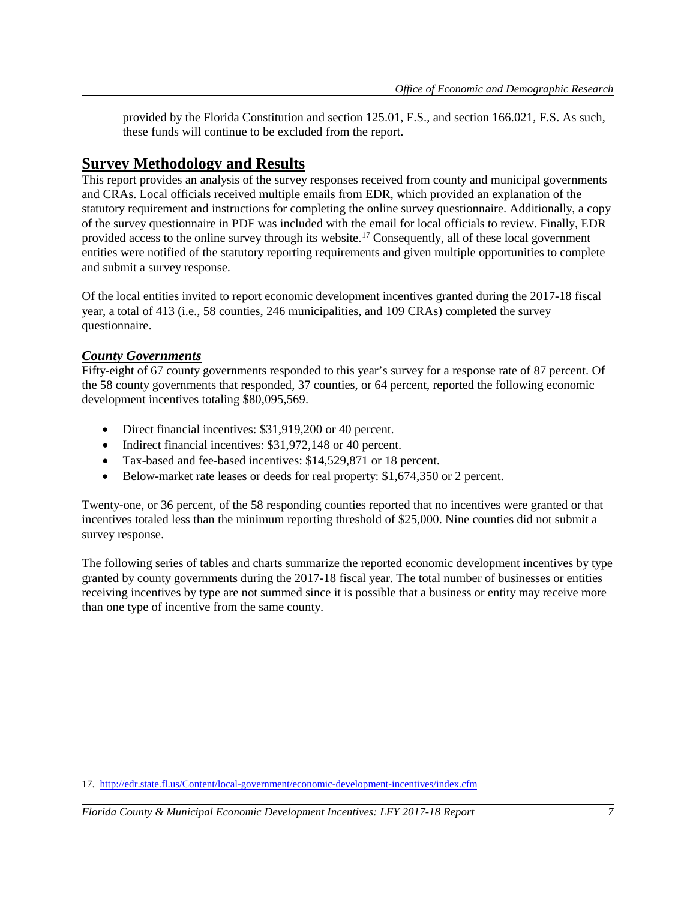provided by the Florida Constitution and section 125.01, F.S., and section 166.021, F.S. As such, these funds will continue to be excluded from the report.

## Survey Methodology and Results

This report provides an analysis of the survey responses received from county and municipal governments and CRAs. Local officials received multiple emails from EDR, which provided an explanation of the statutory requirement and instructions for completing the online survey questionnaire. Additionally, a copy of the survey questionnaire in PDF was included with the email for local officials to review. Finally, EDR provided access to the online survey through its website.[17] Consequently, all of these local government entities were notified of the statutory reporting requirements and given multiple opportunities to complete and submit a survey response.

Of the local entities invited to report economic development incentives granted during the 2017-18 fiscal year, a total of 413 (i.e., 58 counties, 246 municipalities, and 109 CRAs) completed the survey questionnaire.

### *County Governments*

Fifty-eight of 67 county governments responded to this year's survey for a response rate of 87 percent. Of the 58 county governments that responded, 37 counties, or 64 percent, reported the following economic development incentives totaling $80,095,569.

- Direct financial incentives: $31,919,200 or 40 percent.
- Indirect financial incentives: $31,972,148 or 40 percent.
- Tax-based and fee-based incentives: $14,529,871 or 18 percent.
- Below-market rate leases or deeds for real property: $1,674,350 or 2 percent.

Twenty-one, or 36 percent, of the 58 responding counties reported that no incentives were granted or that incentives totaled less than the minimum reporting threshold of $25,000. Nine counties did not submit a survey response.

The following series of tables and charts summarize the reported economic development incentives by type granted by county governments during the 2017-18 fiscal year. The total number of businesses or entities receiving incentives by type are not summed since it is possible that a business or entity may receive more than one type of incentive from the same county.

---

17. http://edr.state.fl.us/Content/local-government/economic-development-incentives/index.cfm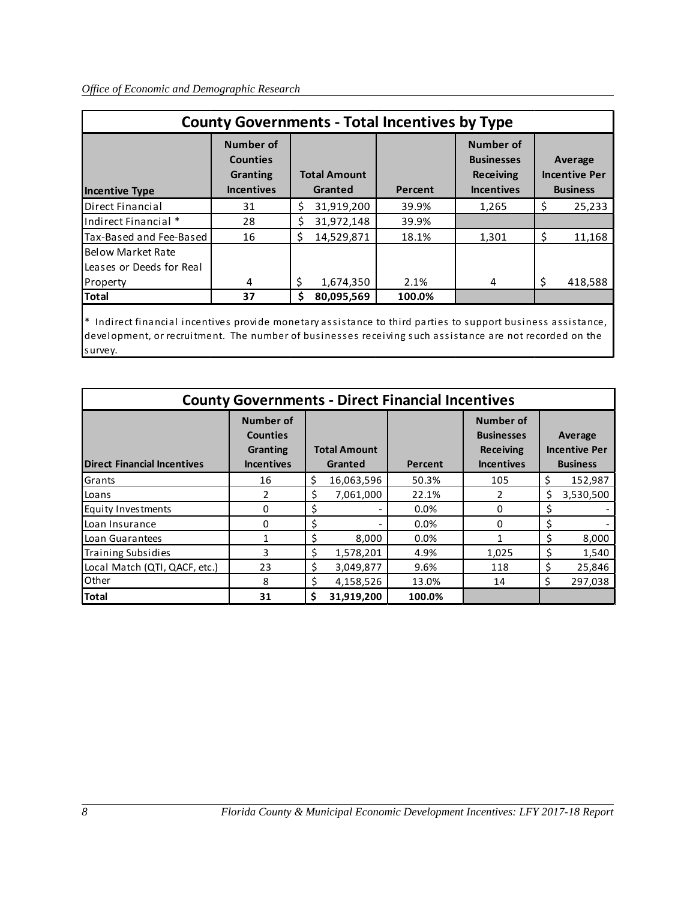## County Governments - Total Incentives by Type

| Incentive Type | Number of Counties Granting Incentives | Total Amount Granted | Percent | Number of Businesses Receiving Incentives | Average Incentive Per Business |
|---|---|---|---|---|---|
| Direct Financial | 31 | $ 31,919,200 | 39.9% | 1,265 | $ 25,233 |
| Indirect Financial * | 28 | $ 31,972,148 | 39.9% | | |
| Tax-Based and Fee-Based | 16 | $ 14,529,871 | 18.1% | 1,301 | $ 11,168 |
| Below Market Rate Leases or Deeds for Real Property | 4 | $ 1,674,350 | 2.1% | 4 | $ 418,588 |
| **Total** | **37** | **$ 80,095,569** | **100.0%** | | |

* Indirect financial incentives provide monetary assistance to third parties to support business assistance, development, or recruitment. The number of businesses receiving such assistance are not recorded on the survey.

## County Governments - Direct Financial Incentives

| Direct Financial Incentives | Number of Counties Granting Incentives | Total Amount Granted | Percent | Number of Businesses Receiving Incentives | Average Incentive Per Business |
|---|---|---|---|---|---|
| Grants | 16 | $ 16,063,596 | 50.3% | 105 | $ 152,987 |
| Loans | 2 | $ 7,061,000 | 22.1% | 2 | $ 3,530,500 |
| Equity Investments | 0 | $ - | 0.0% | 0 | $ - |
| Loan Insurance | 0 | $ - | 0.0% | 0 | $ - |
| Loan Guarantees | 1 | $ 8,000 | 0.0% | 1 | $ 8,000 |
| Training Subsidies | 3 | $ 1,578,201 | 4.9% | 1,025 | $ 1,540 |
| Local Match (QTI, QACF, etc.) | 23 | $ 3,049,877 | 9.6% | 118 | $ 25,846 |
| Other | 8 | $ 4,158,526 | 13.0% | 14 | $ 297,038 |
| **Total** | **31** | **$ 31,919,200** | **100.0%** | | |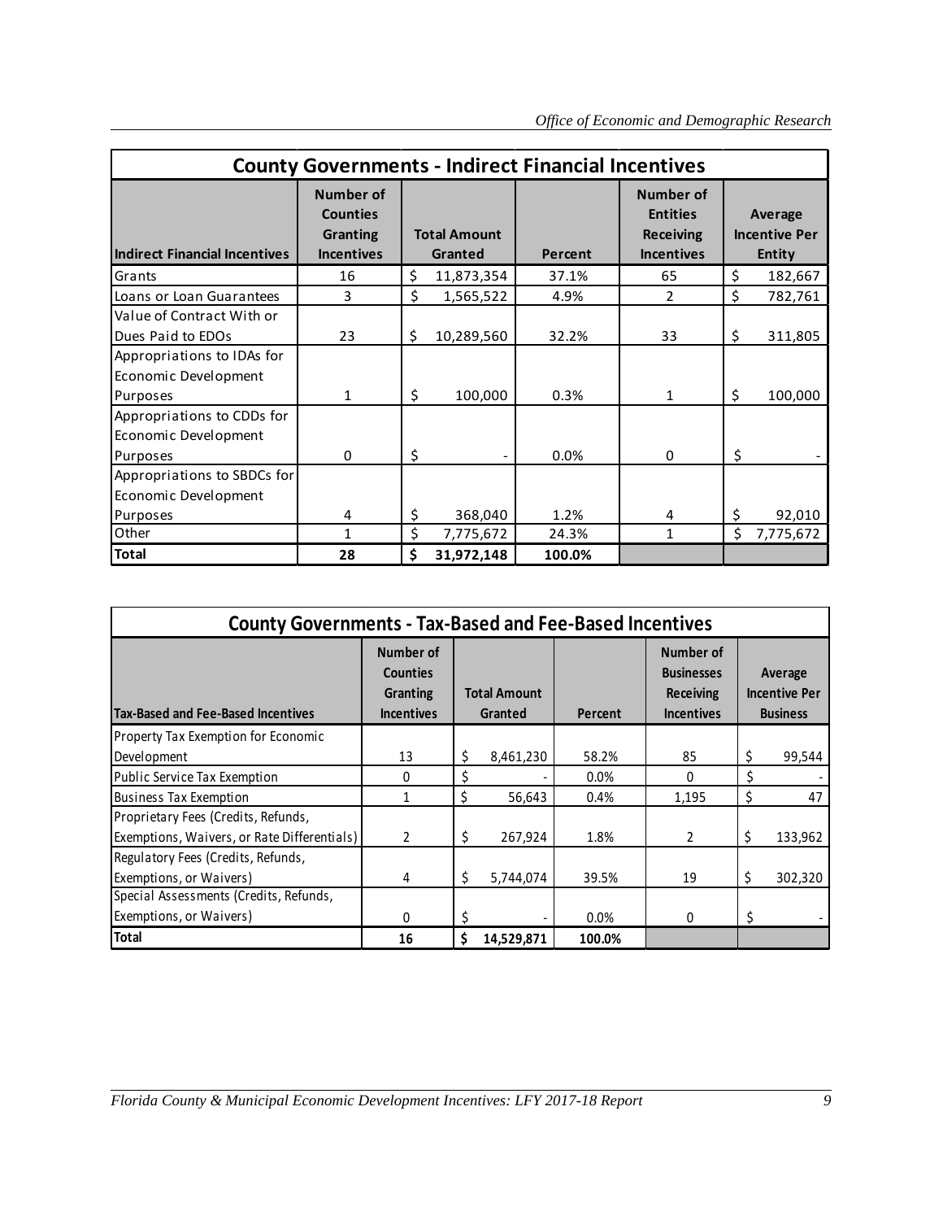| County Governments - Indirect Financial Incentives | | | | | |
|---|---|---|---|---|---|
| **Indirect Financial Incentives** | **Number of Counties Granting Incentives** | **Total Amount Granted** | **Percent** | **Number of Entities Receiving Incentives** | **Average Incentive Per Entity** |
| Grants | 16 | $ 11,873,354 | 37.1% | 65 | $ 182,667 |
| Loans or Loan Guarantees | 3 | $ 1,565,522 | 4.9% | 2 | $ 782,761 |
| Value of Contract With or Dues Paid to EDOs | 23 | $ 10,289,560 | 32.2% | 33 | $ 311,805 |
| Appropriations to IDAs for Economic Development Purposes | 1 | $ 100,000 | 0.3% | 1 | $ 100,000 |
| Appropriations to CDDs for Economic Development Purposes | 0 | $ - | 0.0% | 0 | $ - |
| Appropriations to SBDCs for Economic Development Purposes | 4 | $ 368,040 | 1.2% | 4 | $ 92,010 |
| Other | 1 | $ 7,775,672 | 24.3% | 1 | $ 7,775,672 |
| **Total** | **28** | **$ 31,972,148** | **100.0%** | | |

| County Governments - Tax-Based and Fee-Based Incentives | | | | | |
|---|---|---|---|---|---|
| **Tax-Based and Fee-Based Incentives** | **Number of Counties Granting Incentives** | **Total Amount Granted** | **Percent** | **Number of Businesses Receiving Incentives** | **Average Incentive Per Business** |
| Property Tax Exemption for Economic Development | 13 | $ 8,461,230 | 58.2% | 85 | $ 99,544 |
| Public Service Tax Exemption | 0 | $ - | 0.0% | 0 | $ - |
| Business Tax Exemption | 1 | $ 56,643 | 0.4% | 1,195 | $ 47 |
| Proprietary Fees (Credits, Refunds, Exemptions, Waivers, or Rate Differentials) | 2 | $ 267,924 | 1.8% | 2 | $ 133,962 |
| Regulatory Fees (Credits, Refunds, Exemptions, or Waivers) | 4 | $ 5,744,074 | 39.5% | 19 | $ 302,320 |
| Special Assessments (Credits, Refunds, Exemptions, or Waivers) | 0 | $ - | 0.0% | 0 | $ - |
| **Total** | **16** | **$ 14,529,871** | **100.0%** | | |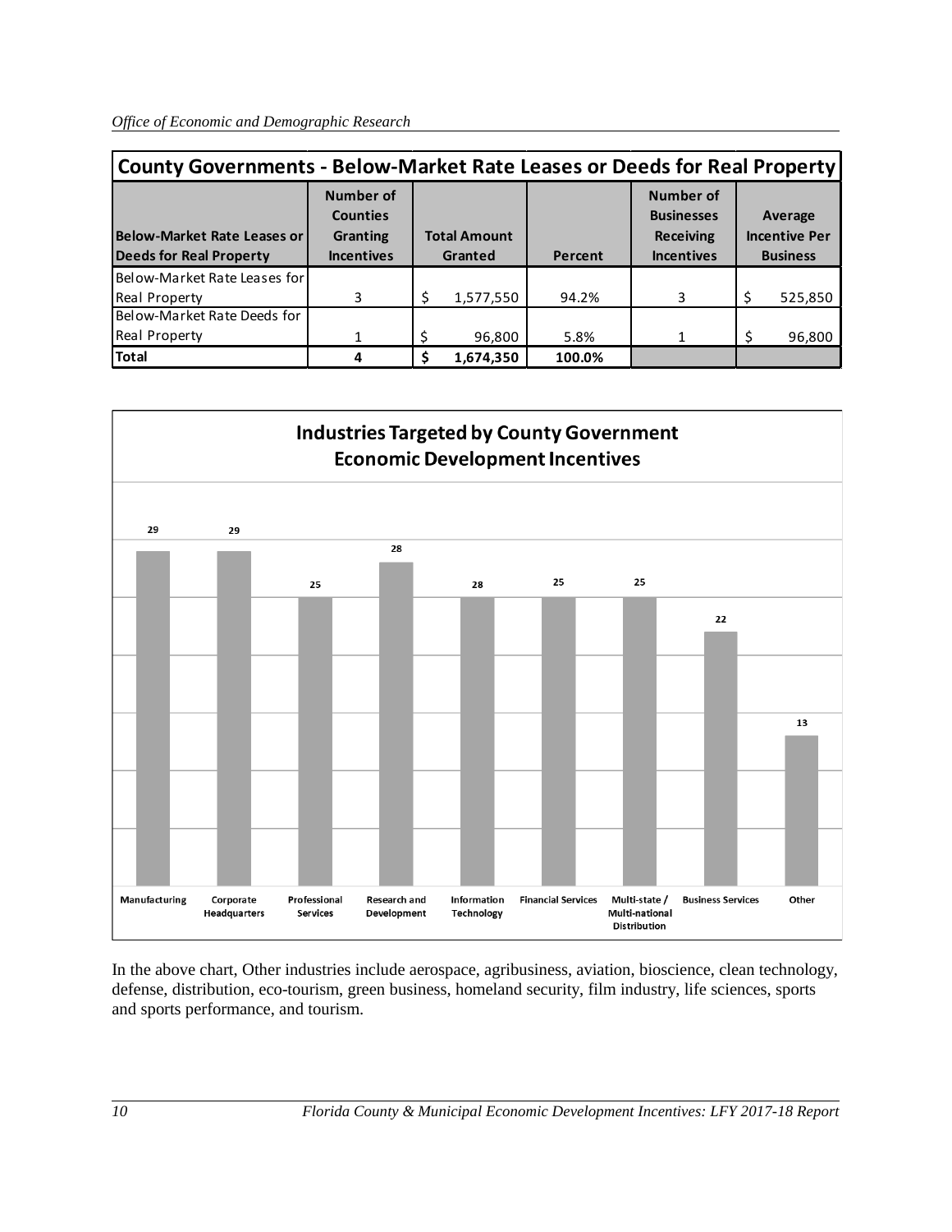| County Governments - Below-Market Rate Leases or Deeds for Real Property | | | | | |
|---|---|---|---|---|---|
| Below-Market Rate Leases or Deeds for Real Property | Number of Counties Granting Incentives | Total Amount Granted | Percent | Number of Businesses Receiving Incentives | Average Incentive Per Business |
| Below-Market Rate Leases for Real Property | 3 | $ 1,577,550 | 94.2% | 3 | $ 525,850 |
| Below-Market Rate Deeds for Real Property | 1 | $ 96,800 | 5.8% | 1 | $ 96,800 |
| **Total** | **4** | **$ 1,674,350** | **100.0%** | | |

**Industries Targeted by County Government Economic Development Incentives**

| Industry | Count |
|---|---|
| Manufacturing | 29 |
| Corporate Headquarters | 29 |
| Professional Services | 25 |
| Research and Development | 28 |
| Information Technology | 28 |
| Financial Services | 25 |
| Multi-state / Multi-national Distribution | 25 |
| Business Services | 22 |
| Other | 13 |

In the above chart, Other industries include aerospace, agribusiness, aviation, bioscience, clean technology, defense, distribution, eco-tourism, green business, homeland security, film industry, life sciences, sports and sports performance, and tourism.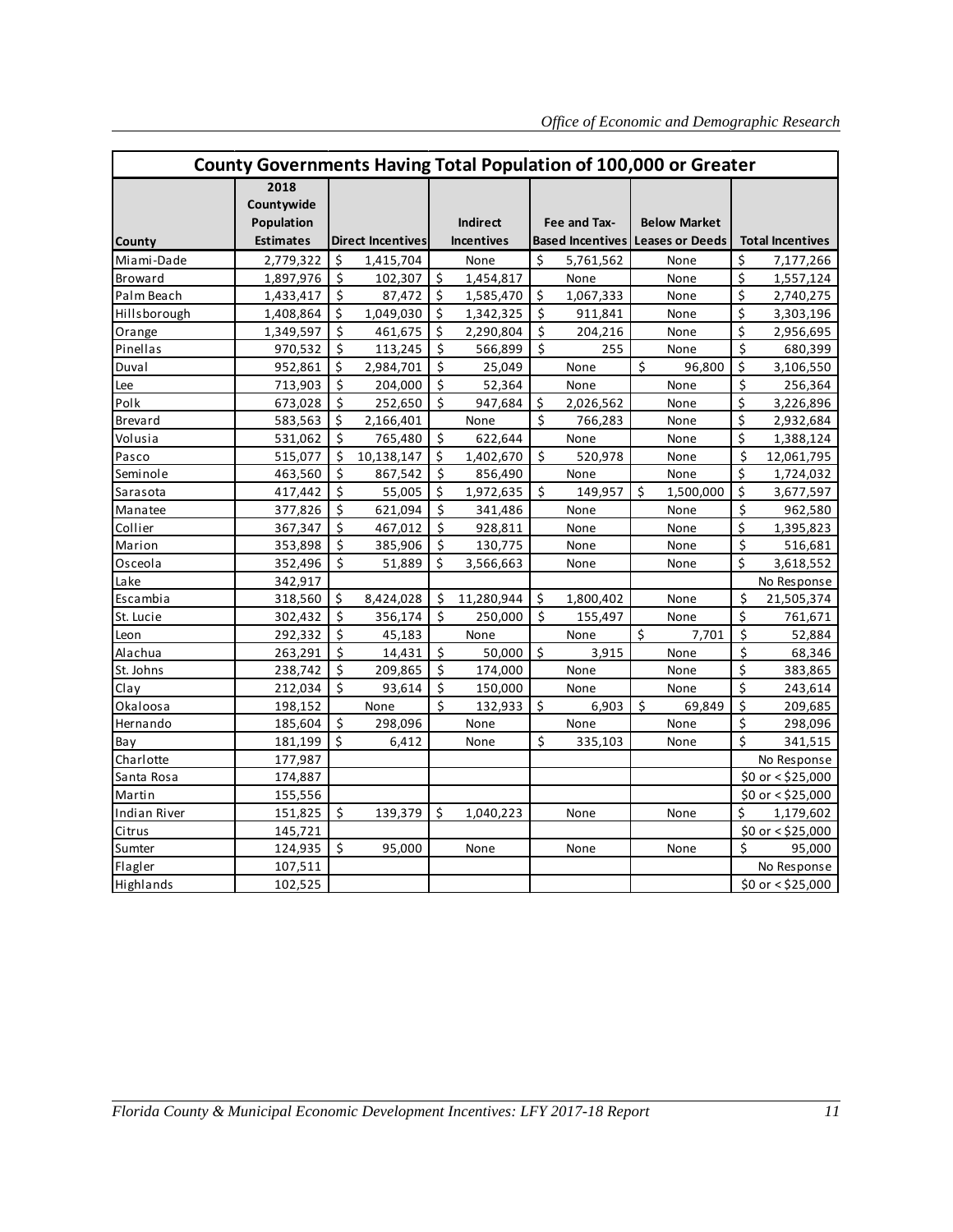| County Governments Having Total Population of 100,000 or Greater | | | | | | |
|---|---|---|---|---|---|---|
| County | 2018 Countywide Population Estimates | Direct Incentives | Indirect Incentives | Fee and Tax-Based Incentives | Below Market Leases or Deeds | Total Incentives |
| Miami-Dade | 2,779,322 | $ 1,415,704 | None | $ 5,761,562 | None | $ 7,177,266 |
| Broward | 1,897,976 | $ 102,307 | $ 1,454,817 | None | None | $ 1,557,124 |
| Palm Beach | 1,433,417 | $ 87,472 | $ 1,585,470 | $ 1,067,333 | None | $ 2,740,275 |
| Hillsborough | 1,408,864 | $ 1,049,030 | $ 1,342,325 | $ 911,841 | None | $ 3,303,196 |
| Orange | 1,349,597 | $ 461,675 | $ 2,290,804 | $ 204,216 | None | $ 2,956,695 |
| Pinellas | 970,532 | $ 113,245 | $ 566,899 | $ 255 | None | $ 680,399 |
| Duval | 952,861 | $ 2,984,701 | $ 25,049 | None | $ 96,800 | $ 3,106,550 |
| Lee | 713,903 | $ 204,000 | $ 52,364 | None | None | $ 256,364 |
| Polk | 673,028 | $ 252,650 | $ 947,684 | $ 2,026,562 | None | $ 3,226,896 |
| Brevard | 583,563 | $ 2,166,401 | None | $ 766,283 | None | $ 2,932,684 |
| Volusia | 531,062 | $ 765,480 | $ 622,644 | None | None | $ 1,388,124 |
| Pasco | 515,077 | $ 10,138,147 | $ 1,402,670 | $ 520,978 | None | $ 12,061,795 |
| Seminole | 463,560 | $ 867,542 | $ 856,490 | None | None | $ 1,724,032 |
| Sarasota | 417,442 | $ 55,005 | $ 1,972,635 | $ 149,957 | $ 1,500,000 | $ 3,677,597 |
| Manatee | 377,826 | $ 621,094 | $ 341,486 | None | None | $ 962,580 |
| Collier | 367,347 | $ 467,012 | $ 928,811 | None | None | $ 1,395,823 |
| Marion | 353,898 | $ 385,906 | $ 130,775 | None | None | $ 516,681 |
| Osceola | 352,496 | $ 51,889 | $ 3,566,663 | None | None | $ 3,618,552 |
| Lake | 342,917 | | | | | No Response |
| Escambia | 318,560 | $ 8,424,028 | $ 11,280,944 | $ 1,800,402 | None | $ 21,505,374 |
| St. Lucie | 302,432 | $ 356,174 | $ 250,000 | $ 155,497 | None | $ 761,671 |
| Leon | 292,332 | $ 45,183 | None | None | $ 7,701 | $ 52,884 |
| Alachua | 263,291 | $ 14,431 | $ 50,000 | $ 3,915 | None | $ 68,346 |
| St. Johns | 238,742 | $ 209,865 | $ 174,000 | None | None | $ 383,865 |
| Clay | 212,034 | $ 93,614 | $ 150,000 | None | None | $ 243,614 |
| Okaloosa | 198,152 | None | $ 132,933 | $ 6,903 | $ 69,849 | $ 209,685 |
| Hernando | 185,604 | $ 298,096 | None | None | None | $ 298,096 |
| Bay | 181,199 | $ 6,412 | None | $ 335,103 | None | $ 341,515 |
| Charlotte | 177,987 | | | | | No Response |
| Santa Rosa | 174,887 | | | | | $0 or < $25,000 |
| Martin | 155,556 | | | | | $0 or < $25,000 |
| Indian River | 151,825 | $ 139,379 | $ 1,040,223 | None | None | $ 1,179,602 |
| Citrus | 145,721 | | | | | $0 or < $25,000 |
| Sumter | 124,935 | $ 95,000 | None | None | None | $ 95,000 |
| Flagler | 107,511 | | | | | No Response |
| Highlands | 102,525 | | | | | $0 or < $25,000 |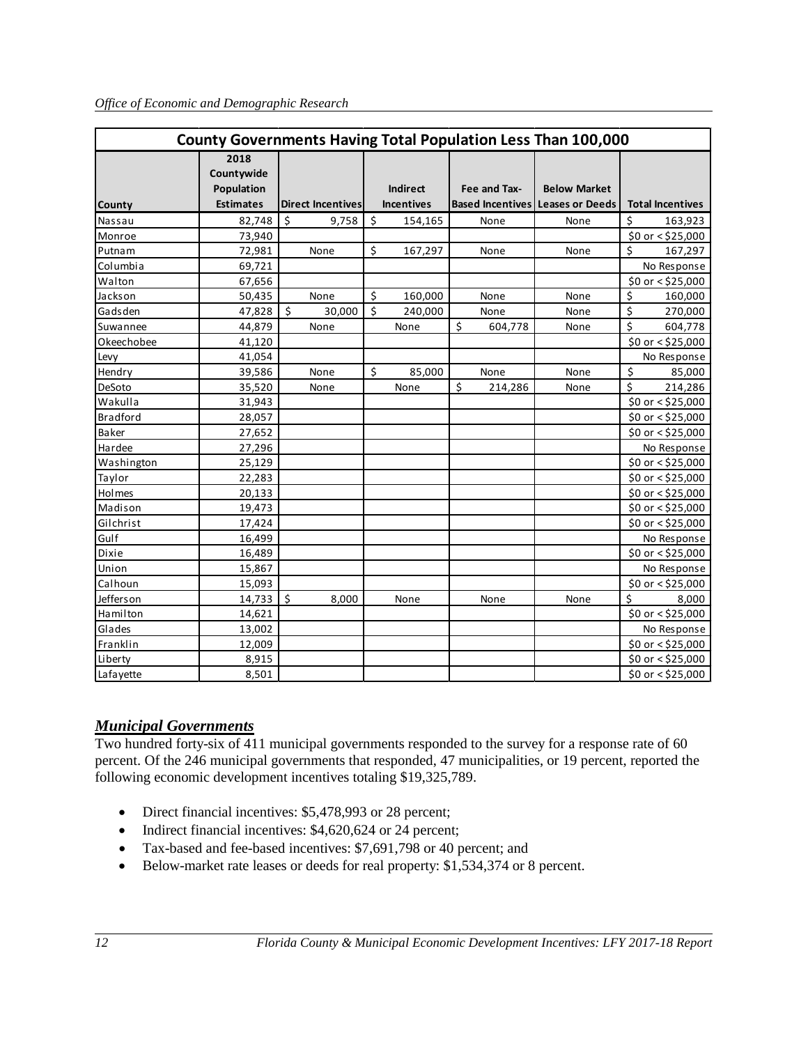| County Governments Having Total Population Less Than 100,000 | | | | | | |
|---|---|---|---|---|---|---|
| County | 2018 Countywide Population Estimates | Direct Incentives | Indirect Incentives | Fee and Tax-Based Incentives | Below Market Leases or Deeds | Total Incentives |
| Nassau | 82,748 | $ 9,758 | $ 154,165 | None | None | $ 163,923 |
| Monroe | 73,940 | | | | | $0 or < $25,000 |
| Putnam | 72,981 | None | $ 167,297 | None | None | $ 167,297 |
| Columbia | 69,721 | | | | | No Response |
| Walton | 67,656 | | | | | $0 or < $25,000 |
| Jackson | 50,435 | None | $ 160,000 | None | None | $ 160,000 |
| Gadsden | 47,828 | $ 30,000 | $ 240,000 | None | None | $ 270,000 |
| Suwannee | 44,879 | None | None | $ 604,778 | None | $ 604,778 |
| Okeechobee | 41,120 | | | | | $0 or < $25,000 |
| Levy | 41,054 | | | | | No Response |
| Hendry | 39,586 | None | $ 85,000 | None | None | $ 85,000 |
| DeSoto | 35,520 | None | None | $ 214,286 | None | $ 214,286 |
| Wakulla | 31,943 | | | | | $0 or < $25,000 |
| Bradford | 28,057 | | | | | $0 or < $25,000 |
| Baker | 27,652 | | | | | $0 or < $25,000 |
| Hardee | 27,296 | | | | | No Response |
| Washington | 25,129 | | | | | $0 or < $25,000 |
| Taylor | 22,283 | | | | | $0 or < $25,000 |
| Holmes | 20,133 | | | | | $0 or < $25,000 |
| Madison | 19,473 | | | | | $0 or < $25,000 |
| Gilchrist | 17,424 | | | | | $0 or < $25,000 |
| Gulf | 16,499 | | | | | No Response |
| Dixie | 16,489 | | | | | $0 or < $25,000 |
| Union | 15,867 | | | | | No Response |
| Calhoun | 15,093 | | | | | $0 or < $25,000 |
| Jefferson | 14,733 | $ 8,000 | None | None | None | $ 8,000 |
| Hamilton | 14,621 | | | | | $0 or < $25,000 |
| Glades | 13,002 | | | | | No Response |
| Franklin | 12,009 | | | | | $0 or < $25,000 |
| Liberty | 8,915 | | | | | $0 or < $25,000 |
| Lafayette | 8,501 | | | | | $0 or < $25,000 |

## *Municipal Governments*

Two hundred forty-six of 411 municipal governments responded to the survey for a response rate of 60 percent. Of the 246 municipal governments that responded, 47 municipalities, or 19 percent, reported the following economic development incentives totaling $19,325,789.

- Direct financial incentives: $5,478,993 or 28 percent;
- Indirect financial incentives: $4,620,624 or 24 percent;
- Tax-based and fee-based incentives: $7,691,798 or 40 percent; and
- Below-market rate leases or deeds for real property: $1,534,374 or 8 percent.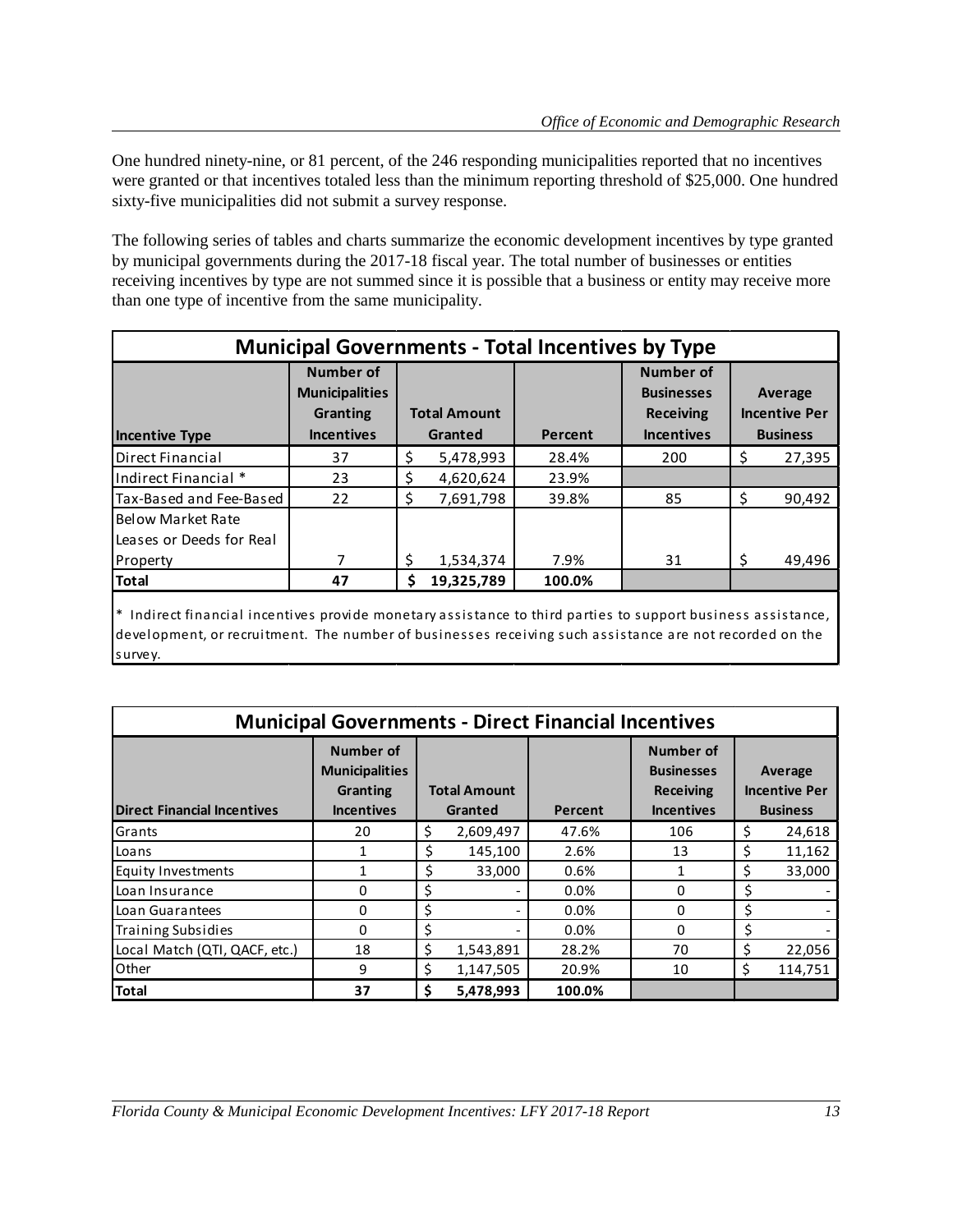One hundred ninety-nine, or 81 percent, of the 246 responding municipalities reported that no incentives were granted or that incentives totaled less than the minimum reporting threshold of $25,000. One hundred sixty-five municipalities did not submit a survey response.

The following series of tables and charts summarize the economic development incentives by type granted by municipal governments during the 2017-18 fiscal year. The total number of businesses or entities receiving incentives by type are not summed since it is possible that a business or entity may receive more than one type of incentive from the same municipality.

**Municipal Governments - Total Incentives by Type**

| Incentive Type | Number of Municipalities Granting Incentives | Total Amount Granted | Percent | Number of Businesses Receiving Incentives | Average Incentive Per Business |
|---|---|---|---|---|---|
| Direct Financial | 37 | $ 5,478,993 | 28.4% | 200 | $ 27,395 |
| Indirect Financial * | 23 | $ 4,620,624 | 23.9% | | |
| Tax-Based and Fee-Based | 22 | $ 7,691,798 | 39.8% | 85 | $ 90,492 |
| Below Market Rate Leases or Deeds for Real Property | 7 | $ 1,534,374 | 7.9% | 31 | $ 49,496 |
| **Total** | **47** | **$ 19,325,789** | **100.0%** | | |

* Indirect financial incentives provide monetary assistance to third parties to support business assistance, development, or recruitment. The number of businesses receiving such assistance are not recorded on the survey.

**Municipal Governments - Direct Financial Incentives**

| Direct Financial Incentives | Number of Municipalities Granting Incentives | Total Amount Granted | Percent | Number of Businesses Receiving Incentives | Average Incentive Per Business |
|---|---|---|---|---|---|
| Grants | 20 | $ 2,609,497 | 47.6% | 106 | $ 24,618 |
| Loans | 1 | $ 145,100 | 2.6% | 13 | $ 11,162 |
| Equity Investments | 1 | $ 33,000 | 0.6% | 1 | $ 33,000 |
| Loan Insurance | 0 | $ - | 0.0% | 0 | $ - |
| Loan Guarantees | 0 | $ - | 0.0% | 0 | $ - |
| Training Subsidies | 0 | $ - | 0.0% | 0 | $ - |
| Local Match (QTI, QACF, etc.) | 18 | $ 1,543,891 | 28.2% | 70 | $ 22,056 |
| Other | 9 | $ 1,147,505 | 20.9% | 10 | $ 114,751 |
| **Total** | **37** | **$ 5,478,993** | **100.0%** | | |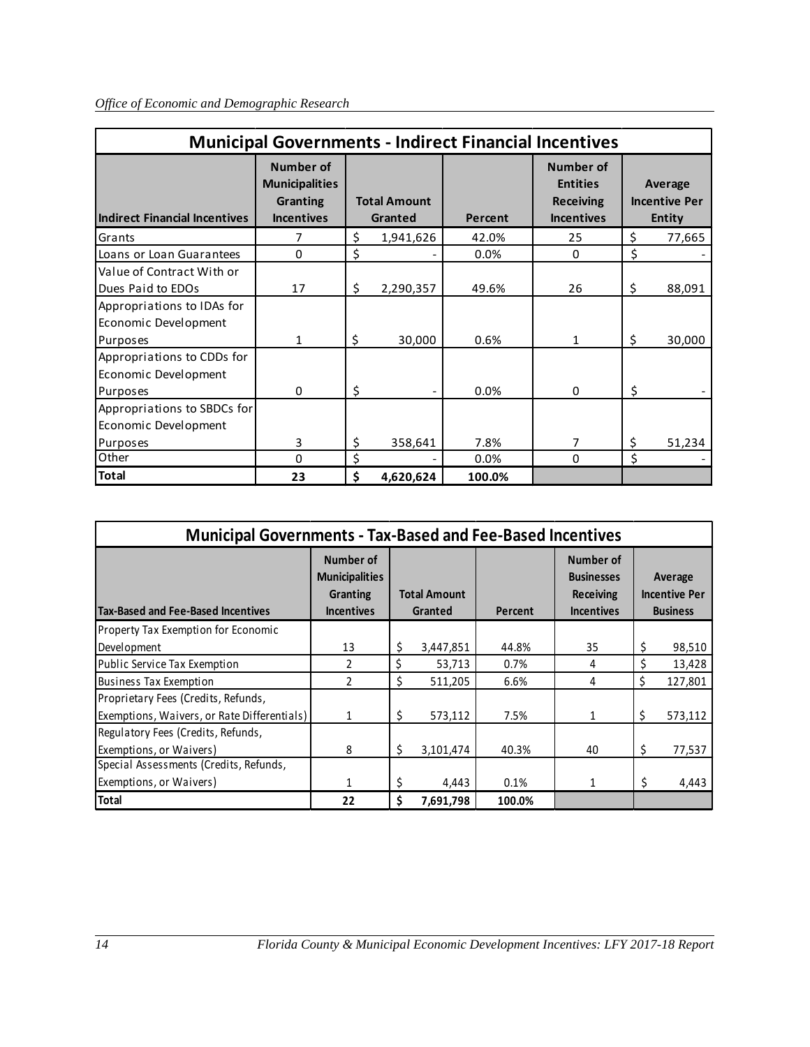**Municipal Governments - Indirect Financial Incentives**

| Indirect Financial Incentives | Number of Municipalities Granting Incentives | Total Amount Granted | Percent | Number of Entities Receiving Incentives | Average Incentive Per Entity |
|---|---|---|---|---|---|
| Grants | 7 | $ 1,941,626 | 42.0% | 25 | $ 77,665 |
| Loans or Loan Guarantees | 0 | $ - | 0.0% | 0 | $ - |
| Value of Contract With or Dues Paid to EDOs | 17 | $ 2,290,357 | 49.6% | 26 | $ 88,091 |
| Appropriations to IDAs for Economic Development Purposes | 1 | $ 30,000 | 0.6% | 1 | $ 30,000 |
| Appropriations to CDDs for Economic Development Purposes | 0 | $ - | 0.0% | 0 | $ - |
| Appropriations to SBDCs for Economic Development Purposes | 3 | $ 358,641 | 7.8% | 7 | $ 51,234 |
| Other | 0 | $ - | 0.0% | 0 | $ - |
| **Total** | **23** | **$ 4,620,624** | **100.0%** | | |

**Municipal Governments - Tax-Based and Fee-Based Incentives**

| Tax-Based and Fee-Based Incentives | Number of Municipalities Granting Incentives | Total Amount Granted | Percent | Number of Businesses Receiving Incentives | Average Incentive Per Business |
|---|---|---|---|---|---|
| Property Tax Exemption for Economic Development | 13 | $ 3,447,851 | 44.8% | 35 | $ 98,510 |
| Public Service Tax Exemption | 2 | $ 53,713 | 0.7% | 4 | $ 13,428 |
| Business Tax Exemption | 2 | $ 511,205 | 6.6% | 4 | $ 127,801 |
| Proprietary Fees (Credits, Refunds, Exemptions, Waivers, or Rate Differentials) | 1 | $ 573,112 | 7.5% | 1 | $ 573,112 |
| Regulatory Fees (Credits, Refunds, Exemptions, or Waivers) | 8 | $ 3,101,474 | 40.3% | 40 | $ 77,537 |
| Special Assessments (Credits, Refunds, Exemptions, or Waivers) | 1 | $ 4,443 | 0.1% | 1 | $ 4,443 |
| **Total** | **22** | **$ 7,691,798** | **100.0%** | | |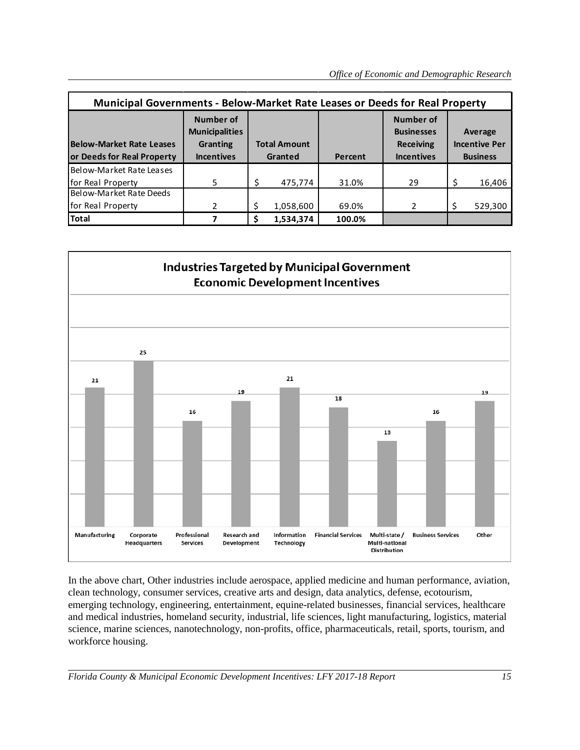| Municipal Governments - Below-Market Rate Leases or Deeds for Real Property | | | | | |
|---|---|---|---|---|---|
| Below-Market Rate Leases or Deeds for Real Property | Number of Municipalities Granting Incentives | Total Amount Granted | Percent | Number of Businesses Receiving Incentives | Average Incentive Per Business |
| Below-Market Rate Leases for Real Property | 5 | $ 475,774 | 31.0% | 29 | $ 16,406 |
| Below-Market Rate Deeds for Real Property | 2 | $ 1,058,600 | 69.0% | 2 | $ 529,300 |
| **Total** | **7** | **$ 1,534,374** | **100.0%** | | |

**Industries Targeted by Municipal Government Economic Development Incentives**

| Industry | Number |
|---|---|
| Manufacturing | 21 |
| Corporate Headquarters | 25 |
| Professional Services | 16 |
| Research and Development | 19 |
| Information Technology | 21 |
| Financial Services | 18 |
| Multi-state / Multi-national Distribution | 13 |
| Business Services | 16 |
| Other | 19 |

In the above chart, Other industries include aerospace, applied medicine and human performance, aviation, clean technology, consumer services, creative arts and design, data analytics, defense, ecotourism, emerging technology, engineering, entertainment, equine-related businesses, financial services, healthcare and medical industries, homeland security, industrial, life sciences, light manufacturing, logistics, material science, marine sciences, nanotechnology, non-profits, office, pharmaceuticals, retail, sports, tourism, and workforce housing.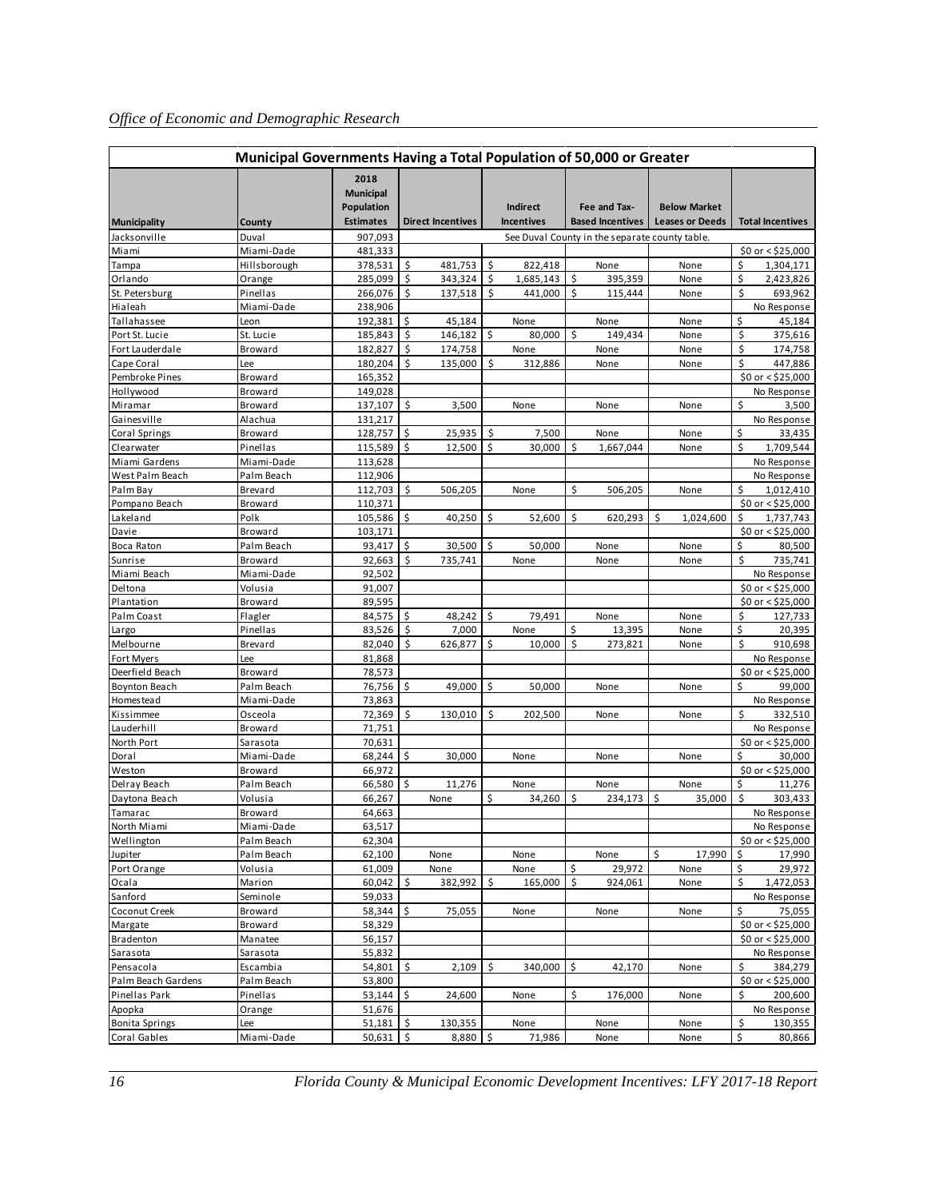## Municipal Governments Having a Total Population of 50,000 or Greater

| Municipality | County | 2018 Municipal Population Estimates | Direct Incentives | Indirect Incentives | Fee and Tax-Based Incentives | Below Market Leases or Deeds | Total Incentives |
|---|---|---|---|---|---|---|---|
| Jacksonville | Duval | 907,093 | See Duval County in the separate county table. | | | | |
| Miami | Miami-Dade | 481,333 | | | | | $0 or < $25,000 |
| Tampa | Hillsborough | 378,531 | $ 481,753 | $ 822,418 | None | None | $ 1,304,171 |
| Orlando | Orange | 285,099 | $ 343,324 | $ 1,685,143 | $ 395,359 | None | $ 2,423,826 |
| St. Petersburg | Pinellas | 266,076 | $ 137,518 | $ 441,000 | $ 115,444 | None | $ 693,962 |
| Hialeah | Miami-Dade | 238,906 | | | | | No Response |
| Tallahassee | Leon | 192,381 | $ 45,184 | None | None | None | $ 45,184 |
| Port St. Lucie | St. Lucie | 185,843 | $ 146,182 | $ 80,000 | $ 149,434 | None | $ 375,616 |
| Fort Lauderdale | Broward | 182,827 | $ 174,758 | None | None | None | $ 174,758 |
| Cape Coral | Lee | 180,204 | $ 135,000 | $ 312,886 | None | None | $ 447,886 |
| Pembroke Pines | Broward | 165,352 | | | | | $0 or < $25,000 |
| Hollywood | Broward | 149,028 | | | | | No Response |
| Miramar | Broward | 137,107 | $ 3,500 | None | None | None | $ 3,500 |
| Gainesville | Alachua | 131,217 | | | | | No Response |
| Coral Springs | Broward | 128,757 | $ 25,935 | $ 7,500 | None | None | $ 33,435 |
| Clearwater | Pinellas | 115,589 | $ 12,500 | $ 30,000 | $ 1,667,044 | None | $ 1,709,544 |
| Miami Gardens | Miami-Dade | 113,628 | | | | | No Response |
| West Palm Beach | Palm Beach | 112,906 | | | | | No Response |
| Palm Bay | Brevard | 112,703 | $ 506,205 | None | $ 506,205 | None | $ 1,012,410 |
| Pompano Beach | Broward | 110,371 | | | | | $0 or < $25,000 |
| Lakeland | Polk | 105,586 | $ 40,250 | $ 52,600 | $ 620,293 | $ 1,024,600 | $ 1,737,743 |
| Davie | Broward | 103,171 | | | | | $0 or < $25,000 |
| Boca Raton | Palm Beach | 93,417 | $ 30,500 | $ 50,000 | None | None | $ 80,500 |
| Sunrise | Broward | 92,663 | $ 735,741 | None | None | None | $ 735,741 |
| Miami Beach | Miami-Dade | 92,502 | | | | | No Response |
| Deltona | Volusia | 91,007 | | | | | $0 or < $25,000 |
| Plantation | Broward | 89,595 | | | | | $0 or < $25,000 |
| Palm Coast | Flagler | 84,575 | $ 48,242 | $ 79,491 | None | None | $ 127,733 |
| Largo | Pinellas | 83,526 | $ 7,000 | None | $ 13,395 | None | $ 20,395 |
| Melbourne | Brevard | 82,040 | $ 626,877 | $ 10,000 | $ 273,821 | None | $ 910,698 |
| Fort Myers | Lee | 81,868 | | | | | No Response |
| Deerfield Beach | Broward | 78,573 | | | | | $0 or < $25,000 |
| Boynton Beach | Palm Beach | 76,756 | $ 49,000 | $ 50,000 | None | None | $ 99,000 |
| Homestead | Miami-Dade | 73,863 | | | | | No Response |
| Kissimmee | Osceola | 72,369 | $ 130,010 | $ 202,500 | None | None | $ 332,510 |
| Lauderhill | Broward | 71,751 | | | | | No Response |
| North Port | Sarasota | 70,631 | | | | | $0 or < $25,000 |
| Doral | Miami-Dade | 68,244 | $ 30,000 | None | None | None | $ 30,000 |
| Weston | Broward | 66,972 | | | | | $0 or < $25,000 |
| Delray Beach | Palm Beach | 66,580 | $ 11,276 | None | None | None | $ 11,276 |
| Daytona Beach | Volusia | 66,267 | None | $ 34,260 | $ 234,173 | $ 35,000 | $ 303,433 |
| Tamarac | Broward | 64,663 | | | | | No Response |
| North Miami | Miami-Dade | 63,517 | | | | | No Response |
| Wellington | Palm Beach | 62,304 | | | | | $0 or < $25,000 |
| Jupiter | Palm Beach | 62,100 | None | None | None | $ 17,990 | $ 17,990 |
| Port Orange | Volusia | 61,009 | None | None | $ 29,972 | None | $ 29,972 |
| Ocala | Marion | 60,042 | $ 382,992 | $ 165,000 | $ 924,061 | None | $ 1,472,053 |
| Sanford | Seminole | 59,033 | | | | | No Response |
| Coconut Creek | Broward | 58,344 | $ 75,055 | None | None | None | $ 75,055 |
| Margate | Broward | 58,329 | | | | | $0 or < $25,000 |
| Bradenton | Manatee | 56,157 | | | | | $0 or < $25,000 |
| Sarasota | Sarasota | 55,832 | | | | | No Response |
| Pensacola | Escambia | 54,801 | $ 2,109 | $ 340,000 | $ 42,170 | None | $ 384,279 |
| Palm Beach Gardens | Palm Beach | 53,800 | | | | | $0 or < $25,000 |
| Pinellas Park | Pinellas | 53,144 | $ 24,600 | None | $ 176,000 | None | $ 200,600 |
| Apopka | Orange | 51,676 | | | | | No Response |
| Bonita Springs | Lee | 51,181 | $ 130,355 | None | None | None | $ 130,355 |
| Coral Gables | Miami-Dade | 50,631 | $ 8,880 | $ 71,986 | None | None | $ 80,866 |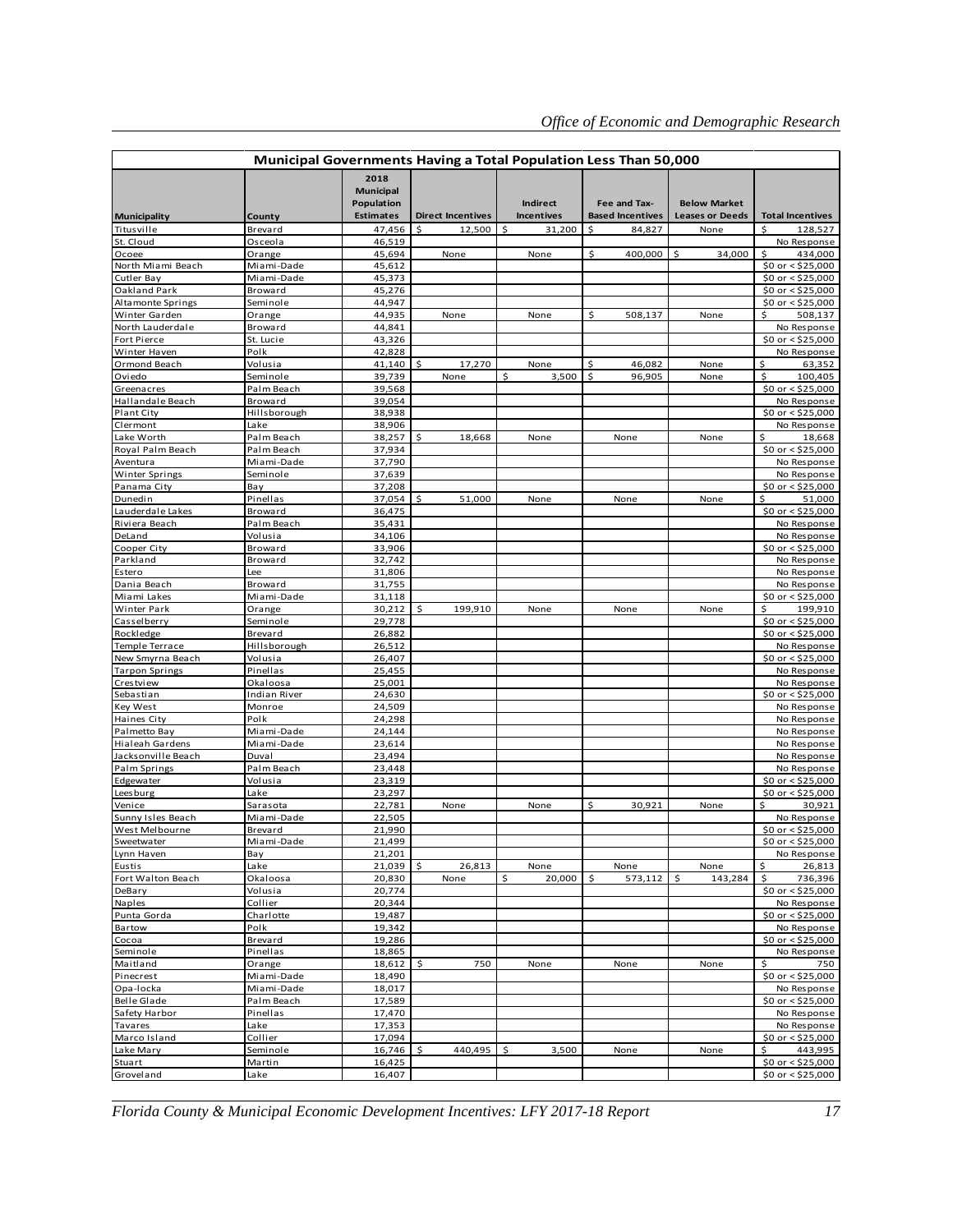| Municipal Governments Having a Total Population Less Than 50,000 | | | | | | | |
|---|---|---|---|---|---|---|---|
| **Municipality** | **County** | **2018 Municipal Population Estimates** | **Direct Incentives** | **Indirect Incentives** | **Fee and Tax-Based Incentives** | **Below Market Leases or Deeds** | **Total Incentives** |
| Titusville | Brevard | 47,456 | $ 12,500 | $ 31,200 | $ 84,827 | None | $ 128,527 |
| St. Cloud | Osceola | 46,519 | | | | | No Response |
| Ocoee | Orange | 45,694 | None | None | $ 400,000 | $ 34,000 | $ 434,000 |
| North Miami Beach | Miami-Dade | 45,612 | | | | | $0 or < $25,000 |
| Cutler Bay | Miami-Dade | 45,373 | | | | | $0 or < $25,000 |
| Oakland Park | Broward | 45,276 | | | | | $0 or < $25,000 |
| Altamonte Springs | Seminole | 44,947 | | | | | $0 or < $25,000 |
| Winter Garden | Orange | 44,935 | None | None | $ 508,137 | None | $ 508,137 |
| North Lauderdale | Broward | 44,841 | | | | | No Response |
| Fort Pierce | St. Lucie | 43,326 | | | | | $0 or < $25,000 |
| Winter Haven | Polk | 42,828 | | | | | No Response |
| Ormond Beach | Volusia | 41,140 | $ 17,270 | None | $ 46,082 | None | $ 63,352 |
| Oviedo | Seminole | 39,739 | None | $ 3,500 | $ 96,905 | None | $ 100,405 |
| Greenacres | Palm Beach | 39,568 | | | | | $0 or < $25,000 |
| Hallandale Beach | Broward | 39,054 | | | | | No Response |
| Plant City | Hillsborough | 38,938 | | | | | $0 or < $25,000 |
| Clermont | Lake | 38,906 | | | | | No Response |
| Lake Worth | Palm Beach | 38,257 | $ 18,668 | None | None | None | $ 18,668 |
| Royal Palm Beach | Palm Beach | 37,934 | | | | | $0 or < $25,000 |
| Aventura | Miami-Dade | 37,790 | | | | | No Response |
| Winter Springs | Seminole | 37,639 | | | | | No Response |
| Panama City | Bay | 37,208 | | | | | $0 or < $25,000 |
| Dunedin | Pinellas | 37,054 | $ 51,000 | None | None | None | $ 51,000 |
| Lauderdale Lakes | Broward | 36,475 | | | | | $0 or < $25,000 |
| Riviera Beach | Palm Beach | 35,431 | | | | | No Response |
| DeLand | Volusia | 34,106 | | | | | No Response |
| Cooper City | Broward | 33,906 | | | | | $0 or < $25,000 |
| Parkland | Broward | 32,742 | | | | | No Response |
| Estero | Lee | 31,806 | | | | | No Response |
| Dania Beach | Broward | 31,755 | | | | | No Response |
| Miami Lakes | Miami-Dade | 31,118 | | | | | $0 or < $25,000 |
| Winter Park | Orange | 30,212 | $ 199,910 | None | None | None | $ 199,910 |
| Casselberry | Seminole | 29,778 | | | | | $0 or < $25,000 |
| Rockledge | Brevard | 26,882 | | | | | $0 or < $25,000 |
| Temple Terrace | Hillsborough | 26,512 | | | | | No Response |
| New Smyrna Beach | Volusia | 26,407 | | | | | $0 or < $25,000 |
| Tarpon Springs | Pinellas | 25,455 | | | | | No Response |
| Crestview | Okaloosa | 25,001 | | | | | No Response |
| Sebastian | Indian River | 24,630 | | | | | $0 or < $25,000 |
| Key West | Monroe | 24,509 | | | | | No Response |
| Haines City | Polk | 24,298 | | | | | No Response |
| Palmetto Bay | Miami-Dade | 24,144 | | | | | No Response |
| Hialeah Gardens | Miami-Dade | 23,614 | | | | | No Response |
| Jacksonville Beach | Duval | 23,494 | | | | | No Response |
| Palm Springs | Palm Beach | 23,448 | | | | | No Response |
| Edgewater | Volusia | 23,319 | | | | | $0 or < $25,000 |
| Leesburg | Lake | 23,297 | | | | | $0 or < $25,000 |
| Venice | Sarasota | 22,781 | None | None | $ 30,921 | None | $ 30,921 |
| Sunny Isles Beach | Miami-Dade | 22,505 | | | | | No Response |
| West Melbourne | Brevard | 21,990 | | | | | $0 or < $25,000 |
| Sweetwater | Miami-Dade | 21,499 | | | | | $0 or < $25,000 |
| Lynn Haven | Bay | 21,201 | | | | | No Response |
| Eustis | Lake | 21,039 | $ 26,813 | None | None | None | $ 26,813 |
| Fort Walton Beach | Okaloosa | 20,830 | None | $ 20,000 | $ 573,112 | $ 143,284 | $ 736,396 |
| DeBary | Volusia | 20,774 | | | | | $0 or < $25,000 |
| Naples | Collier | 20,344 | | | | | No Response |
| Punta Gorda | Charlotte | 19,487 | | | | | $0 or < $25,000 |
| Bartow | Polk | 19,342 | | | | | No Response |
| Cocoa | Brevard | 19,286 | | | | | $0 or < $25,000 |
| Seminole | Pinellas | 18,865 | | | | | No Response |
| Maitland | Orange | 18,612 | $ 750 | None | None | None | $ 750 |
| Pinecrest | Miami-Dade | 18,490 | | | | | $0 or < $25,000 |
| Opa-locka | Miami-Dade | 18,017 | | | | | No Response |
| Belle Glade | Palm Beach | 17,589 | | | | | $0 or < $25,000 |
| Safety Harbor | Pinellas | 17,470 | | | | | No Response |
| Tavares | Lake | 17,353 | | | | | No Response |
| Marco Island | Collier | 17,094 | | | | | $0 or < $25,000 |
| Lake Mary | Seminole | 16,746 | $ 440,495 | $ 3,500 | None | None | $ 443,995 |
| Stuart | Martin | 16,425 | | | | | $0 or < $25,000 |
| Groveland | Lake | 16,407 | | | | | $0 or < $25,000 |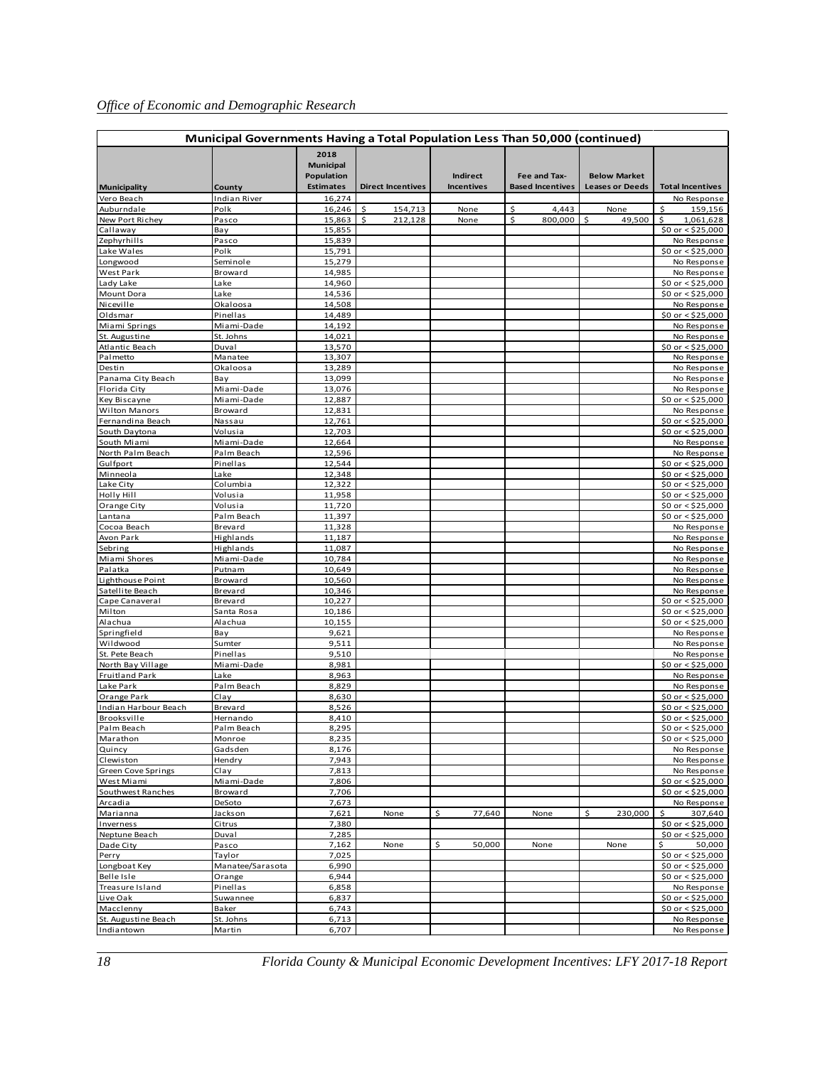**Municipal Governments Having a Total Population Less Than 50,000 (continued)**

| Municipality | County | 2018 Municipal Population Estimates | Direct Incentives | Indirect Incentives | Fee and Tax-Based Incentives | Below Market Leases or Deeds | Total Incentives |
|---|---|---|---|---|---|---|---|
| Vero Beach | Indian River | 16,274 | | | | | No Response |
| Auburndale | Polk | 16,246 | $ 154,713 | None | $ 4,443 | None | $ 159,156 |
| New Port Richey | Pasco | 15,863 | $ 212,128 | None | $ 800,000 | $ 49,500 | $ 1,061,628 |
| Callaway | Bay | 15,855 | | | | | $0 or < $25,000 |
| Zephyrhills | Pasco | 15,839 | | | | | No Response |
| Lake Wales | Polk | 15,791 | | | | | $0 or < $25,000 |
| Longwood | Seminole | 15,279 | | | | | No Response |
| West Park | Broward | 14,985 | | | | | No Response |
| Lady Lake | Lake | 14,960 | | | | | $0 or < $25,000 |
| Mount Dora | Lake | 14,536 | | | | | $0 or < $25,000 |
| Niceville | Okaloosa | 14,508 | | | | | No Response |
| Oldsmar | Pinellas | 14,489 | | | | | $0 or < $25,000 |
| Miami Springs | Miami-Dade | 14,192 | | | | | No Response |
| St. Augustine | St. Johns | 14,021 | | | | | No Response |
| Atlantic Beach | Duval | 13,570 | | | | | $0 or < $25,000 |
| Palmetto | Manatee | 13,307 | | | | | No Response |
| Destin | Okaloosa | 13,289 | | | | | No Response |
| Panama City Beach | Bay | 13,099 | | | | | No Response |
| Florida City | Miami-Dade | 13,076 | | | | | No Response |
| Key Biscayne | Miami-Dade | 12,887 | | | | | $0 or < $25,000 |
| Wilton Manors | Broward | 12,831 | | | | | No Response |
| Fernandina Beach | Nassau | 12,761 | | | | | $0 or < $25,000 |
| South Daytona | Volusia | 12,703 | | | | | $0 or < $25,000 |
| South Miami | Miami-Dade | 12,664 | | | | | No Response |
| North Palm Beach | Palm Beach | 12,596 | | | | | No Response |
| Gulfport | Pinellas | 12,544 | | | | | $0 or < $25,000 |
| Minneola | Lake | 12,348 | | | | | $0 or < $25,000 |
| Lake City | Columbia | 12,322 | | | | | $0 or < $25,000 |
| Holly Hill | Volusia | 11,958 | | | | | $0 or < $25,000 |
| Orange City | Volusia | 11,720 | | | | | $0 or < $25,000 |
| Lantana | Palm Beach | 11,397 | | | | | $0 or < $25,000 |
| Cocoa Beach | Brevard | 11,328 | | | | | No Response |
| Avon Park | Highlands | 11,187 | | | | | No Response |
| Sebring | Highlands | 11,087 | | | | | No Response |
| Miami Shores | Miami-Dade | 10,784 | | | | | No Response |
| Palatka | Putnam | 10,649 | | | | | No Response |
| Lighthouse Point | Broward | 10,560 | | | | | No Response |
| Satellite Beach | Brevard | 10,346 | | | | | No Response |
| Cape Canaveral | Brevard | 10,227 | | | | | $0 or < $25,000 |
| Milton | Santa Rosa | 10,186 | | | | | $0 or < $25,000 |
| Alachua | Alachua | 10,155 | | | | | $0 or < $25,000 |
| Springfield | Bay | 9,621 | | | | | No Response |
| Wildwood | Sumter | 9,511 | | | | | No Response |
| St. Pete Beach | Pinellas | 9,510 | | | | | No Response |
| North Bay Village | Miami-Dade | 8,981 | | | | | $0 or < $25,000 |
| Fruitland Park | Lake | 8,963 | | | | | No Response |
| Lake Park | Palm Beach | 8,829 | | | | | No Response |
| Orange Park | Clay | 8,630 | | | | | $0 or < $25,000 |
| Indian Harbour Beach | Brevard | 8,526 | | | | | $0 or < $25,000 |
| Brooksville | Hernando | 8,410 | | | | | $0 or < $25,000 |
| Palm Beach | Palm Beach | 8,295 | | | | | $0 or < $25,000 |
| Marathon | Monroe | 8,235 | | | | | $0 or < $25,000 |
| Quincy | Gadsden | 8,176 | | | | | No Response |
| Clewiston | Hendry | 7,943 | | | | | No Response |
| Green Cove Springs | Clay | 7,813 | | | | | No Response |
| West Miami | Miami-Dade | 7,806 | | | | | $0 or < $25,000 |
| Southwest Ranches | Broward | 7,706 | | | | | $0 or < $25,000 |
| Arcadia | DeSoto | 7,673 | | | | | No Response |
| Marianna | Jackson | 7,621 | None | $ 77,640 | None | $ 230,000 | $ 307,640 |
| Inverness | Citrus | 7,380 | | | | | $0 or < $25,000 |
| Neptune Beach | Duval | 7,285 | | | | | $0 or < $25,000 |
| Dade City | Pasco | 7,162 | None | $ 50,000 | None | None | $ 50,000 |
| Perry | Taylor | 7,025 | | | | | $0 or < $25,000 |
| Longboat Key | Manatee/Sarasota | 6,990 | | | | | $0 or < $25,000 |
| Belle Isle | Orange | 6,944 | | | | | $0 or < $25,000 |
| Treasure Island | Pinellas | 6,858 | | | | | No Response |
| Live Oak | Suwannee | 6,837 | | | | | $0 or < $25,000 |
| Macclenny | Baker | 6,743 | | | | | $0 or < $25,000 |
| St. Augustine Beach | St. Johns | 6,713 | | | | | No Response |
| Indiantown | Martin | 6,707 | | | | | No Response |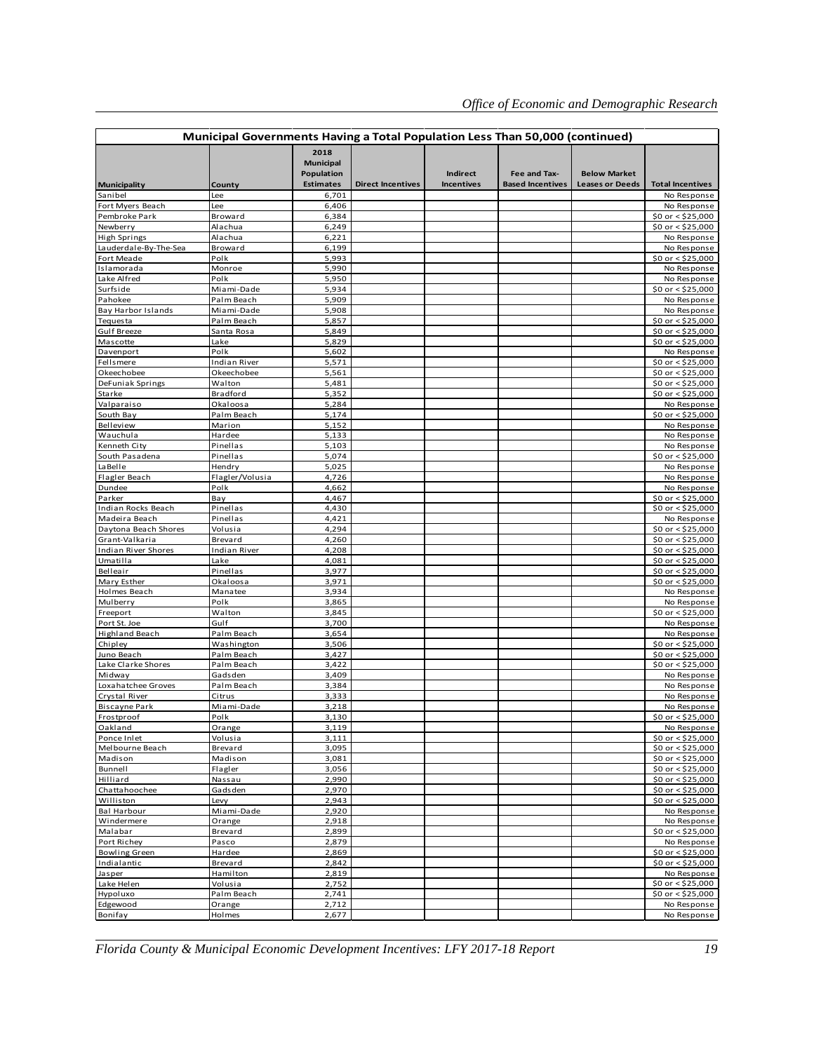| Municipal Governments Having a Total Population Less Than 50,000 (continued) | | | | | | | |
|---|---|---|---|---|---|---|---|
| **Municipality** | **County** | **2018 Municipal Population Estimates** | **Direct Incentives** | **Indirect Incentives** | **Fee and Tax-Based Incentives** | **Below Market Leases or Deeds** | **Total Incentives** |
| Sanibel | Lee | 6,701 | | | | | No Response |
| Fort Myers Beach | Lee | 6,406 | | | | | No Response |
| Pembroke Park | Broward | 6,384 | | | | | $0 or < $25,000 |
| Newberry | Alachua | 6,249 | | | | | $0 or < $25,000 |
| High Springs | Alachua | 6,221 | | | | | No Response |
| Lauderdale-By-The-Sea | Broward | 6,199 | | | | | No Response |
| Fort Meade | Polk | 5,993 | | | | | $0 or < $25,000 |
| Islamorada | Monroe | 5,990 | | | | | No Response |
| Lake Alfred | Polk | 5,950 | | | | | No Response |
| Surfside | Miami-Dade | 5,934 | | | | | $0 or < $25,000 |
| Pahokee | Palm Beach | 5,909 | | | | | No Response |
| Bay Harbor Islands | Miami-Dade | 5,908 | | | | | No Response |
| Tequesta | Palm Beach | 5,857 | | | | | $0 or < $25,000 |
| Gulf Breeze | Santa Rosa | 5,849 | | | | | $0 or < $25,000 |
| Mascotte | Lake | 5,829 | | | | | $0 or < $25,000 |
| Davenport | Polk | 5,602 | | | | | No Response |
| Fellsmere | Indian River | 5,571 | | | | | $0 or < $25,000 |
| Okeechobee | Okeechobee | 5,561 | | | | | $0 or < $25,000 |
| DeFuniak Springs | Walton | 5,481 | | | | | $0 or < $25,000 |
| Starke | Bradford | 5,352 | | | | | $0 or < $25,000 |
| Valparaiso | Okaloosa | 5,284 | | | | | No Response |
| South Bay | Palm Beach | 5,174 | | | | | $0 or < $25,000 |
| Belleview | Marion | 5,152 | | | | | No Response |
| Wauchula | Hardee | 5,133 | | | | | No Response |
| Kenneth City | Pinellas | 5,103 | | | | | No Response |
| South Pasadena | Pinellas | 5,074 | | | | | $0 or < $25,000 |
| LaBelle | Hendry | 5,025 | | | | | No Response |
| Flagler Beach | Flagler/Volusia | 4,726 | | | | | No Response |
| Dundee | Polk | 4,662 | | | | | No Response |
| Parker | Bay | 4,467 | | | | | $0 or < $25,000 |
| Indian Rocks Beach | Pinellas | 4,430 | | | | | $0 or < $25,000 |
| Madeira Beach | Pinellas | 4,421 | | | | | No Response |
| Daytona Beach Shores | Volusia | 4,294 | | | | | $0 or < $25,000 |
| Grant-Valkaria | Brevard | 4,260 | | | | | $0 or < $25,000 |
| Indian River Shores | Indian River | 4,208 | | | | | $0 or < $25,000 |
| Umatilla | Lake | 4,081 | | | | | $0 or < $25,000 |
| Belleair | Pinellas | 3,977 | | | | | $0 or < $25,000 |
| Mary Esther | Okaloosa | 3,971 | | | | | $0 or < $25,000 |
| Holmes Beach | Manatee | 3,934 | | | | | No Response |
| Mulberry | Polk | 3,865 | | | | | No Response |
| Freeport | Walton | 3,845 | | | | | $0 or < $25,000 |
| Port St. Joe | Gulf | 3,700 | | | | | No Response |
| Highland Beach | Palm Beach | 3,654 | | | | | No Response |
| Chipley | Washington | 3,506 | | | | | $0 or < $25,000 |
| Juno Beach | Palm Beach | 3,427 | | | | | $0 or < $25,000 |
| Lake Clarke Shores | Palm Beach | 3,422 | | | | | $0 or < $25,000 |
| Midway | Gadsden | 3,409 | | | | | No Response |
| Loxahatchee Groves | Palm Beach | 3,384 | | | | | No Response |
| Crystal River | Citrus | 3,333 | | | | | No Response |
| Biscayne Park | Miami-Dade | 3,218 | | | | | No Response |
| Frostproof | Polk | 3,130 | | | | | $0 or < $25,000 |
| Oakland | Orange | 3,119 | | | | | No Response |
| Ponce Inlet | Volusia | 3,111 | | | | | $0 or < $25,000 |
| Melbourne Beach | Brevard | 3,095 | | | | | $0 or < $25,000 |
| Madison | Madison | 3,081 | | | | | $0 or < $25,000 |
| Bunnell | Flagler | 3,056 | | | | | $0 or < $25,000 |
| Hilliard | Nassau | 2,990 | | | | | $0 or < $25,000 |
| Chattahoochee | Gadsden | 2,970 | | | | | $0 or < $25,000 |
| Williston | Levy | 2,943 | | | | | $0 or < $25,000 |
| Bal Harbour | Miami-Dade | 2,920 | | | | | No Response |
| Windermere | Orange | 2,918 | | | | | No Response |
| Malabar | Brevard | 2,899 | | | | | $0 or < $25,000 |
| Port Richey | Pasco | 2,879 | | | | | No Response |
| Bowling Green | Hardee | 2,869 | | | | | $0 or < $25,000 |
| Indialantic | Brevard | 2,842 | | | | | $0 or < $25,000 |
| Jasper | Hamilton | 2,819 | | | | | No Response |
| Lake Helen | Volusia | 2,752 | | | | | $0 or < $25,000 |
| Hypoluxo | Palm Beach | 2,741 | | | | | $0 or < $25,000 |
| Edgewood | Orange | 2,712 | | | | | No Response |
| Bonifay | Holmes | 2,677 | | | | | No Response |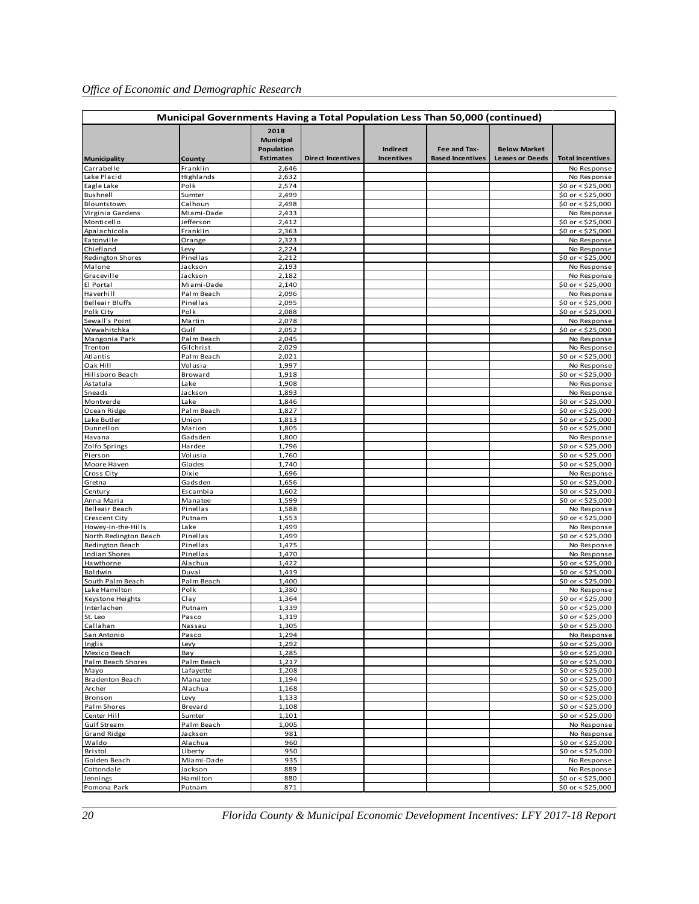| Municipal Governments Having a Total Population Less Than 50,000 (continued) | | | | | | | |
|---|---|---|---|---|---|---|---|
| Municipality | County | 2018 Municipal Population Estimates | Direct Incentives | Indirect Incentives | Fee and Tax-Based Incentives | Below Market Leases or Deeds | Total Incentives |
| Carrabelle | Franklin | 2,646 | | | | | No Response |
| Lake Placid | Highlands | 2,632 | | | | | No Response |
| Eagle Lake | Polk | 2,574 | | | | | $0 or < $25,000 |
| Bushnell | Sumter | 2,499 | | | | | $0 or < $25,000 |
| Blountstown | Calhoun | 2,498 | | | | | $0 or < $25,000 |
| Virginia Gardens | Miami-Dade | 2,433 | | | | | No Response |
| Monticello | Jefferson | 2,412 | | | | | $0 or < $25,000 |
| Apalachicola | Franklin | 2,363 | | | | | $0 or < $25,000 |
| Eatonville | Orange | 2,323 | | | | | No Response |
| Chiefland | Levy | 2,224 | | | | | No Response |
| Redington Shores | Pinellas | 2,212 | | | | | $0 or < $25,000 |
| Malone | Jackson | 2,193 | | | | | No Response |
| Graceville | Jackson | 2,182 | | | | | No Response |
| El Portal | Miami-Dade | 2,140 | | | | | $0 or < $25,000 |
| Haverhill | Palm Beach | 2,096 | | | | | No Response |
| Belleair Bluffs | Pinellas | 2,095 | | | | | $0 or < $25,000 |
| Polk City | Polk | 2,088 | | | | | $0 or < $25,000 |
| Sewall's Point | Martin | 2,078 | | | | | No Response |
| Wewahitchka | Gulf | 2,052 | | | | | $0 or < $25,000 |
| Mangonia Park | Palm Beach | 2,045 | | | | | No Response |
| Trenton | Gilchrist | 2,029 | | | | | No Response |
| Atlantis | Palm Beach | 2,021 | | | | | $0 or < $25,000 |
| Oak Hill | Volusia | 1,997 | | | | | No Response |
| Hillsboro Beach | Broward | 1,918 | | | | | $0 or < $25,000 |
| Astatula | Lake | 1,908 | | | | | No Response |
| Sneads | Jackson | 1,893 | | | | | No Response |
| Montverde | Lake | 1,846 | | | | | $0 or < $25,000 |
| Ocean Ridge | Palm Beach | 1,827 | | | | | $0 or < $25,000 |
| Lake Butler | Union | 1,813 | | | | | $0 or < $25,000 |
| Dunnellon | Marion | 1,805 | | | | | $0 or < $25,000 |
| Havana | Gadsden | 1,800 | | | | | No Response |
| Zolfo Springs | Hardee | 1,796 | | | | | $0 or < $25,000 |
| Pierson | Volusia | 1,760 | | | | | $0 or < $25,000 |
| Moore Haven | Glades | 1,740 | | | | | $0 or < $25,000 |
| Cross City | Dixie | 1,696 | | | | | No Response |
| Gretna | Gadsden | 1,656 | | | | | $0 or < $25,000 |
| Century | Escambia | 1,602 | | | | | $0 or < $25,000 |
| Anna Maria | Manatee | 1,599 | | | | | $0 or < $25,000 |
| Belleair Beach | Pinellas | 1,588 | | | | | No Response |
| Crescent City | Putnam | 1,553 | | | | | $0 or < $25,000 |
| Howey-in-the-Hills | Lake | 1,499 | | | | | No Response |
| North Redington Beach | Pinellas | 1,499 | | | | | $0 or < $25,000 |
| Redington Beach | Pinellas | 1,475 | | | | | No Response |
| Indian Shores | Pinellas | 1,470 | | | | | No Response |
| Hawthorne | Alachua | 1,422 | | | | | $0 or < $25,000 |
| Baldwin | Duval | 1,419 | | | | | $0 or < $25,000 |
| South Palm Beach | Palm Beach | 1,400 | | | | | $0 or < $25,000 |
| Lake Hamilton | Polk | 1,380 | | | | | No Response |
| Keystone Heights | Clay | 1,364 | | | | | $0 or < $25,000 |
| Interlachen | Putnam | 1,339 | | | | | $0 or < $25,000 |
| St. Leo | Pasco | 1,319 | | | | | $0 or < $25,000 |
| Callahan | Nassau | 1,305 | | | | | $0 or < $25,000 |
| San Antonio | Pasco | 1,294 | | | | | No Response |
| Inglis | Levy | 1,292 | | | | | $0 or < $25,000 |
| Mexico Beach | Bay | 1,285 | | | | | $0 or < $25,000 |
| Palm Beach Shores | Palm Beach | 1,217 | | | | | $0 or < $25,000 |
| Mayo | Lafayette | 1,208 | | | | | $0 or < $25,000 |
| Bradenton Beach | Manatee | 1,194 | | | | | $0 or < $25,000 |
| Archer | Alachua | 1,168 | | | | | $0 or < $25,000 |
| Bronson | Levy | 1,133 | | | | | $0 or < $25,000 |
| Palm Shores | Brevard | 1,108 | | | | | $0 or < $25,000 |
| Center Hill | Sumter | 1,101 | | | | | $0 or < $25,000 |
| Gulf Stream | Palm Beach | 1,005 | | | | | No Response |
| Grand Ridge | Jackson | 981 | | | | | No Response |
| Waldo | Alachua | 960 | | | | | $0 or < $25,000 |
| Bristol | Liberty | 950 | | | | | $0 or < $25,000 |
| Golden Beach | Miami-Dade | 935 | | | | | No Response |
| Cottondale | Jackson | 889 | | | | | No Response |
| Jennings | Hamilton | 880 | | | | | $0 or < $25,000 |
| Pomona Park | Putnam | 871 | | | | | $0 or < $25,000 |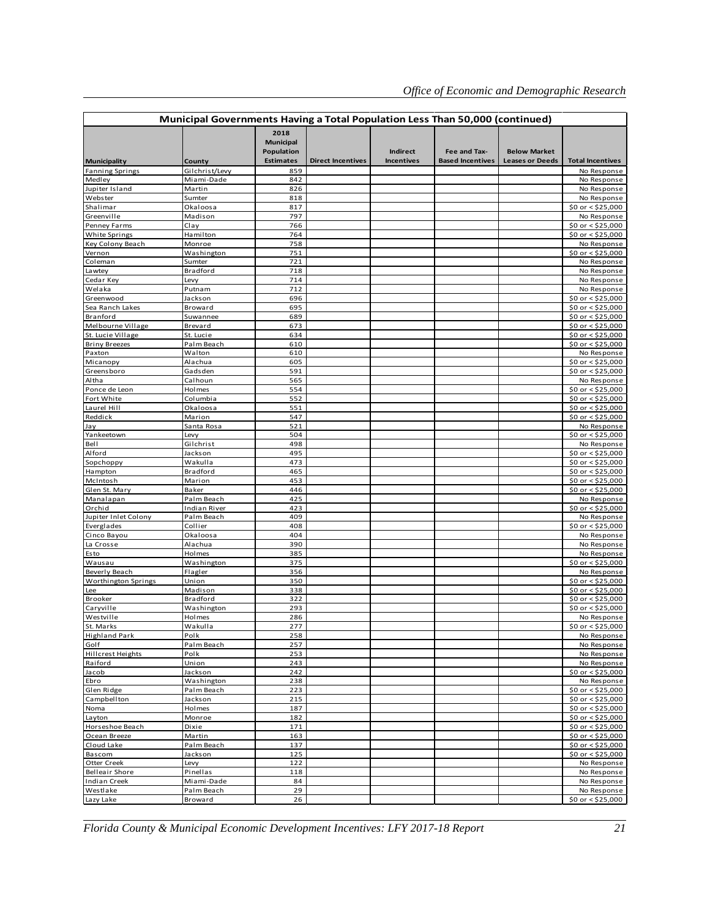| Municipal Governments Having a Total Population Less Than 50,000 (continued) | | | | | | | |
|---|---|---|---|---|---|---|---|
| Municipality | County | 2018 Municipal Population Estimates | Direct Incentives | Indirect Incentives | Fee and Tax-Based Incentives | Below Market Leases or Deeds | Total Incentives |
| Fanning Springs | Gilchrist/Levy | 859 | | | | | No Response |
| Medley | Miami-Dade | 842 | | | | | No Response |
| Jupiter Island | Martin | 826 | | | | | No Response |
| Webster | Sumter | 818 | | | | | No Response |
| Shalimar | Okaloosa | 817 | | | | | $0 or < $25,000 |
| Greenville | Madison | 797 | | | | | No Response |
| Penney Farms | Clay | 766 | | | | | $0 or < $25,000 |
| White Springs | Hamilton | 764 | | | | | $0 or < $25,000 |
| Key Colony Beach | Monroe | 758 | | | | | No Response |
| Vernon | Washington | 751 | | | | | $0 or < $25,000 |
| Coleman | Sumter | 721 | | | | | No Response |
| Lawtey | Bradford | 718 | | | | | No Response |
| Cedar Key | Levy | 714 | | | | | No Response |
| Welaka | Putnam | 712 | | | | | No Response |
| Greenwood | Jackson | 696 | | | | | $0 or < $25,000 |
| Sea Ranch Lakes | Broward | 695 | | | | | $0 or < $25,000 |
| Branford | Suwannee | 689 | | | | | $0 or < $25,000 |
| Melbourne Village | Brevard | 673 | | | | | $0 or < $25,000 |
| St. Lucie Village | St. Lucie | 634 | | | | | $0 or < $25,000 |
| Briny Breezes | Palm Beach | 610 | | | | | $0 or < $25,000 |
| Paxton | Walton | 610 | | | | | No Response |
| Micanopy | Alachua | 605 | | | | | $0 or < $25,000 |
| Greensboro | Gadsden | 591 | | | | | $0 or < $25,000 |
| Altha | Calhoun | 565 | | | | | No Response |
| Ponce de Leon | Holmes | 554 | | | | | $0 or < $25,000 |
| Fort White | Columbia | 552 | | | | | $0 or < $25,000 |
| Laurel Hill | Okaloosa | 551 | | | | | $0 or < $25,000 |
| Reddick | Marion | 547 | | | | | $0 or < $25,000 |
| Jay | Santa Rosa | 521 | | | | | No Response |
| Yankeetown | Levy | 504 | | | | | $0 or < $25,000 |
| Bell | Gilchrist | 498 | | | | | No Response |
| Alford | Jackson | 495 | | | | | $0 or < $25,000 |
| Sopchoppy | Wakulla | 473 | | | | | $0 or < $25,000 |
| Hampton | Bradford | 465 | | | | | $0 or < $25,000 |
| McIntosh | Marion | 453 | | | | | $0 or < $25,000 |
| Glen St. Mary | Baker | 446 | | | | | $0 or < $25,000 |
| Manalapan | Palm Beach | 425 | | | | | No Response |
| Orchid | Indian River | 423 | | | | | $0 or < $25,000 |
| Jupiter Inlet Colony | Palm Beach | 409 | | | | | No Response |
| Everglades | Collier | 408 | | | | | $0 or < $25,000 |
| Cinco Bayou | Okaloosa | 404 | | | | | No Response |
| La Crosse | Alachua | 390 | | | | | No Response |
| Esto | Holmes | 385 | | | | | No Response |
| Wausau | Washington | 375 | | | | | $0 or < $25,000 |
| Beverly Beach | Flagler | 356 | | | | | No Response |
| Worthington Springs | Union | 350 | | | | | $0 or < $25,000 |
| Lee | Madison | 338 | | | | | $0 or < $25,000 |
| Brooker | Bradford | 322 | | | | | $0 or < $25,000 |
| Caryville | Washington | 293 | | | | | $0 or < $25,000 |
| Westville | Holmes | 286 | | | | | No Response |
| St. Marks | Wakulla | 277 | | | | | $0 or < $25,000 |
| Highland Park | Polk | 258 | | | | | No Response |
| Golf | Palm Beach | 257 | | | | | No Response |
| Hillcrest Heights | Polk | 253 | | | | | No Response |
| Raiford | Union | 243 | | | | | No Response |
| Jacob | Jackson | 242 | | | | | $0 or < $25,000 |
| Ebro | Washington | 238 | | | | | No Response |
| Glen Ridge | Palm Beach | 223 | | | | | $0 or < $25,000 |
| Campbellton | Jackson | 215 | | | | | $0 or < $25,000 |
| Noma | Holmes | 187 | | | | | $0 or < $25,000 |
| Layton | Monroe | 182 | | | | | $0 or < $25,000 |
| Horseshoe Beach | Dixie | 171 | | | | | $0 or < $25,000 |
| Ocean Breeze | Martin | 163 | | | | | $0 or < $25,000 |
| Cloud Lake | Palm Beach | 137 | | | | | $0 or < $25,000 |
| Bascom | Jackson | 125 | | | | | $0 or < $25,000 |
| Otter Creek | Levy | 122 | | | | | No Response |
| Belleair Shore | Pinellas | 118 | | | | | No Response |
| Indian Creek | Miami-Dade | 84 | | | | | No Response |
| Westlake | Palm Beach | 29 | | | | | No Response |
| Lazy Lake | Broward | 26 | | | | | $0 or < $25,000 |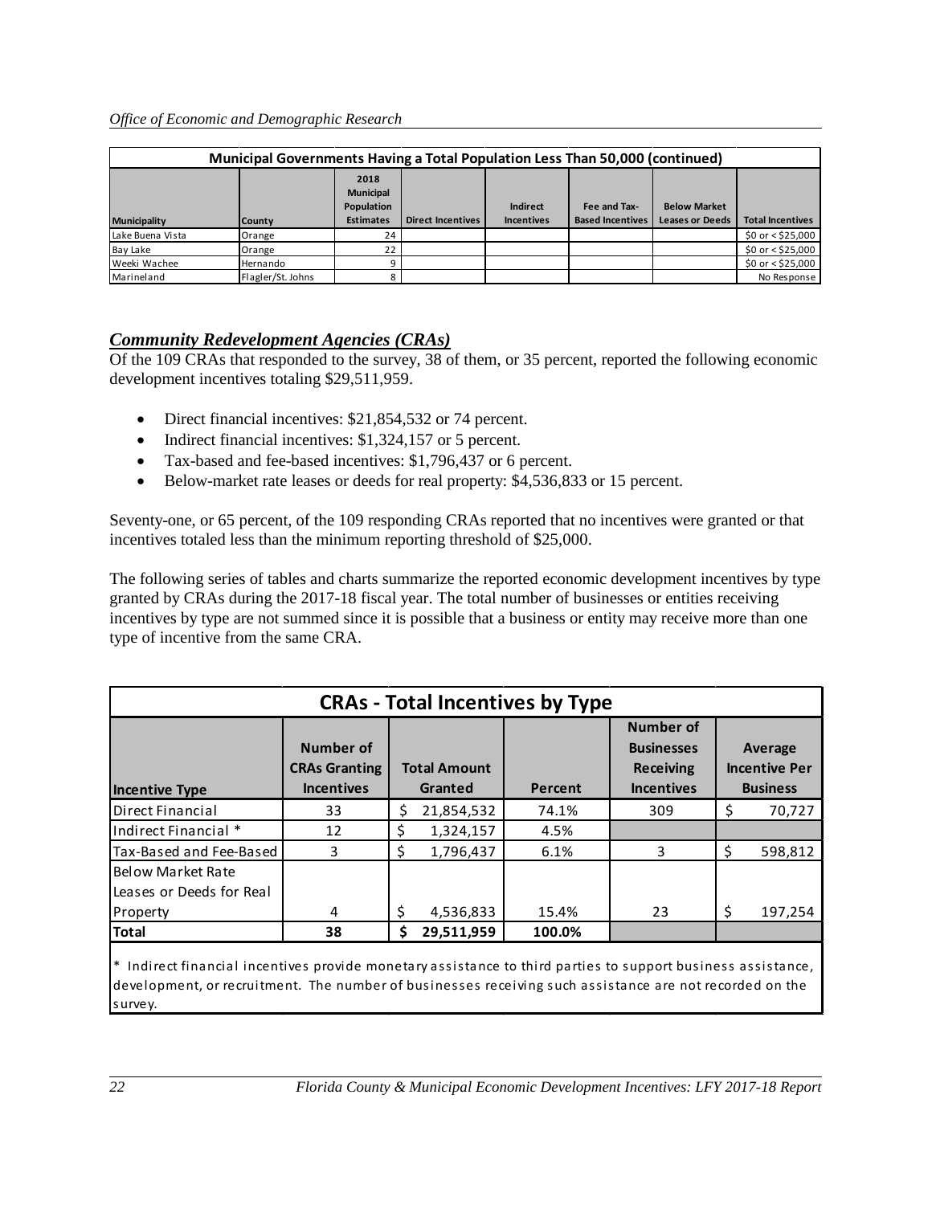| Municipal Governments Having a Total Population Less Than 50,000 (continued) | | | | | | | |
|---|---|---|---|---|---|---|---|
| Municipality | County | 2018 Municipal Population Estimates | Direct Incentives | Indirect Incentives | Fee and Tax-Based Incentives | Below Market Leases or Deeds | Total Incentives |
| Lake Buena Vista | Orange | 24 | | | | | $0 or < $25,000 |
| Bay Lake | Orange | 22 | | | | | $0 or < $25,000 |
| Weeki Wachee | Hernando | 9 | | | | | $0 or < $25,000 |
| Marineland | Flagler/St. Johns | 8 | | | | | No Response |

## *Community Redevelopment Agencies (CRAs)*

Of the 109 CRAs that responded to the survey, 38 of them, or 35 percent, reported the following economic development incentives totaling $29,511,959.

- Direct financial incentives: $21,854,532 or 74 percent.
- Indirect financial incentives: $1,324,157 or 5 percent.
- Tax-based and fee-based incentives: $1,796,437 or 6 percent.
- Below-market rate leases or deeds for real property: $4,536,833 or 15 percent.

Seventy-one, or 65 percent, of the 109 responding CRAs reported that no incentives were granted or that incentives totaled less than the minimum reporting threshold of $25,000.

The following series of tables and charts summarize the reported economic development incentives by type granted by CRAs during the 2017-18 fiscal year. The total number of businesses or entities receiving incentives by type are not summed since it is possible that a business or entity may receive more than one type of incentive from the same CRA.

| CRAs - Total Incentives by Type | | | | | |
|---|---|---|---|---|---|
| Incentive Type | Number of CRAs Granting Incentives | Total Amount Granted | Percent | Number of Businesses Receiving Incentives | Average Incentive Per Business |
| Direct Financial | 33 | $ 21,854,532 | 74.1% | 309 | $ 70,727 |
| Indirect Financial * | 12 | $ 1,324,157 | 4.5% | | |
| Tax-Based and Fee-Based | 3 | $ 1,796,437 | 6.1% | 3 | $ 598,812 |
| Below Market Rate Leases or Deeds for Real Property | 4 | $ 4,536,833 | 15.4% | 23 | $ 197,254 |
| **Total** | **38** | **$ 29,511,959** | **100.0%** | | |

* Indirect financial incentives provide monetary assistance to third parties to support business assistance, development, or recruitment. The number of businesses receiving such assistance are not recorded on the survey.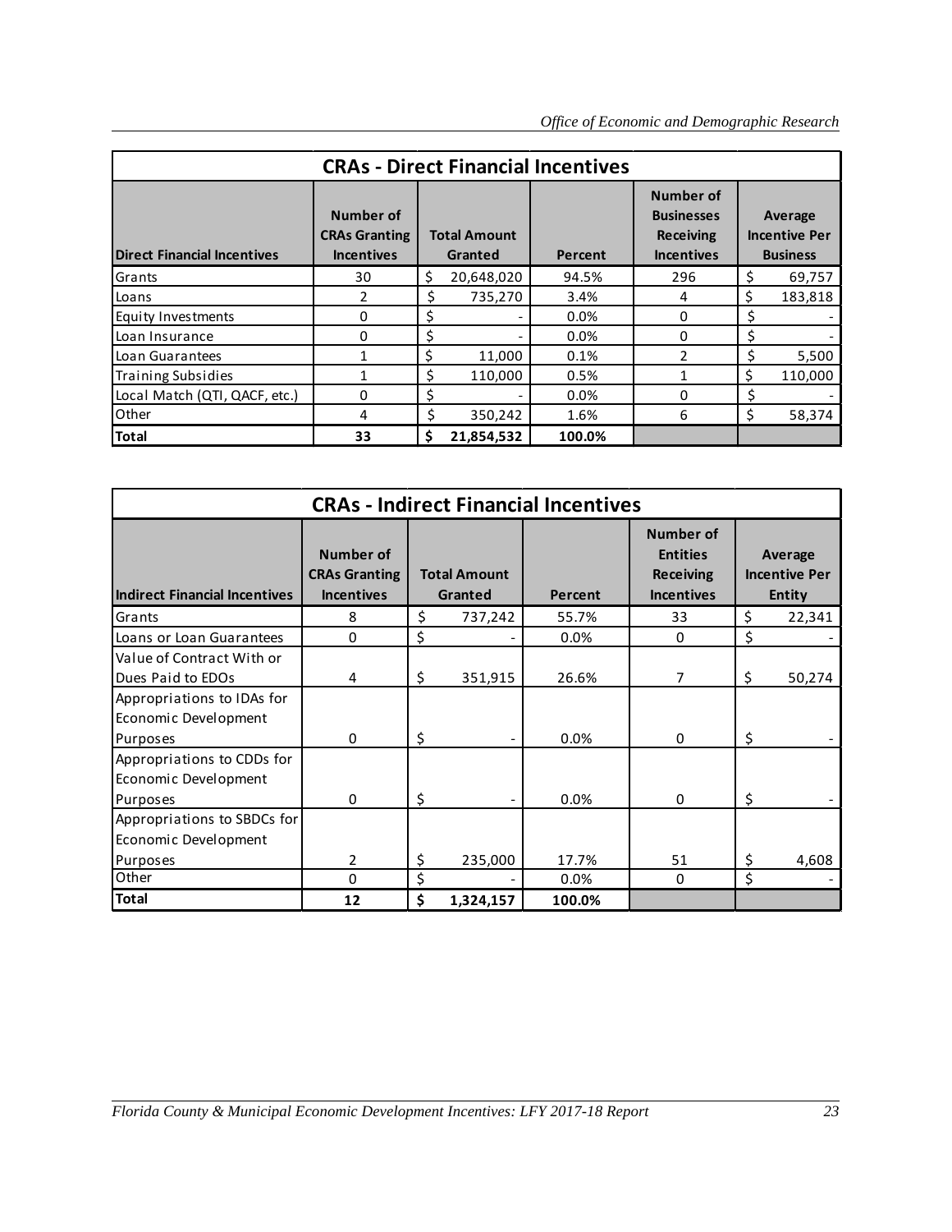| CRAs - Direct Financial Incentives | | | | | |
|---|---|---|---|---|---|
| **Direct Financial Incentives** | **Number of CRAs Granting Incentives** | **Total Amount Granted** | **Percent** | **Number of Businesses Receiving Incentives** | **Average Incentive Per Business** |
| Grants | 30 | $ 20,648,020 | 94.5% | 296 | $ 69,757 |
| Loans | 2 | $ 735,270 | 3.4% | 4 | $ 183,818 |
| Equity Investments | 0 | $ - | 0.0% | 0 | $ - |
| Loan Insurance | 0 | $ - | 0.0% | 0 | $ - |
| Loan Guarantees | 1 | $ 11,000 | 0.1% | 2 | $ 5,500 |
| Training Subsidies | 1 | $ 110,000 | 0.5% | 1 | $ 110,000 |
| Local Match (QTI, QACF, etc.) | 0 | $ - | 0.0% | 0 | $ - |
| Other | 4 | $ 350,242 | 1.6% | 6 | $ 58,374 |
| **Total** | **33** | **$ 21,854,532** | **100.0%** | | |

| CRAs - Indirect Financial Incentives | | | | | |
|---|---|---|---|---|---|
| **Indirect Financial Incentives** | **Number of CRAs Granting Incentives** | **Total Amount Granted** | **Percent** | **Number of Entities Receiving Incentives** | **Average Incentive Per Entity** |
| Grants | 8 | $ 737,242 | 55.7% | 33 | $ 22,341 |
| Loans or Loan Guarantees | 0 | $ - | 0.0% | 0 | $ - |
| Value of Contract With or Dues Paid to EDOs | 4 | $ 351,915 | 26.6% | 7 | $ 50,274 |
| Appropriations to IDAs for Economic Development Purposes | 0 | $ - | 0.0% | 0 | $ - |
| Appropriations to CDDs for Economic Development Purposes | 0 | $ - | 0.0% | 0 | $ - |
| Appropriations to SBDCs for Economic Development Purposes | 2 | $ 235,000 | 17.7% | 51 | $ 4,608 |
| Other | 0 | $ - | 0.0% | 0 | $ - |
| **Total** | **12** | **$ 1,324,157** | **100.0%** | | |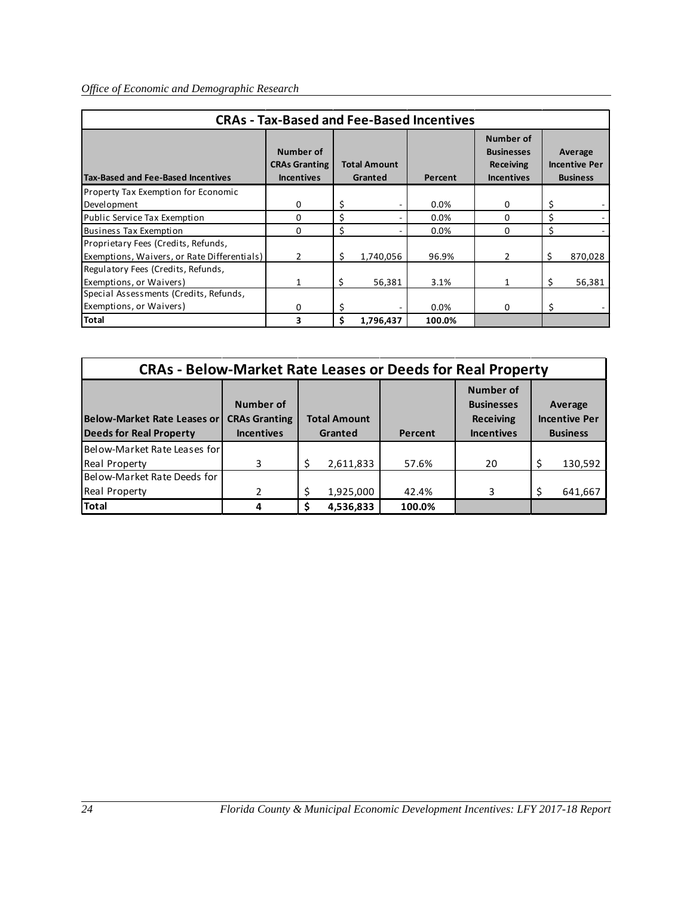| CRAs - Tax-Based and Fee-Based Incentives | | | | | |
|---|---|---|---|---|---|
| **Tax-Based and Fee-Based Incentives** | **Number of CRAs Granting Incentives** | **Total Amount Granted** | **Percent** | **Number of Businesses Receiving Incentives** | **Average Incentive Per Business** |
| Property Tax Exemption for Economic Development | 0 | $ - | 0.0% | 0 | $ - |
| Public Service Tax Exemption | 0 | $ - | 0.0% | 0 | $ - |
| Business Tax Exemption | 0 | $ - | 0.0% | 0 | $ - |
| Proprietary Fees (Credits, Refunds, Exemptions, Waivers, or Rate Differentials) | 2 | $ 1,740,056 | 96.9% | 2 | $ 870,028 |
| Regulatory Fees (Credits, Refunds, Exemptions, or Waivers) | 1 | $ 56,381 | 3.1% | 1 | $ 56,381 |
| Special Assessments (Credits, Refunds, Exemptions, or Waivers) | 0 | $ - | 0.0% | 0 | $ - |
| **Total** | **3** | **$ 1,796,437** | **100.0%** | | |

| CRAs - Below-Market Rate Leases or Deeds for Real Property | | | | | |
|---|---|---|---|---|---|
| **Below-Market Rate Leases or Deeds for Real Property** | **Number of CRAs Granting Incentives** | **Total Amount Granted** | **Percent** | **Number of Businesses Receiving Incentives** | **Average Incentive Per Business** |
| Below-Market Rate Leases for Real Property | 3 | $ 2,611,833 | 57.6% | 20 | $ 130,592 |
| Below-Market Rate Deeds for Real Property | 2 | $ 1,925,000 | 42.4% | 3 | $ 641,667 |
| **Total** | **4** | **$ 4,536,833** | **100.0%** | | |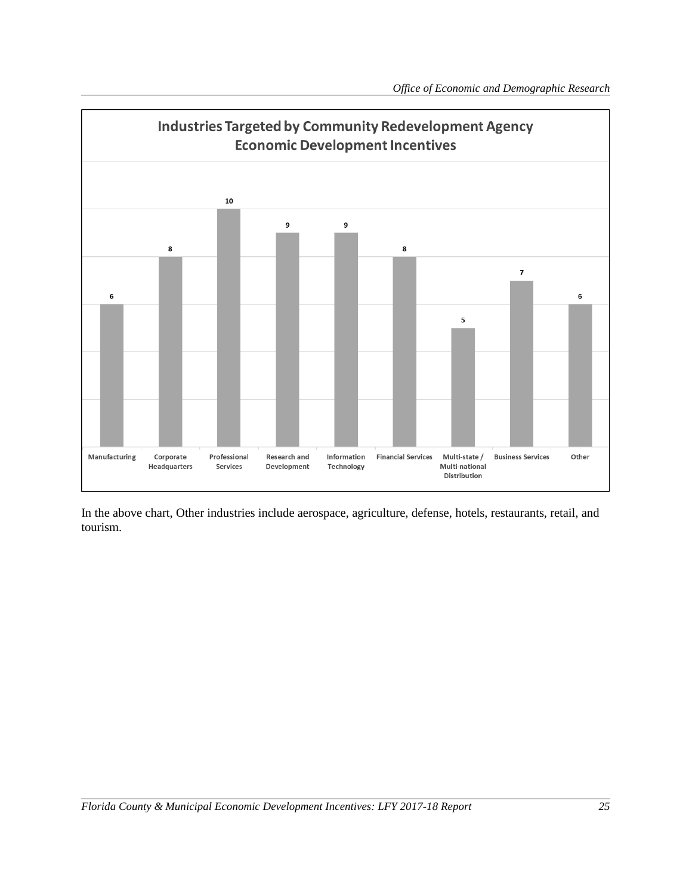**Industries Targeted by Community Redevelopment Agency Economic Development Incentives**

| Industry | Count |
|---|---|
| Manufacturing | 6 |
| Corporate Headquarters | 8 |
| Professional Services | 10 |
| Research and Development | 9 |
| Information Technology | 9 |
| Financial Services | 8 |
| Multi-state / Multi-national Distribution | 5 |
| Business Services | 7 |
| Other | 6 |

In the above chart, Other industries include aerospace, agriculture, defense, hotels, restaurants, retail, and tourism.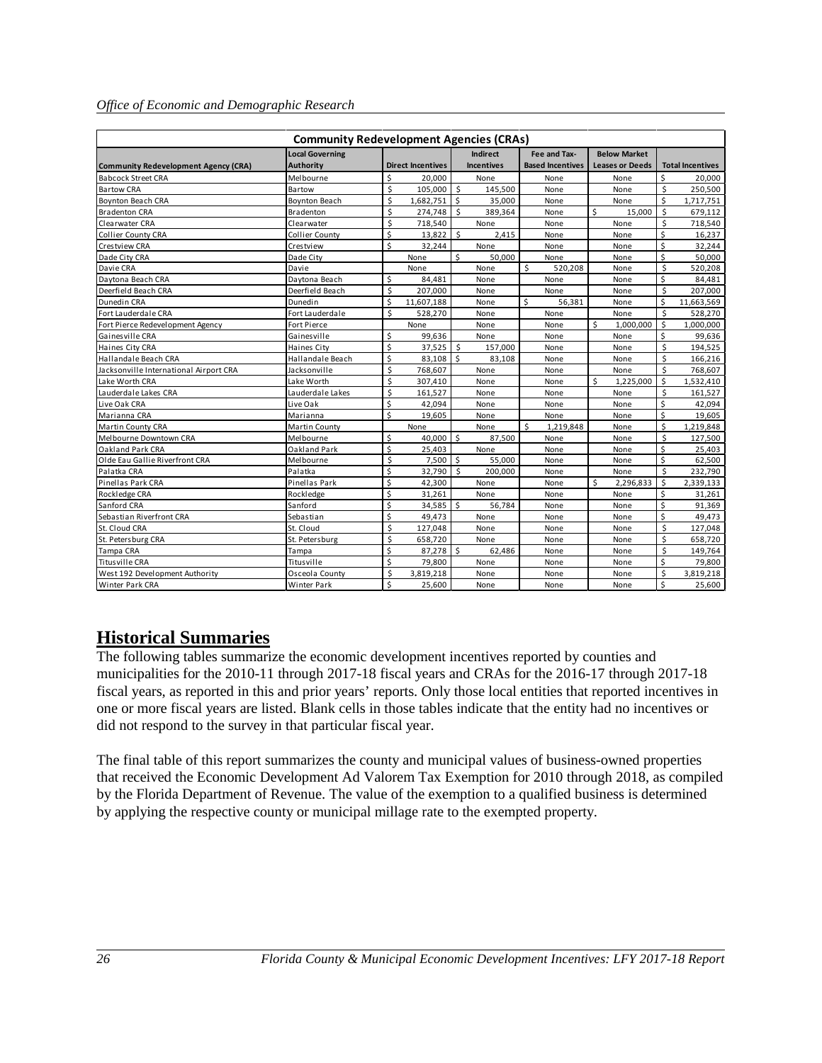| Community Redevelopment Agencies (CRAs) | | | | | | |
|---|---|---|---|---|---|---|
| Community Redevelopment Agency (CRA) | Local Governing Authority | Direct Incentives | Indirect Incentives | Fee and Tax-Based Incentives | Below Market Leases or Deeds | Total Incentives |
| Babcock Street CRA | Melbourne | $ 20,000 | None | None | None | $ 20,000 |
| Bartow CRA | Bartow | $ 105,000 | $ 145,500 | None | None | $ 250,500 |
| Boynton Beach CRA | Boynton Beach | $ 1,682,751 | $ 35,000 | None | None | $ 1,717,751 |
| Bradenton CRA | Bradenton | $ 274,748 | $ 389,364 | None | $ 15,000 | $ 679,112 |
| Clearwater CRA | Clearwater | $ 718,540 | None | None | None | $ 718,540 |
| Collier County CRA | Collier County | $ 13,822 | $ 2,415 | None | None | $ 16,237 |
| Crestview CRA | Crestview | $ 32,244 | None | None | None | $ 32,244 |
| Dade City CRA | Dade City | None | $ 50,000 | None | None | $ 50,000 |
| Davie CRA | Davie | None | None | $ 520,208 | None | $ 520,208 |
| Daytona Beach CRA | Daytona Beach | $ 84,481 | None | None | None | $ 84,481 |
| Deerfield Beach CRA | Deerfield Beach | $ 207,000 | None | None | None | $ 207,000 |
| Dunedin CRA | Dunedin | $ 11,607,188 | None | $ 56,381 | None | $ 11,663,569 |
| Fort Lauderdale CRA | Fort Lauderdale | $ 528,270 | None | None | None | $ 528,270 |
| Fort Pierce Redevelopment Agency | Fort Pierce | None | None | None | $ 1,000,000 | $ 1,000,000 |
| Gainesville CRA | Gainesville | $ 99,636 | None | None | None | $ 99,636 |
| Haines City CRA | Haines City | $ 37,525 | $ 157,000 | None | None | $ 194,525 |
| Hallandale Beach CRA | Hallandale Beach | $ 83,108 | $ 83,108 | None | None | $ 166,216 |
| Jacksonville International Airport CRA | Jacksonville | $ 768,607 | None | None | None | $ 768,607 |
| Lake Worth CRA | Lake Worth | $ 307,410 | None | None | $ 1,225,000 | $ 1,532,410 |
| Lauderdale Lakes CRA | Lauderdale Lakes | $ 161,527 | None | None | None | $ 161,527 |
| Live Oak CRA | Live Oak | $ 42,094 | None | None | None | $ 42,094 |
| Marianna CRA | Marianna | $ 19,605 | None | None | None | $ 19,605 |
| Martin County CRA | Martin County | None | None | $ 1,219,848 | None | $ 1,219,848 |
| Melbourne Downtown CRA | Melbourne | $ 40,000 | $ 87,500 | None | None | $ 127,500 |
| Oakland Park CRA | Oakland Park | $ 25,403 | None | None | None | $ 25,403 |
| Olde Eau Gallie Riverfront CRA | Melbourne | $ 7,500 | $ 55,000 | None | None | $ 62,500 |
| Palatka CRA | Palatka | $ 32,790 | $ 200,000 | None | None | $ 232,790 |
| Pinellas Park CRA | Pinellas Park | $ 42,300 | None | None | $ 2,296,833 | $ 2,339,133 |
| Rockledge CRA | Rockledge | $ 31,261 | None | None | None | $ 31,261 |
| Sanford CRA | Sanford | $ 34,585 | $ 56,784 | None | None | $ 91,369 |
| Sebastian Riverfront CRA | Sebastian | $ 49,473 | None | None | None | $ 49,473 |
| St. Cloud CRA | St. Cloud | $ 127,048 | None | None | None | $ 127,048 |
| St. Petersburg CRA | St. Petersburg | $ 658,720 | None | None | None | $ 658,720 |
| Tampa CRA | Tampa | $ 87,278 | $ 62,486 | None | None | $ 149,764 |
| Titusville CRA | Titusville | $ 79,800 | None | None | None | $ 79,800 |
| West 192 Development Authority | Osceola County | $ 3,819,218 | None | None | None | $ 3,819,218 |
| Winter Park CRA | Winter Park | $ 25,600 | None | None | None | $ 25,600 |

## Historical Summaries

The following tables summarize the economic development incentives reported by counties and municipalities for the 2010-11 through 2017-18 fiscal years and CRAs for the 2016-17 through 2017-18 fiscal years, as reported in this and prior years' reports. Only those local entities that reported incentives in one or more fiscal years are listed. Blank cells in those tables indicate that the entity had no incentives or did not respond to the survey in that particular fiscal year.

The final table of this report summarizes the county and municipal values of business-owned properties that received the Economic Development Ad Valorem Tax Exemption for 2010 through 2018, as compiled by the Florida Department of Revenue. The value of the exemption to a qualified business is determined by applying the respective county or municipal millage rate to the exempted property.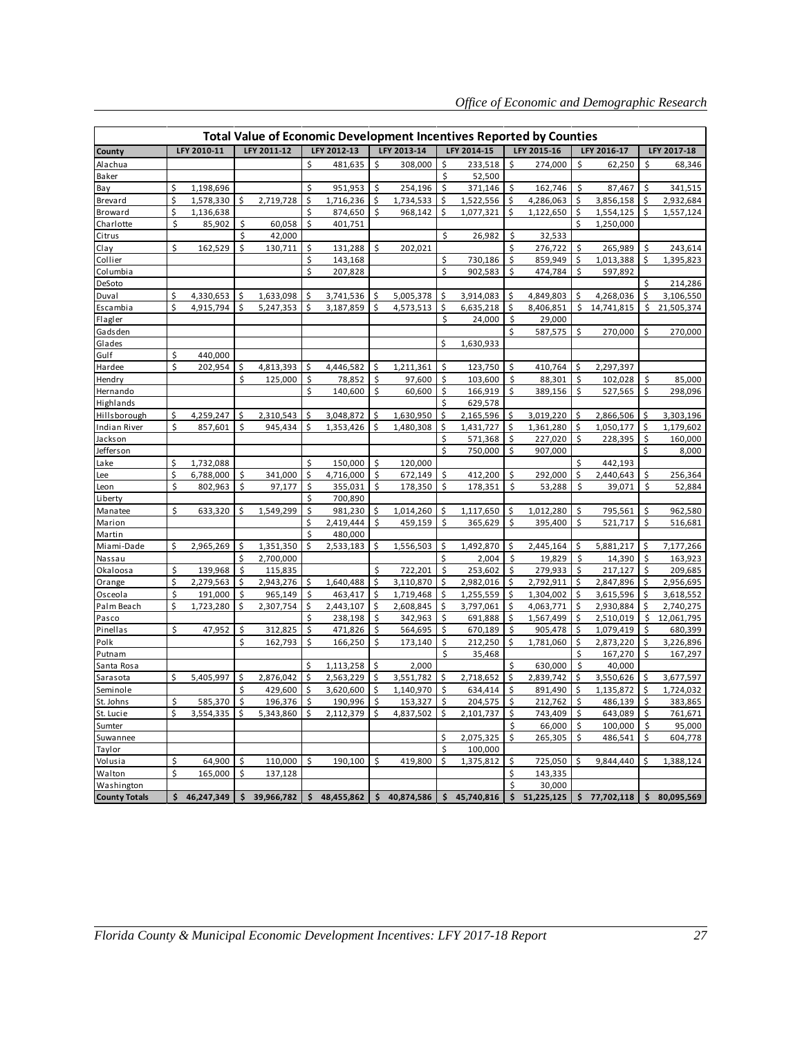| Total Value of Economic Development Incentives Reported by Counties | | | | | | | | |
|---|---|---|---|---|---|---|---|---|
| County | LFY 2010-11 | LFY 2011-12 | LFY 2012-13 | LFY 2013-14 | LFY 2014-15 | LFY 2015-16 | LFY 2016-17 | LFY 2017-18 |
| Alachua | | | $ 481,635 | $ 308,000 | $ 233,518 | $ 274,000 | $ 62,250 | $ 68,346 |
| Baker | | | | | $ 52,500 | | | |
| Bay | $ 1,198,696 | | $ 951,953 | $ 254,196 | $ 371,146 | $ 162,746 | $ 87,467 | $ 341,515 |
| Brevard | $ 1,578,330 | $ 2,719,728 | $ 1,716,236 | $ 1,734,533 | $ 1,522,556 | $ 4,286,063 | $ 3,856,158 | $ 2,932,684 |
| Broward | $ 1,136,638 | | $ 874,650 | $ 968,142 | $ 1,077,321 | $ 1,122,650 | $ 1,554,125 | $ 1,557,124 |
| Charlotte | $ 85,902 | $ 60,058 | $ 401,751 | | | | $ 1,250,000 | |
| Citrus | | $ 42,000 | | | $ 26,982 | $ 32,533 | | |
| Clay | $ 162,529 | $ 130,711 | $ 131,288 | $ 202,021 | | $ 276,722 | $ 265,989 | $ 243,614 |
| Collier | | | $ 143,168 | | $ 730,186 | $ 859,949 | $ 1,013,388 | $ 1,395,823 |
| Columbia | | | $ 207,828 | | $ 902,583 | $ 474,784 | $ 597,892 | |
| DeSoto | | | | | | | | $ 214,286 |
| Duval | $ 4,330,653 | $ 1,633,098 | $ 3,741,536 | $ 5,005,378 | $ 3,914,083 | $ 4,849,803 | $ 4,268,036 | $ 3,106,550 |
| Escambia | $ 4,915,794 | $ 5,247,353 | $ 3,187,859 | $ 4,573,513 | $ 6,635,218 | $ 8,406,851 | $ 14,741,815 | $ 21,505,374 |
| Flagler | | | | | $ 24,000 | $ 29,000 | | |
| Gadsden | | | | | | $ 587,575 | $ 270,000 | $ 270,000 |
| Glades | | | | | $ 1,630,933 | | | |
| Gulf | $ 440,000 | | | | | | | |
| Hardee | $ 202,954 | $ 4,813,393 | $ 4,446,582 | $ 1,211,361 | $ 123,750 | $ 410,764 | $ 2,297,397 | |
| Hendry | | $ 125,000 | $ 78,852 | $ 97,600 | $ 103,600 | $ 88,301 | $ 102,028 | $ 85,000 |
| Hernando | | | $ 140,600 | $ 60,600 | $ 166,919 | $ 389,156 | $ 527,565 | $ 298,096 |
| Highlands | | | | | $ 629,578 | | | |
| Hillsborough | $ 4,259,247 | $ 2,310,543 | $ 3,048,872 | $ 1,630,950 | $ 2,165,596 | $ 3,019,220 | $ 2,866,506 | $ 3,303,196 |
| Indian River | $ 857,601 | $ 945,434 | $ 1,353,426 | $ 1,480,308 | $ 1,431,727 | $ 1,361,280 | $ 1,050,177 | $ 1,179,602 |
| Jackson | | | | | $ 571,368 | $ 227,020 | $ 228,395 | $ 160,000 |
| Jefferson | | | | | $ 750,000 | $ 907,000 | | $ 8,000 |
| Lake | $ 1,732,088 | | $ 150,000 | $ 120,000 | | | $ 442,193 | |
| Lee | $ 6,788,000 | $ 341,000 | $ 4,716,000 | $ 672,149 | $ 412,200 | $ 292,000 | $ 2,440,643 | $ 256,364 |
| Leon | $ 802,963 | $ 97,177 | $ 355,031 | $ 178,350 | $ 178,351 | $ 53,288 | $ 39,071 | $ 52,884 |
| Liberty | | | $ 700,890 | | | | | |
| Manatee | $ 633,320 | $ 1,549,299 | $ 981,230 | $ 1,014,260 | $ 1,117,650 | $ 1,012,280 | $ 795,561 | $ 962,580 |
| Marion | | | $ 2,419,444 | $ 459,159 | $ 365,629 | $ 395,400 | $ 521,717 | $ 516,681 |
| Martin | | | $ 480,000 | | | | | |
| Miami-Dade | $ 2,965,269 | $ 1,351,350 | $ 2,533,183 | $ 1,556,503 | $ 1,492,870 | $ 2,445,164 | $ 5,881,217 | $ 7,177,266 |
| Nassau | | $ 2,700,000 | | | $ 2,004 | $ 19,829 | $ 14,390 | $ 163,923 |
| Okaloosa | $ 139,968 | $ 115,835 | | $ 722,201 | $ 253,602 | $ 279,933 | $ 217,127 | $ 209,685 |
| Orange | $ 2,279,563 | $ 2,943,276 | $ 1,640,488 | $ 3,110,870 | $ 2,982,016 | $ 2,792,911 | $ 2,847,896 | $ 2,956,695 |
| Osceola | $ 191,000 | $ 965,149 | $ 463,417 | $ 1,719,468 | $ 1,255,559 | $ 1,304,002 | $ 3,615,596 | $ 3,618,552 |
| Palm Beach | $ 1,723,280 | $ 2,307,754 | $ 2,443,107 | $ 2,608,845 | $ 3,797,061 | $ 4,063,771 | $ 2,930,884 | $ 2,740,275 |
| Pasco | | | $ 238,198 | $ 342,963 | $ 691,888 | $ 1,567,499 | $ 2,510,019 | $ 12,061,795 |
| Pinellas | $ 47,952 | $ 312,825 | $ 471,826 | $ 564,695 | $ 670,189 | $ 905,478 | $ 1,079,419 | $ 680,399 |
| Polk | | $ 162,793 | $ 166,250 | $ 173,140 | $ 212,250 | $ 1,781,060 | $ 2,873,220 | $ 3,226,896 |
| Putnam | | | | | $ 35,468 | | $ 167,270 | $ 167,297 |
| Santa Rosa | | | $ 1,113,258 | $ 2,000 | | $ 630,000 | $ 40,000 | |
| Sarasota | $ 5,405,997 | $ 2,876,042 | $ 2,563,229 | $ 3,551,782 | $ 2,718,652 | $ 2,839,742 | $ 3,550,626 | $ 3,677,597 |
| Seminole | | $ 429,600 | $ 3,620,600 | $ 1,140,970 | $ 634,414 | $ 891,490 | $ 1,135,872 | $ 1,724,032 |
| St. Johns | $ 585,370 | $ 196,376 | $ 190,996 | $ 153,327 | $ 204,575 | $ 212,762 | $ 486,139 | $ 383,865 |
| St. Lucie | $ 3,554,335 | $ 5,343,860 | $ 2,112,379 | $ 4,837,502 | $ 2,101,737 | $ 743,409 | $ 643,089 | $ 761,671 |
| Sumter | | | | | | $ 66,000 | $ 100,000 | $ 95,000 |
| Suwannee | | | | | $ 2,075,325 | $ 265,305 | $ 486,541 | $ 604,778 |
| Taylor | | | | | $ 100,000 | | | |
| Volusia | $ 64,900 | $ 110,000 | $ 190,100 | $ 419,800 | $ 1,375,812 | $ 725,050 | $ 9,844,440 | $ 1,388,124 |
| Walton | $ 165,000 | $ 137,128 | | | | $ 143,335 | | |
| Washington | | | | | | $ 30,000 | | |
| **County Totals** | **$ 46,247,349** | **$ 39,966,782** | **$ 48,455,862** | **$ 40,874,586** | **$ 45,740,816** | **$ 51,225,125** | **$ 77,702,118** | **$ 80,095,569** |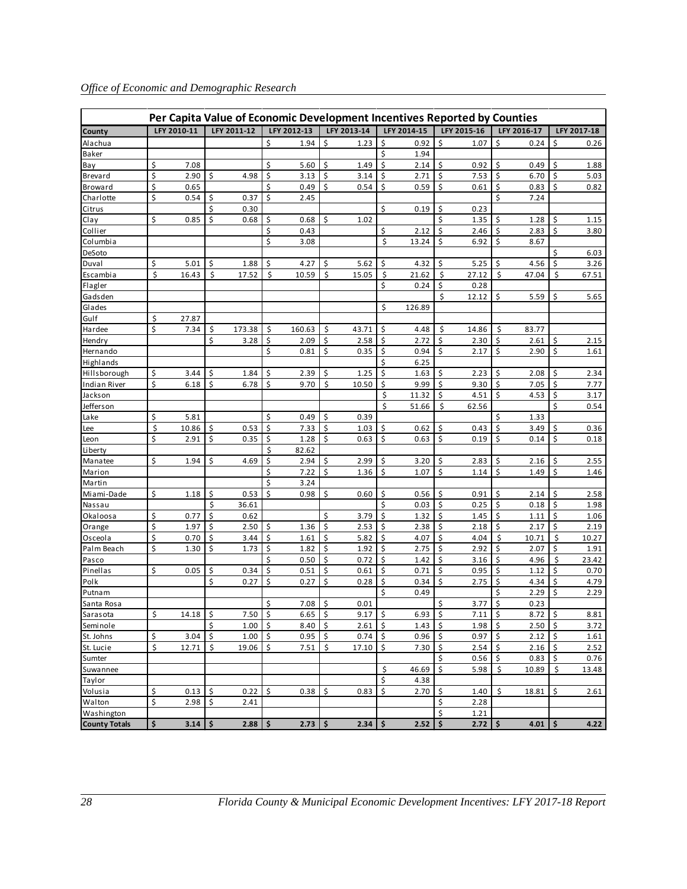## Per Capita Value of Economic Development Incentives Reported by Counties

| County | LFY 2010-11 | LFY 2011-12 | LFY 2012-13 | LFY 2013-14 | LFY 2014-15 | LFY 2015-16 | LFY 2016-17 | LFY 2017-18 |
|---|---|---|---|---|---|---|---|---|
| Alachua | | | $ 1.94 | $ 1.23 | $ 0.92 | $ 1.07 | $ 0.24 | $ 0.26 |
| Baker | | | | | $ 1.94 | | | |
| Bay | $ 7.08 | | $ 5.60 | $ 1.49 | $ 2.14 | $ 0.92 | $ 0.49 | $ 1.88 |
| Brevard | $ 2.90 | $ 4.98 | $ 3.13 | $ 3.14 | $ 2.71 | $ 7.53 | $ 6.70 | $ 5.03 |
| Broward | $ 0.65 | | $ 0.49 | $ 0.54 | $ 0.59 | $ 0.61 | $ 0.83 | $ 0.82 |
| Charlotte | $ 0.54 | $ 0.37 | $ 2.45 | | | | $ 7.24 | |
| Citrus | | $ 0.30 | | | $ 0.19 | $ 0.23 | | |
| Clay | $ 0.85 | $ 0.68 | $ 0.68 | $ 1.02 | | $ 1.35 | $ 1.28 | $ 1.15 |
| Collier | | | $ 0.43 | | $ 2.12 | $ 2.46 | $ 2.83 | $ 3.80 |
| Columbia | | | $ 3.08 | | $ 13.24 | $ 6.92 | $ 8.67 | |
| DeSoto | | | | | | | | $ 6.03 |
| Duval | $ 5.01 | $ 1.88 | $ 4.27 | $ 5.62 | $ 4.32 | $ 5.25 | $ 4.56 | $ 3.26 |
| Escambia | $ 16.43 | $ 17.52 | $ 10.59 | $ 15.05 | $ 21.62 | $ 27.12 | $ 47.04 | $ 67.51 |
| Flagler | | | | | $ 0.24 | $ 0.28 | | |
| Gadsden | | | | | | $ 12.12 | $ 5.59 | $ 5.65 |
| Glades | | | | | $ 126.89 | | | |
| Gulf | $ 27.87 | | | | | | | |
| Hardee | $ 7.34 | $ 173.38 | $ 160.63 | $ 43.71 | $ 4.48 | $ 14.86 | $ 83.77 | |
| Hendry | | $ 3.28 | $ 2.09 | $ 2.58 | $ 2.72 | $ 2.30 | $ 2.61 | $ 2.15 |
| Hernando | | | $ 0.81 | $ 0.35 | $ 0.94 | $ 2.17 | $ 2.90 | $ 1.61 |
| Highlands | | | | | $ 6.25 | | | |
| Hillsborough | $ 3.44 | $ 1.84 | $ 2.39 | $ 1.25 | $ 1.63 | $ 2.23 | $ 2.08 | $ 2.34 |
| Indian River | $ 6.18 | $ 6.78 | $ 9.70 | $ 10.50 | $ 9.99 | $ 9.30 | $ 7.05 | $ 7.77 |
| Jackson | | | | | $ 11.32 | $ 4.51 | $ 4.53 | $ 3.17 |
| Jefferson | | | | | $ 51.66 | $ 62.56 | | $ 0.54 |
| Lake | $ 5.81 | | $ 0.49 | $ 0.39 | | | $ 1.33 | |
| Lee | $ 10.86 | $ 0.53 | $ 7.33 | $ 1.03 | $ 0.62 | $ 0.43 | $ 3.49 | $ 0.36 |
| Leon | $ 2.91 | $ 0.35 | $ 1.28 | $ 0.63 | $ 0.63 | $ 0.19 | $ 0.14 | $ 0.18 |
| Liberty | | | $ 82.62 | | | | | |
| Manatee | $ 1.94 | $ 4.69 | $ 2.94 | $ 2.99 | $ 3.20 | $ 2.83 | $ 2.16 | $ 2.55 |
| Marion | | | $ 7.22 | $ 1.36 | $ 1.07 | $ 1.14 | $ 1.49 | $ 1.46 |
| Martin | | | $ 3.24 | | | | | |
| Miami-Dade | $ 1.18 | $ 0.53 | $ 0.98 | $ 0.60 | $ 0.56 | $ 0.91 | $ 2.14 | $ 2.58 |
| Nassau | | $ 36.61 | | | $ 0.03 | $ 0.25 | $ 0.18 | $ 1.98 |
| Okaloosa | $ 0.77 | $ 0.62 | | $ 3.79 | $ 1.32 | $ 1.45 | $ 1.11 | $ 1.06 |
| Orange | $ 1.97 | $ 2.50 | $ 1.36 | $ 2.53 | $ 2.38 | $ 2.18 | $ 2.17 | $ 2.19 |
| Osceola | $ 0.70 | $ 3.44 | $ 1.61 | $ 5.82 | $ 4.07 | $ 4.04 | $ 10.71 | $ 10.27 |
| Palm Beach | $ 1.30 | $ 1.73 | $ 1.82 | $ 1.92 | $ 2.75 | $ 2.92 | $ 2.07 | $ 1.91 |
| Pasco | | | $ 0.50 | $ 0.72 | $ 1.42 | $ 3.16 | $ 4.96 | $ 23.42 |
| Pinellas | $ 0.05 | $ 0.34 | $ 0.51 | $ 0.61 | $ 0.71 | $ 0.95 | $ 1.12 | $ 0.70 |
| Polk | | $ 0.27 | $ 0.27 | $ 0.28 | $ 0.34 | $ 2.75 | $ 4.34 | $ 4.79 |
| Putnam | | | | | $ 0.49 | | $ 2.29 | $ 2.29 |
| Santa Rosa | | | $ 7.08 | $ 0.01 | | $ 3.77 | $ 0.23 | |
| Sarasota | $ 14.18 | $ 7.50 | $ 6.65 | $ 9.17 | $ 6.93 | $ 7.11 | $ 8.72 | $ 8.81 |
| Seminole | | $ 1.00 | $ 8.40 | $ 2.61 | $ 1.43 | $ 1.98 | $ 2.50 | $ 3.72 |
| St. Johns | $ 3.04 | $ 1.00 | $ 0.95 | $ 0.74 | $ 0.96 | $ 0.97 | $ 2.12 | $ 1.61 |
| St. Lucie | $ 12.71 | $ 19.06 | $ 7.51 | $ 17.10 | $ 7.30 | $ 2.54 | $ 2.16 | $ 2.52 |
| Sumter | | | | | | $ 0.56 | $ 0.83 | $ 0.76 |
| Suwannee | | | | | $ 46.69 | $ 5.98 | $ 10.89 | $ 13.48 |
| Taylor | | | | | $ 4.38 | | | |
| Volusia | $ 0.13 | $ 0.22 | $ 0.38 | $ 0.83 | $ 2.70 | $ 1.40 | $ 18.81 | $ 2.61 |
| Walton | $ 2.98 | $ 2.41 | | | | $ 2.28 | | |
| Washington | | | | | | $ 1.21 | | |
| **County Totals** | **$ 3.14** | **$ 2.88** | **$ 2.73** | **$ 2.34** | **$ 2.52** | **$ 2.72** | **$ 4.01** | **$ 4.22** |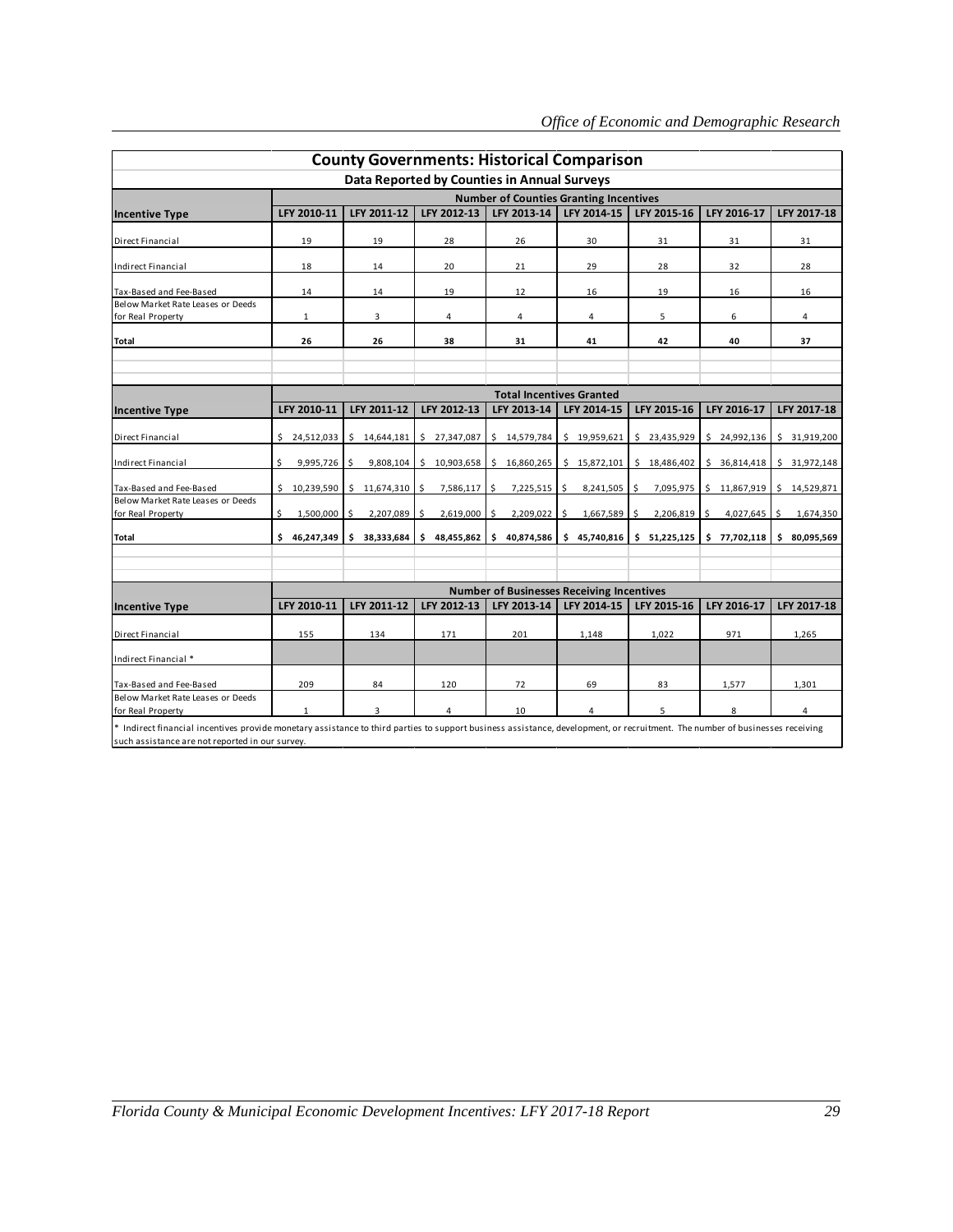## County Governments: Historical Comparison

### Data Reported by Counties in Annual Surveys

| Incentive Type | Number of Counties Granting Incentives | | | | | | | |
|---|---|---|---|---|---|---|---|---|
| | LFY 2010-11 | LFY 2011-12 | LFY 2012-13 | LFY 2013-14 | LFY 2014-15 | LFY 2015-16 | LFY 2016-17 | LFY 2017-18 |
| Direct Financial | 19 | 19 | 28 | 26 | 30 | 31 | 31 | 31 |
| Indirect Financial | 18 | 14 | 20 | 21 | 29 | 28 | 32 | 28 |
| Tax-Based and Fee-Based | 14 | 14 | 19 | 12 | 16 | 19 | 16 | 16 |
| Below Market Rate Leases or Deeds for Real Property | 1 | 3 | 4 | 4 | 4 | 5 | 6 | 4 |
| **Total** | **26** | **26** | **38** | **31** | **41** | **42** | **40** | **37** |

| Incentive Type | Total Incentives Granted | | | | | | | |
|---|---|---|---|---|---|---|---|---|
| | LFY 2010-11 | LFY 2011-12 | LFY 2012-13 | LFY 2013-14 | LFY 2014-15 | LFY 2015-16 | LFY 2016-17 | LFY 2017-18 |
| Direct Financial | $ 24,512,033 | $ 14,644,181 | $ 27,347,087 | $ 14,579,784 | $ 19,959,621 | $ 23,435,929 | $ 24,992,136 | $ 31,919,200 |
| Indirect Financial | $ 9,995,726 | $ 9,808,104 | $ 10,903,658 | $ 16,860,265 | $ 15,872,101 | $ 18,486,402 | $ 36,814,418 | $ 31,972,148 |
| Tax-Based and Fee-Based | $ 10,239,590 | $ 11,674,310 | $ 7,586,117 | $ 7,225,515 | $ 8,241,505 | $ 7,095,975 | $ 11,867,919 | $ 14,529,871 |
| Below Market Rate Leases or Deeds for Real Property | $ 1,500,000 | $ 2,207,089 | $ 2,619,000 | $ 2,209,022 | $ 1,667,589 | $ 2,206,819 | $ 4,027,645 | $ 1,674,350 |
| **Total** | **$ 46,247,349** | **$ 38,333,684** | **$ 48,455,862** | **$ 40,874,586** | **$ 45,740,816** | **$ 51,225,125** | **$ 77,702,118** | **$ 80,095,569** |

| Incentive Type | Number of Businesses Receiving Incentives | | | | | | | |
|---|---|---|---|---|---|---|---|---|
| | LFY 2010-11 | LFY 2011-12 | LFY 2012-13 | LFY 2013-14 | LFY 2014-15 | LFY 2015-16 | LFY 2016-17 | LFY 2017-18 |
| Direct Financial | 155 | 134 | 171 | 201 | 1,148 | 1,022 | 971 | 1,265 |
| Indirect Financial * | | | | | | | | |
| Tax-Based and Fee-Based | 209 | 84 | 120 | 72 | 69 | 83 | 1,577 | 1,301 |
| Below Market Rate Leases or Deeds for Real Property | 1 | 3 | 4 | 10 | 4 | 5 | 8 | 4 |

* Indirect financial incentives provide monetary assistance to third parties to support business assistance, development, or recruitment. The number of businesses receiving such assistance are not reported in our survey.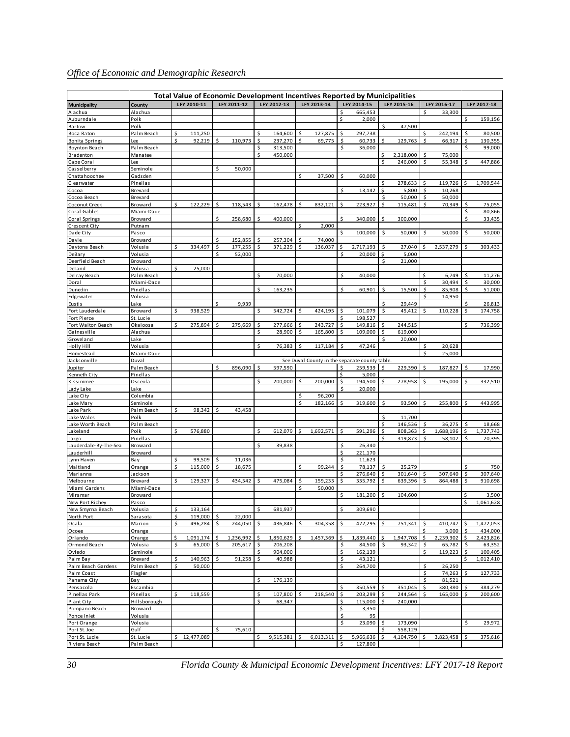| Total Value of Economic Development Incentives Reported by Municipalities | | | | | | | | | |
|---|---|---|---|---|---|---|---|---|---|
| Municipality | County | LFY 2010-11 | LFY 2011-12 | LFY 2012-13 | LFY 2013-14 | LFY 2014-15 | LFY 2015-16 | LFY 2016-17 | LFY 2017-18 |
| Alachua | Alachua | | | | | $ 665,453 | | $ 33,300 | |
| Auburndale | Polk | | | | | $ 2,000 | | | $ 159,156 |
| Bartow | Polk | | | | | | $ 47,500 | | |
| Boca Raton | Palm Beach | $ 111,250 | | $ 164,600 | $ 127,875 | $ 297,738 | | $ 242,194 | $ 80,500 |
| Bonita Springs | Lee | $ 92,219 | $ 110,973 | $ 237,270 | $ 69,775 | $ 60,733 | $ 129,763 | $ 66,317 | $ 130,355 |
| Boynton Beach | Palm Beach | | | $ 313,500 | | $ 36,000 | | | $ 99,000 |
| Bradenton | Manatee | | | $ 450,000 | | | $ 2,318,000 | $ 75,000 | |
| Cape Coral | Lee | | | | | | $ 246,000 | $ 55,348 | $ 447,886 |
| Casselberry | Seminole | | $ 50,000 | | | | | | |
| Chattahoochee | Gadsden | | | | $ 37,500 | $ 60,000 | | | |
| Clearwater | Pinellas | | | | | | $ 278,633 | $ 119,726 | $ 1,709,544 |
| Cocoa | Brevard | | | | | $ 13,142 | $ 5,800 | $ 10,268 | |
| Cocoa Beach | Brevard | | | | | | $ 50,000 | $ 50,000 | |
| Coconut Creek | Broward | $ 122,229 | $ 118,543 | $ 162,478 | $ 832,121 | $ 223,927 | $ 115,481 | $ 70,349 | $ 75,055 |
| Coral Gables | Miami-Dade | | | | | | | | $ 80,866 |
| Coral Springs | Broward | | $ 258,680 | $ 400,000 | | $ 340,000 | $ 300,000 | | $ 33,435 |
| Crescent City | Putnam | | | | $ 2,000 | | | | |
| Dade City | Pasco | | | | | $ 100,000 | $ 50,000 | $ 50,000 | $ 50,000 |
| Davie | Broward | | $ 152,855 | $ 257,304 | $ 74,000 | | | | |
| Daytona Beach | Volusia | $ 334,497 | $ 177,255 | $ 371,229 | $ 136,037 | $ 2,717,193 | $ 27,040 | $ 2,537,279 | $ 303,433 |
| DeBary | Volusia | | $ 52,000 | | | $ 20,000 | $ 5,000 | | |
| Deerfield Beach | Broward | | | | | | $ 21,000 | | |
| DeLand | Volusia | $ 25,000 | | | | | | | |
| Delray Beach | Palm Beach | | | $ 70,000 | | $ 40,000 | | $ 6,749 | $ 11,276 |
| Doral | Miami-Dade | | | | | | | $ 30,494 | $ 30,000 |
| Dunedin | Pinellas | | | $ 163,235 | | $ 60,901 | $ 15,500 | $ 85,908 | $ 51,000 |
| Edgewater | Volusia | | | | | | | $ 14,950 | |
| Eustis | Lake | | $ 9,939 | | | | $ 29,449 | | $ 26,813 |
| Fort Lauderdale | Broward | $ 938,529 | | $ 542,724 | $ 424,195 | $ 101,079 | $ 45,412 | $ 110,228 | $ 174,758 |
| Fort Pierce | St. Lucie | | | | | $ 198,527 | | | |
| Fort Walton Beach | Okaloosa | $ 275,894 | $ 275,669 | $ 277,666 | $ 243,727 | $ 149,816 | $ 244,515 | | $ 736,399 |
| Gainesville | Alachua | | | $ 28,900 | $ 165,800 | $ 109,000 | $ 619,000 | | |
| Groveland | Lake | | | | | | $ 20,000 | | |
| Holly Hill | Volusia | | | $ 76,383 | $ 117,184 | $ 47,246 | | $ 20,628 | |
| Homestead | Miami-Dade | | | | | | | $ 25,000 | |
| Jacksonville | Duval | See Duval County in the separate county table. | | | | | | | |
| Jupiter | Palm Beach | | $ 896,090 | $ 597,590 | | $ 259,539 | $ 229,390 | $ 187,827 | $ 17,990 |
| Kenneth City | Pinellas | | | | | $ 5,000 | | | |
| Kissimmee | Osceola | | | $ 200,000 | $ 200,000 | $ 194,500 | $ 278,958 | $ 195,000 | $ 332,510 |
| Lady Lake | Lake | | | | | $ 20,000 | | | |
| Lake City | Columbia | | | | $ 96,200 | | | | |
| Lake Mary | Seminole | | | | $ 182,166 | $ 319,600 | $ 93,500 | $ 255,800 | $ 443,995 |
| Lake Park | Palm Beach | $ 98,342 | $ 43,458 | | | | | | |
| Lake Wales | Polk | | | | | | $ 11,700 | | |
| Lake Worth Beach | Palm Beach | | | | | | $ 146,536 | $ 36,275 | $ 18,668 |
| Lakeland | Polk | $ 576,880 | | $ 612,079 | $ 1,692,571 | $ 591,296 | $ 808,363 | $ 1,688,196 | $ 1,737,743 |
| Largo | Pinellas | | | | | | $ 319,873 | $ 58,102 | $ 20,395 |
| Lauderdale-By-The-Sea | Broward | | | $ 39,838 | | $ 26,340 | | | |
| Lauderhill | Broward | | | | | $ 221,170 | | | |
| Lynn Haven | Bay | $ 99,509 | $ 11,036 | | | $ 11,623 | | | |
| Maitland | Orange | $ 115,000 | $ 18,675 | | $ 99,244 | $ 78,137 | $ 25,279 | | $ 750 |
| Marianna | Jackson | | | | | $ 276,640 | $ 301,640 | $ 307,640 | $ 307,640 |
| Melbourne | Brevard | $ 129,327 | $ 434,542 | $ 475,084 | $ 159,233 | $ 335,792 | $ 639,396 | $ 864,488 | $ 910,698 |
| Miami Gardens | Miami-Dade | | | | $ 50,000 | | | | |
| Miramar | Broward | | | | | $ 181,200 | $ 104,600 | | $ 3,500 |
| New Port Richey | Pasco | | | | | | | | $ 1,061,628 |
| New Smyrna Beach | Volusia | $ 133,164 | | $ 681,937 | | $ 309,690 | | | |
| North Port | Sarasota | $ 119,000 | $ 22,000 | | | | | | |
| Ocala | Marion | $ 496,284 | $ 244,050 | $ 436,846 | $ 304,358 | $ 472,295 | $ 751,341 | $ 410,747 | $ 1,472,053 |
| Ocoee | Orange | | | | | | | $ 3,000 | $ 434,000 |
| Orlando | Orange | $ 1,091,174 | $ 1,236,992 | $ 1,850,629 | $ 1,457,369 | $ 1,839,440 | $ 1,947,708 | $ 2,239,302 | $ 2,423,826 |
| Ormond Beach | Volusia | $ 65,000 | $ 205,617 | $ 206,208 | | $ 84,500 | $ 93,342 | $ 65,782 | $ 63,352 |
| Oviedo | Seminole | | | $ 904,000 | | $ 162,139 | | $ 119,223 | $ 100,405 |
| Palm Bay | Brevard | $ 140,963 | $ 91,258 | $ 40,988 | | $ 43,121 | | | $ 1,012,410 |
| Palm Beach Gardens | Palm Beach | $ 50,000 | | | | $ 264,700 | | $ 26,250 | |
| Palm Coast | Flagler | | | | | | | $ 74,263 | $ 127,733 |
| Panama City | Bay | | | $ 176,139 | | | | $ 81,521 | |
| Pensacola | Escambia | | | | | $ 350,559 | $ 351,045 | $ 380,380 | $ 384,279 |
| Pinellas Park | Pinellas | $ 118,559 | | $ 107,800 | $ 218,540 | $ 203,299 | $ 244,564 | $ 165,000 | $ 200,600 |
| Plant City | Hillsborough | | | $ 68,347 | | $ 115,000 | $ 240,000 | | |
| Pompano Beach | Broward | | | | | $ 3,350 | | | |
| Ponce Inlet | Volusia | | | | | $ 95 | | | |
| Port Orange | Volusia | | | | | $ 23,090 | $ 173,090 | | $ 29,972 |
| Port St. Joe | Gulf | | $ 75,610 | | | | $ 558,129 | | |
| Port St. Lucie | St. Lucie | $ 12,477,089 | | $ 9,515,381 | $ 6,013,311 | $ 5,966,636 | $ 4,104,750 | $ 3,823,458 | $ 375,616 |
| Riviera Beach | Palm Beach | | | | | $ 127,800 | | | |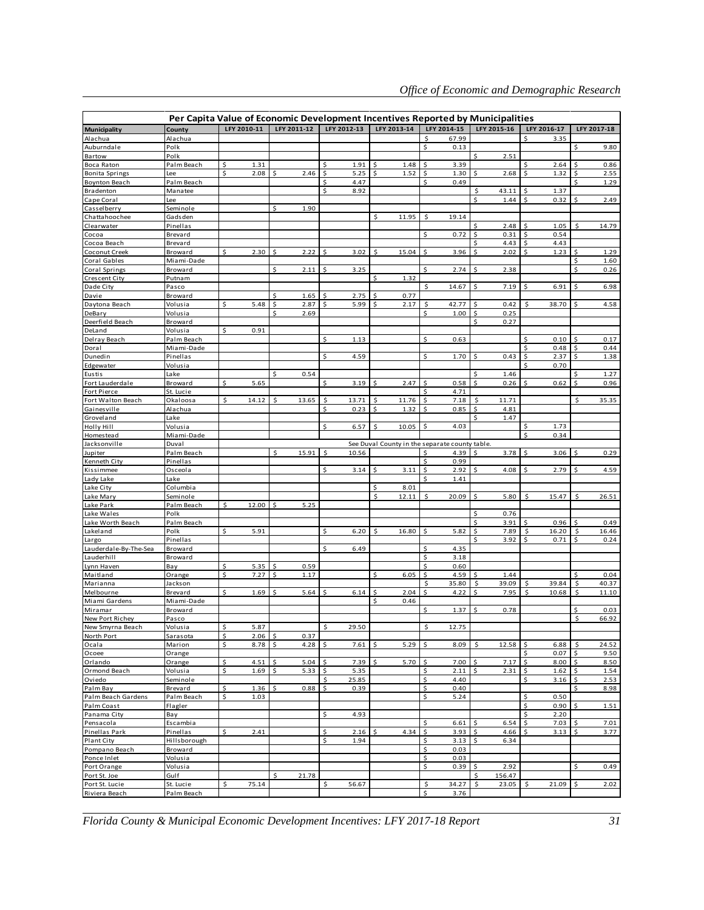**Per Capita Value of Economic Development Incentives Reported by Municipalities**

| Municipality | County | LFY 2010-11 | LFY 2011-12 | LFY 2012-13 | LFY 2013-14 | LFY 2014-15 | LFY 2015-16 | LFY 2016-17 | LFY 2017-18 |
|---|---|---|---|---|---|---|---|---|---|
| Alachua | Alachua | | | | | $ 67.99 | | $ 3.35 | |
| Auburndale | Polk | | | | | $ 0.13 | | | $ 9.80 |
| Bartow | Polk | | | | | | $ 2.51 | | |
| Boca Raton | Palm Beach | $ 1.31 | | $ 1.91 | $ 1.48 | $ 3.39 | | $ 2.64 | $ 0.86 |
| Bonita Springs | Lee | $ 2.08 | $ 2.46 | $ 5.25 | $ 1.52 | $ 1.30 | $ 2.68 | $ 1.32 | $ 2.55 |
| Boynton Beach | Palm Beach | | | $ 4.47 | | $ 0.49 | | | $ 1.29 |
| Bradenton | Manatee | | | $ 8.92 | | | $ 43.11 | $ 1.37 | |
| Cape Coral | Lee | | | | | | $ 1.44 | $ 0.32 | $ 2.49 |
| Casselberry | Seminole | | $ 1.90 | | | | | | |
| Chattahoochee | Gadsden | | | | $ 11.95 | $ 19.14 | | | |
| Clearwater | Pinellas | | | | | | $ 2.48 | $ 1.05 | $ 14.79 |
| Cocoa | Brevard | | | | | $ 0.72 | $ 0.31 | $ 0.54 | |
| Cocoa Beach | Brevard | | | | | | $ 4.43 | $ 4.43 | |
| Coconut Creek | Broward | $ 2.30 | $ 2.22 | $ 3.02 | $ 15.04 | $ 3.96 | $ 2.02 | $ 1.23 | $ 1.29 |
| Coral Gables | Miami-Dade | | | | | | | | $ 1.60 |
| Coral Springs | Broward | | $ 2.11 | $ 3.25 | | $ 2.74 | $ 2.38 | | $ 0.26 |
| Crescent City | Putnam | | | | $ 1.32 | | | | |
| Dade City | Pasco | | | | | $ 14.67 | $ 7.19 | $ 6.91 | $ 6.98 |
| Davie | Broward | | $ 1.65 | $ 2.75 | $ 0.77 | | | | |
| Daytona Beach | Volusia | $ 5.48 | $ 2.87 | $ 5.99 | $ 2.17 | $ 42.77 | $ 0.42 | $ 38.70 | $ 4.58 |
| DeBary | Volusia | | $ 2.69 | | | $ 1.00 | $ 0.25 | | |
| Deerfield Beach | Broward | | | | | | $ 0.27 | | |
| DeLand | Volusia | $ 0.91 | | | | | | | |
| Delray Beach | Palm Beach | | | $ 1.13 | | $ 0.63 | | $ 0.10 | $ 0.17 |
| Doral | Miami-Dade | | | | | | | $ 0.48 | $ 0.44 |
| Dunedin | Pinellas | | | $ 4.59 | | $ 1.70 | $ 0.43 | $ 2.37 | $ 1.38 |
| Edgewater | Volusia | | | | | | | $ 0.70 | |
| Eustis | Lake | | $ 0.54 | | | | $ 1.46 | | $ 1.27 |
| Fort Lauderdale | Broward | $ 5.65 | | $ 3.19 | $ 2.47 | $ 0.58 | $ 0.26 | $ 0.62 | $ 0.96 |
| Fort Pierce | St. Lucie | | | | | $ 4.71 | | | |
| Fort Walton Beach | Okaloosa | $ 14.12 | $ 13.65 | $ 13.71 | $ 11.76 | $ 7.18 | $ 11.71 | | $ 35.35 |
| Gainesville | Alachua | | | $ 0.23 | $ 1.32 | $ 0.85 | $ 4.81 | | |
| Groveland | Lake | | | | | | $ 1.47 | | |
| Holly Hill | Volusia | | | $ 6.57 | $ 10.05 | $ 4.03 | | $ 1.73 | |
| Homestead | Miami-Dade | | | | | | | $ 0.34 | |
| Jacksonville | Duval | See Duval County in the separate county table. | | | | | | | |
| Jupiter | Palm Beach | | $ 15.91 | $ 10.56 | | $ 4.39 | $ 3.78 | $ 3.06 | $ 0.29 |
| Kenneth City | Pinellas | | | | | $ 0.99 | | | |
| Kissimmee | Osceola | | | $ 3.14 | $ 3.11 | $ 2.92 | $ 4.08 | $ 2.79 | $ 4.59 |
| Lady Lake | Lake | | | | | $ 1.41 | | | |
| Lake City | Columbia | | | | $ 8.01 | | | | |
| Lake Mary | Seminole | | | | $ 12.11 | $ 20.09 | $ 5.80 | $ 15.47 | $ 26.51 |
| Lake Park | Palm Beach | $ 12.00 | $ 5.25 | | | | | | |
| Lake Wales | Polk | | | | | | $ 0.76 | | |
| Lake Worth Beach | Palm Beach | | | | | | $ 3.91 | $ 0.96 | $ 0.49 |
| Lakeland | Polk | $ 5.91 | | $ 6.20 | $ 16.80 | $ 5.82 | $ 7.89 | $ 16.20 | $ 16.46 |
| Largo | Pinellas | | | | | | $ 3.92 | $ 0.71 | $ 0.24 |
| Lauderdale-By-The-Sea | Broward | | | $ 6.49 | | $ 4.35 | | | |
| Lauderhill | Broward | | | | | $ 3.18 | | | |
| Lynn Haven | Bay | $ 5.35 | $ 0.59 | | | $ 0.60 | | | |
| Maitland | Orange | $ 7.27 | $ 1.17 | | $ 6.05 | $ 4.59 | $ 1.44 | | $ 0.04 |
| Marianna | Jackson | | | | | $ 35.80 | $ 39.09 | $ 39.84 | $ 40.37 |
| Melbourne | Brevard | $ 1.69 | $ 5.64 | $ 6.14 | $ 2.04 | $ 4.22 | $ 7.95 | $ 10.68 | $ 11.10 |
| Miami Gardens | Miami-Dade | | | | $ 0.46 | | | | |
| Miramar | Broward | | | | | $ 1.37 | $ 0.78 | | $ 0.03 |
| New Port Richey | Pasco | | | | | | | | $ 66.92 |
| New Smyrna Beach | Volusia | $ 5.87 | | $ 29.50 | | $ 12.75 | | | |
| North Port | Sarasota | $ 2.06 | $ 0.37 | | | | | | |
| Ocala | Marion | $ 8.78 | $ 4.28 | $ 7.61 | $ 5.29 | $ 8.09 | $ 12.58 | $ 6.88 | $ 24.52 |
| Ocoee | Orange | | | | | | | $ 0.07 | $ 9.50 |
| Orlando | Orange | $ 4.51 | $ 5.04 | $ 7.39 | $ 5.70 | $ 7.00 | $ 7.17 | $ 8.00 | $ 8.50 |
| Ormond Beach | Volusia | $ 1.69 | $ 5.33 | $ 5.35 | | $ 2.11 | $ 2.31 | $ 1.62 | $ 1.54 |
| Oviedo | Seminole | | | $ 25.85 | | $ 4.40 | | $ 3.16 | $ 2.53 |
| Palm Bay | Brevard | $ 1.36 | $ 0.88 | $ 0.39 | | $ 0.40 | | | $ 8.98 |
| Palm Beach Gardens | Palm Beach | $ 1.03 | | | | $ 5.24 | | $ 0.50 | |
| Palm Coast | Flagler | | | | | | | $ 0.90 | $ 1.51 |
| Panama City | Bay | | | $ 4.93 | | | | $ 2.20 | |
| Pensacola | Escambia | | | | | $ 6.61 | $ 6.54 | $ 7.03 | $ 7.01 |
| Pinellas Park | Pinellas | $ 2.41 | | $ 2.16 | $ 4.34 | $ 3.93 | $ 4.66 | $ 3.13 | $ 3.77 |
| Plant City | Hillsborough | | | $ 1.94 | | $ 3.13 | $ 6.34 | | |
| Pompano Beach | Broward | | | | | $ 0.03 | | | |
| Ponce Inlet | Volusia | | | | | $ 0.03 | | | |
| Port Orange | Volusia | | | | | $ 0.39 | $ 2.92 | | $ 0.49 |
| Port St. Joe | Gulf | | $ 21.78 | | | | $ 156.47 | | |
| Port St. Lucie | St. Lucie | $ 75.14 | | $ 56.67 | | $ 34.27 | $ 23.05 | $ 21.09 | $ 2.02 |
| Riviera Beach | Palm Beach | | | | | $ 3.76 | | | |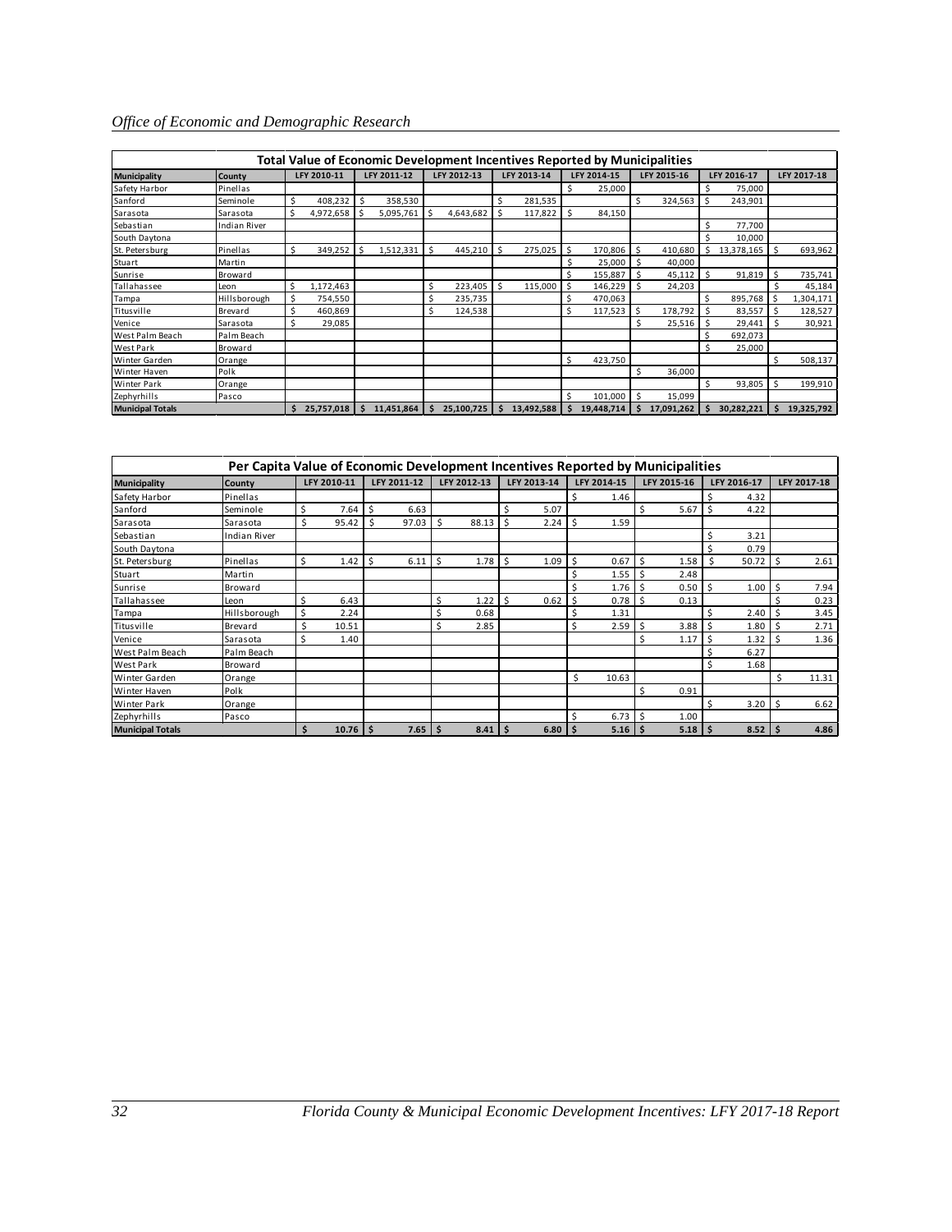| Total Value of Economic Development Incentives Reported by Municipalities | | | | | | | | | |
|---|---|---|---|---|---|---|---|---|---|
| **Municipality** | **County** | **LFY 2010-11** | **LFY 2011-12** | **LFY 2012-13** | **LFY 2013-14** | **LFY 2014-15** | **LFY 2015-16** | **LFY 2016-17** | **LFY 2017-18** |
| Safety Harbor | Pinellas | | | | | $ 25,000 | | $ 75,000 | |
| Sanford | Seminole | $ 408,232 | $ 358,530 | | $ 281,535 | | $ 324,563 | $ 243,901 | |
| Sarasota | Sarasota | $ 4,972,658 | $ 5,095,761 | $ 4,643,682 | $ 117,822 | $ 84,150 | | | |
| Sebastian | Indian River | | | | | | | $ 77,700 | |
| South Daytona | | | | | | | | $ 10,000 | |
| St. Petersburg | Pinellas | $ 349,252 | $ 1,512,331 | $ 445,210 | $ 275,025 | $ 170,806 | $ 410,680 | $ 13,378,165 | $ 693,962 |
| Stuart | Martin | | | | | $ 25,000 | $ 40,000 | | |
| Sunrise | Broward | | | | | $ 155,887 | $ 45,112 | $ 91,819 | $ 735,741 |
| Tallahassee | Leon | $ 1,172,463 | | $ 223,405 | $ 115,000 | $ 146,229 | $ 24,203 | | $ 45,184 |
| Tampa | Hillsborough | $ 754,550 | | $ 235,735 | | $ 470,063 | | $ 895,768 | $ 1,304,171 |
| Titusville | Brevard | $ 460,869 | | $ 124,538 | | $ 117,523 | $ 178,792 | $ 83,557 | $ 128,527 |
| Venice | Sarasota | $ 29,085 | | | | | $ 25,516 | $ 29,441 | $ 30,921 |
| West Palm Beach | Palm Beach | | | | | | | $ 692,073 | |
| West Park | Broward | | | | | | | $ 25,000 | |
| Winter Garden | Orange | | | | | $ 423,750 | | | $ 508,137 |
| Winter Haven | Polk | | | | | | $ 36,000 | | |
| Winter Park | Orange | | | | | | | $ 93,805 | $ 199,910 |
| Zephyrhills | Pasco | | | | | $ 101,000 | $ 15,099 | | |
| **Municipal Totals** | | **$ 25,757,018** | **$ 11,451,864** | **$ 25,100,725** | **$ 13,492,588** | **$ 19,448,714** | **$ 17,091,262** | **$ 30,282,221** | **$ 19,325,792** |

| Per Capita Value of Economic Development Incentives Reported by Municipalities | | | | | | | | | |
|---|---|---|---|---|---|---|---|---|---|
| **Municipality** | **County** | **LFY 2010-11** | **LFY 2011-12** | **LFY 2012-13** | **LFY 2013-14** | **LFY 2014-15** | **LFY 2015-16** | **LFY 2016-17** | **LFY 2017-18** |
| Safety Harbor | Pinellas | | | | | $ 1.46 | | $ 4.32 | |
| Sanford | Seminole | $ 7.64 | $ 6.63 | | $ 5.07 | | $ 5.67 | $ 4.22 | |
| Sarasota | Sarasota | $ 95.42 | $ 97.03 | $ 88.13 | $ 2.24 | $ 1.59 | | | |
| Sebastian | Indian River | | | | | | | $ 3.21 | |
| South Daytona | | | | | | | | $ 0.79 | |
| St. Petersburg | Pinellas | $ 1.42 | $ 6.11 | $ 1.78 | $ 1.09 | $ 0.67 | $ 1.58 | $ 50.72 | $ 2.61 |
| Stuart | Martin | | | | | $ 1.55 | $ 2.48 | | |
| Sunrise | Broward | | | | | $ 1.76 | $ 0.50 | $ 1.00 | $ 7.94 |
| Tallahassee | Leon | $ 6.43 | | $ 1.22 | $ 0.62 | $ 0.78 | $ 0.13 | | $ 0.23 |
| Tampa | Hillsborough | $ 2.24 | | $ 0.68 | | $ 1.31 | | $ 2.40 | $ 3.45 |
| Titusville | Brevard | $ 10.51 | | $ 2.85 | | $ 2.59 | $ 3.88 | $ 1.80 | $ 2.71 |
| Venice | Sarasota | $ 1.40 | | | | | $ 1.17 | $ 1.32 | $ 1.36 |
| West Palm Beach | Palm Beach | | | | | | | $ 6.27 | |
| West Park | Broward | | | | | | | $ 1.68 | |
| Winter Garden | Orange | | | | | $ 10.63 | | | $ 11.31 |
| Winter Haven | Polk | | | | | | $ 0.91 | | |
| Winter Park | Orange | | | | | | | $ 3.20 | $ 6.62 |
| Zephyrhills | Pasco | | | | | $ 6.73 | $ 1.00 | | |
| **Municipal Totals** | | **$ 10.76** | **$ 7.65** | **$ 8.41** | **$ 6.80** | **$ 5.16** | **$ 5.18** | **$ 8.52** | **$ 4.86** |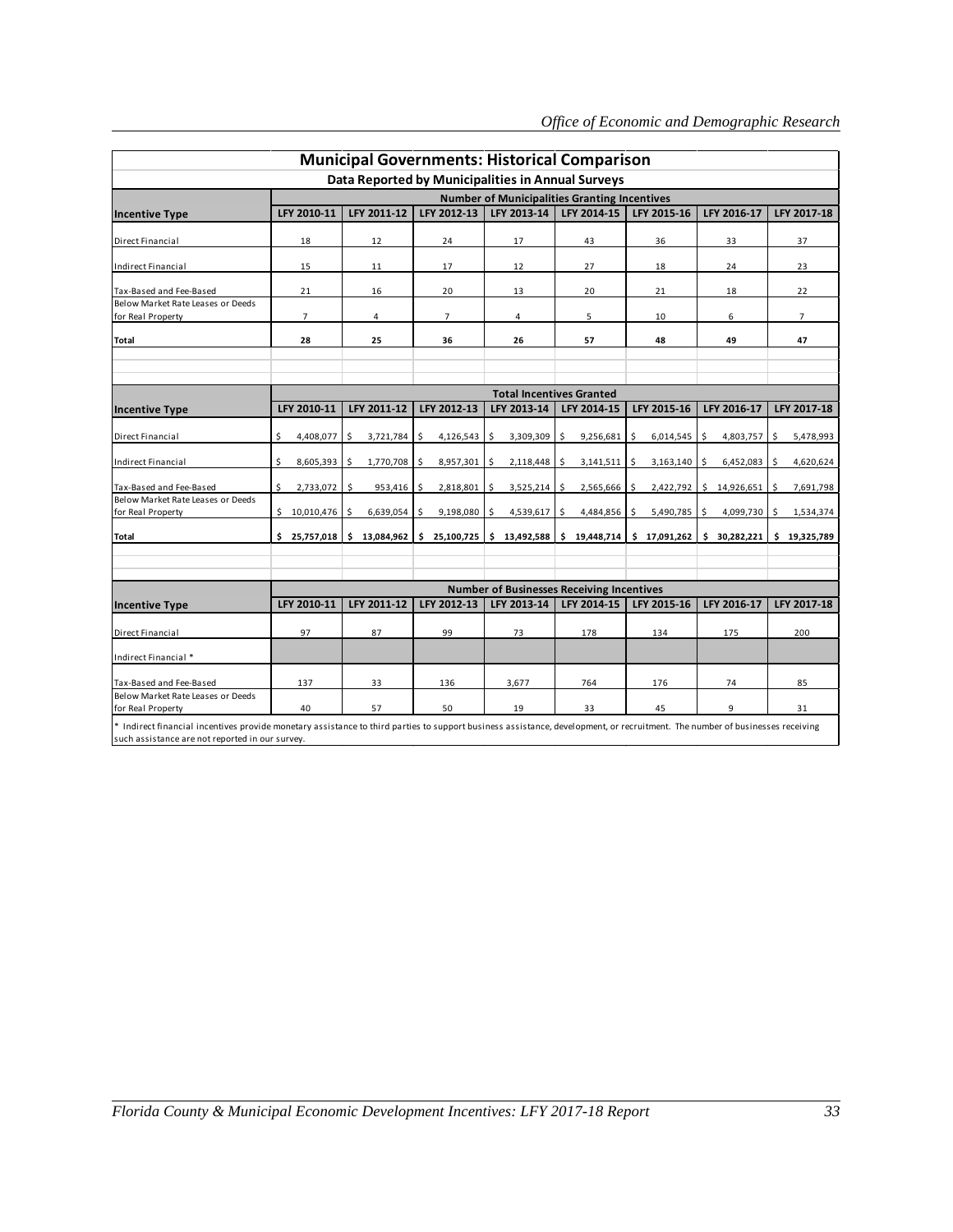## Municipal Governments: Historical Comparison

### Data Reported by Municipalities in Annual Surveys

| Incentive Type | Number of Municipalities Granting Incentives | | | | | | | |
|---|---|---|---|---|---|---|---|---|
| | LFY 2010-11 | LFY 2011-12 | LFY 2012-13 | LFY 2013-14 | LFY 2014-15 | LFY 2015-16 | LFY 2016-17 | LFY 2017-18 |
| Direct Financial | 18 | 12 | 24 | 17 | 43 | 36 | 33 | 37 |
| Indirect Financial | 15 | 11 | 17 | 12 | 27 | 18 | 24 | 23 |
| Tax-Based and Fee-Based | 21 | 16 | 20 | 13 | 20 | 21 | 18 | 22 |
| Below Market Rate Leases or Deeds for Real Property | 7 | 4 | 7 | 4 | 5 | 10 | 6 | 7 |
| **Total** | **28** | **25** | **36** | **26** | **57** | **48** | **49** | **47** |

| Incentive Type | Total Incentives Granted | | | | | | | |
|---|---|---|---|---|---|---|---|---|
| | LFY 2010-11 | LFY 2011-12 | LFY 2012-13 | LFY 2013-14 | LFY 2014-15 | LFY 2015-16 | LFY 2016-17 | LFY 2017-18 |
| Direct Financial | $ 4,408,077 | $ 3,721,784 | $ 4,126,543 | $ 3,309,309 | $ 9,256,681 | $ 6,014,545 | $ 4,803,757 | $ 5,478,993 |
| Indirect Financial | $ 8,605,393 | $ 1,770,708 | $ 8,957,301 | $ 2,118,448 | $ 3,141,511 | $ 3,163,140 | $ 6,452,083 | $ 4,620,624 |
| Tax-Based and Fee-Based | $ 2,733,072 | $ 953,416 | $ 2,818,801 | $ 3,525,214 | $ 2,565,666 | $ 2,422,792 | $ 14,926,651 | $ 7,691,798 |
| Below Market Rate Leases or Deeds for Real Property | $ 10,010,476 | $ 6,639,054 | $ 9,198,080 | $ 4,539,617 | $ 4,484,856 | $ 5,490,785 | $ 4,099,730 | $ 1,534,374 |
| **Total** | **$ 25,757,018** | **$ 13,084,962** | **$ 25,100,725** | **$ 13,492,588** | **$ 19,448,714** | **$ 17,091,262** | **$ 30,282,221** | **$ 19,325,789** |

| Incentive Type | Number of Businesses Receiving Incentives | | | | | | | |
|---|---|---|---|---|---|---|---|---|
| | LFY 2010-11 | LFY 2011-12 | LFY 2012-13 | LFY 2013-14 | LFY 2014-15 | LFY 2015-16 | LFY 2016-17 | LFY 2017-18 |
| Direct Financial | 97 | 87 | 99 | 73 | 178 | 134 | 175 | 200 |
| Indirect Financial * | | | | | | | | |
| Tax-Based and Fee-Based | 137 | 33 | 136 | 3,677 | 764 | 176 | 74 | 85 |
| Below Market Rate Leases or Deeds for Real Property | 40 | 57 | 50 | 19 | 33 | 45 | 9 | 31 |

* Indirect financial incentives provide monetary assistance to third parties to support business assistance, development, or recruitment. The number of businesses receiving such assistance are not reported in our survey.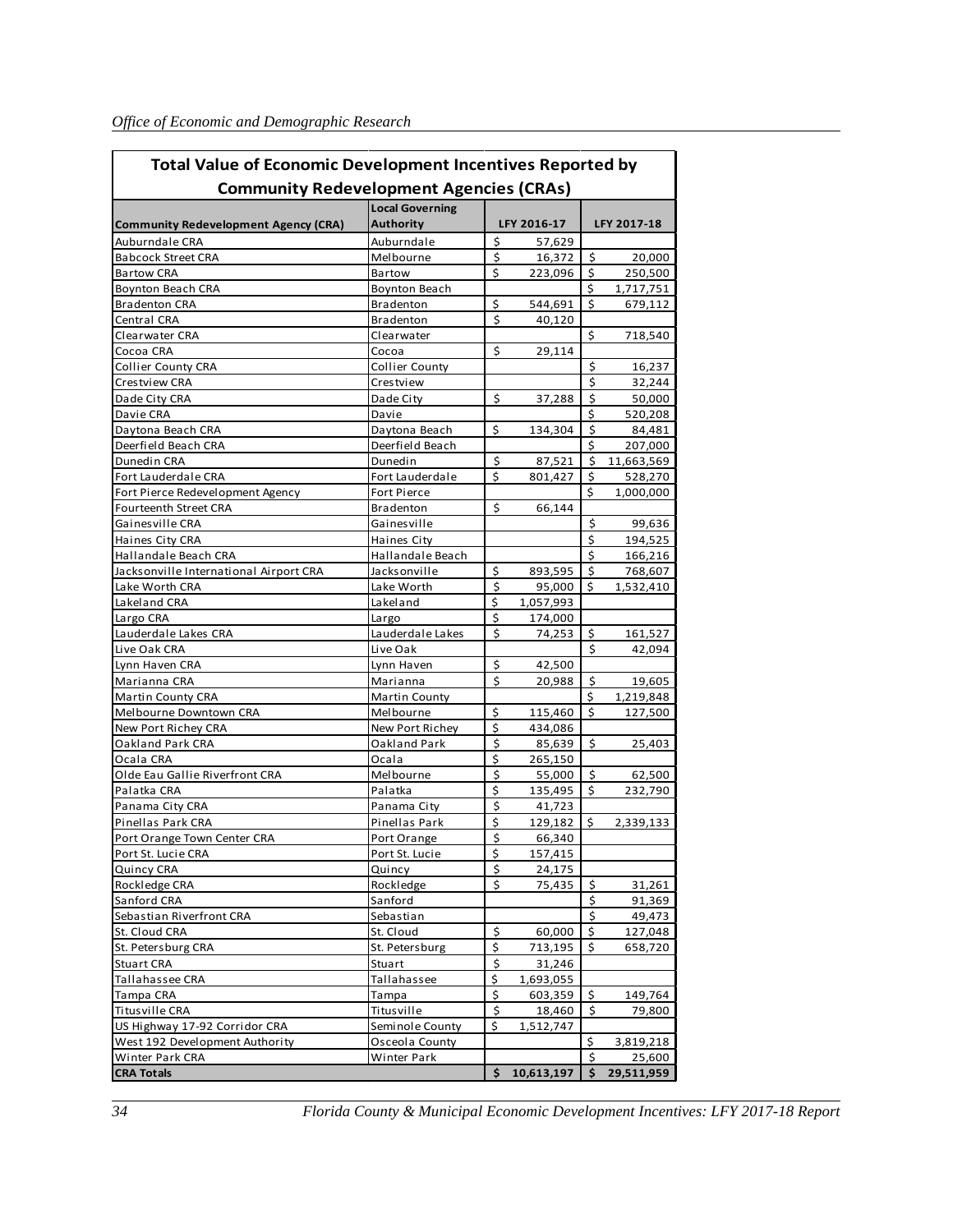## Total Value of Economic Development Incentives Reported by Community Redevelopment Agencies (CRAs)

| Community Redevelopment Agency (CRA) | Local Governing Authority | LFY 2016-17 | LFY 2017-18 |
|---|---|---|---|
| Auburndale CRA | Auburndale | $ 57,629 | |
| Babcock Street CRA | Melbourne | $ 16,372 | $ 20,000 |
| Bartow CRA | Bartow | $ 223,096 | $ 250,500 |
| Boynton Beach CRA | Boynton Beach | | $ 1,717,751 |
| Bradenton CRA | Bradenton | $ 544,691 | $ 679,112 |
| Central CRA | Bradenton | $ 40,120 | |
| Clearwater CRA | Clearwater | | $ 718,540 |
| Cocoa CRA | Cocoa | $ 29,114 | |
| Collier County CRA | Collier County | | $ 16,237 |
| Crestview CRA | Crestview | | $ 32,244 |
| Dade City CRA | Dade City | $ 37,288 | $ 50,000 |
| Davie CRA | Davie | | $ 520,208 |
| Daytona Beach CRA | Daytona Beach | $ 134,304 | $ 84,481 |
| Deerfield Beach CRA | Deerfield Beach | | $ 207,000 |
| Dunedin CRA | Dunedin | $ 87,521 | $ 11,663,569 |
| Fort Lauderdale CRA | Fort Lauderdale | $ 801,427 | $ 528,270 |
| Fort Pierce Redevelopment Agency | Fort Pierce | | $ 1,000,000 |
| Fourteenth Street CRA | Bradenton | $ 66,144 | |
| Gainesville CRA | Gainesville | | $ 99,636 |
| Haines City CRA | Haines City | | $ 194,525 |
| Hallandale Beach CRA | Hallandale Beach | | $ 166,216 |
| Jacksonville International Airport CRA | Jacksonville | $ 893,595 | $ 768,607 |
| Lake Worth CRA | Lake Worth | $ 95,000 | $ 1,532,410 |
| Lakeland CRA | Lakeland | $ 1,057,993 | |
| Largo CRA | Largo | $ 174,000 | |
| Lauderdale Lakes CRA | Lauderdale Lakes | $ 74,253 | $ 161,527 |
| Live Oak CRA | Live Oak | | $ 42,094 |
| Lynn Haven CRA | Lynn Haven | $ 42,500 | |
| Marianna CRA | Marianna | $ 20,988 | $ 19,605 |
| Martin County CRA | Martin County | | $ 1,219,848 |
| Melbourne Downtown CRA | Melbourne | $ 115,460 | $ 127,500 |
| New Port Richey CRA | New Port Richey | $ 434,086 | |
| Oakland Park CRA | Oakland Park | $ 85,639 | $ 25,403 |
| Ocala CRA | Ocala | $ 265,150 | |
| Olde Eau Gallie Riverfront CRA | Melbourne | $ 55,000 | $ 62,500 |
| Palatka CRA | Palatka | $ 135,495 | $ 232,790 |
| Panama City CRA | Panama City | $ 41,723 | |
| Pinellas Park CRA | Pinellas Park | $ 129,182 | $ 2,339,133 |
| Port Orange Town Center CRA | Port Orange | $ 66,340 | |
| Port St. Lucie CRA | Port St. Lucie | $ 157,415 | |
| Quincy CRA | Quincy | $ 24,175 | |
| Rockledge CRA | Rockledge | $ 75,435 | $ 31,261 |
| Sanford CRA | Sanford | | $ 91,369 |
| Sebastian Riverfront CRA | Sebastian | | $ 49,473 |
| St. Cloud CRA | St. Cloud | $ 60,000 | $ 127,048 |
| St. Petersburg CRA | St. Petersburg | $ 713,195 | $ 658,720 |
| Stuart CRA | Stuart | $ 31,246 | |
| Tallahassee CRA | Tallahassee | $ 1,693,055 | |
| Tampa CRA | Tampa | $ 603,359 | $ 149,764 |
| Titusville CRA | Titusville | $ 18,460 | $ 79,800 |
| US Highway 17-92 Corridor CRA | Seminole County | $ 1,512,747 | |
| West 192 Development Authority | Osceola County | | $ 3,819,218 |
| Winter Park CRA | Winter Park | | $ 25,600 |
| **CRA Totals** | | **$ 10,613,197** | **$ 29,511,959** |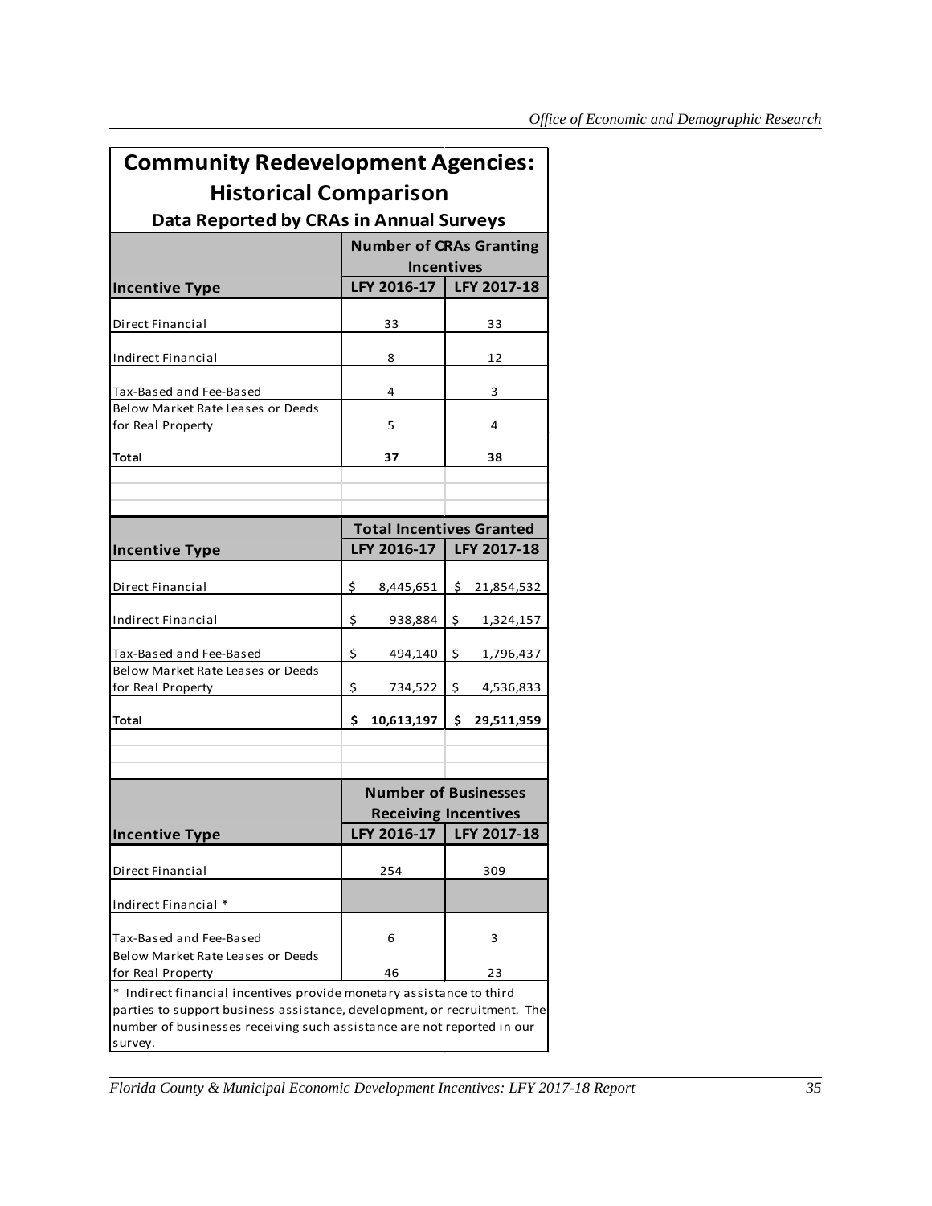# Community Redevelopment Agencies: Historical Comparison

## Data Reported by CRAs in Annual Surveys

| Incentive Type | Number of CRAs Granting Incentives | |
|---|---|---|
| | LFY 2016-17 | LFY 2017-18 |
| Direct Financial | 33 | 33 |
| Indirect Financial | 8 | 12 |
| Tax-Based and Fee-Based | 4 | 3 |
| Below Market Rate Leases or Deeds for Real Property | 5 | 4 |
| **Total** | **37** | **38** |

| Incentive Type | Total Incentives Granted | |
|---|---|---|
| | LFY 2016-17 | LFY 2017-18 |
| Direct Financial | $ 8,445,651 | $ 21,854,532 |
| Indirect Financial | $ 938,884 | $ 1,324,157 |
| Tax-Based and Fee-Based | $ 494,140 | $ 1,796,437 |
| Below Market Rate Leases or Deeds for Real Property | $ 734,522 | $ 4,536,833 |
| **Total** | **$ 10,613,197** | **$ 29,511,959** |

| Incentive Type | Number of Businesses Receiving Incentives | |
|---|---|---|
| | LFY 2016-17 | LFY 2017-18 |
| Direct Financial | 254 | 309 |
| Indirect Financial * | | |
| Tax-Based and Fee-Based | 6 | 3 |
| Below Market Rate Leases or Deeds for Real Property | 46 | 23 |

* Indirect financial incentives provide monetary assistance to third parties to support business assistance, development, or recruitment. The number of businesses receiving such assistance are not reported in our survey.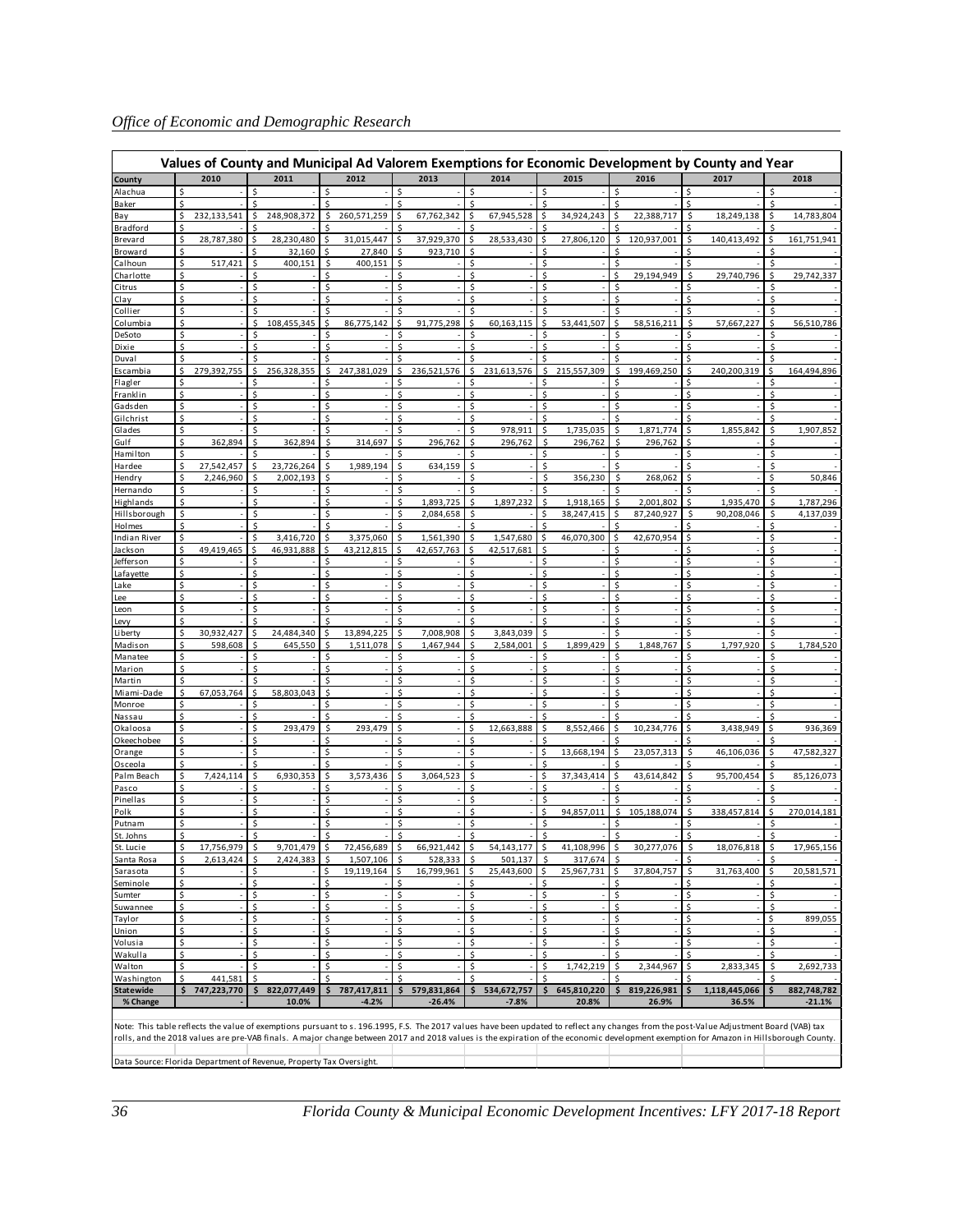## Values of County and Municipal Ad Valorem Exemptions for Economic Development by County and Year

| County | 2010 | 2011 | 2012 | 2013 | 2014 | 2015 | 2016 | 2017 | 2018 |
|---|---|---|---|---|---|---|---|---|---|
| Alachua | $ - | $ - | $ - | $ - | $ - | $ - | $ - | $ - | $ - |
| Baker | $ - | $ - | $ - | $ - | $ - | $ - | $ - | $ - | $ - |
| Bay | $ 232,133,541 | $ 248,908,372 | $ 260,571,259 | $ 67,762,342 | $ 67,945,528 | $ 34,924,243 | $ 22,388,717 | $ 18,249,138 | $ 14,783,804 |
| Bradford | $ - | $ - | $ - | $ - | $ - | $ - | $ - | $ - | $ - |
| Brevard | $ 28,787,380 | $ 28,230,480 | $ 31,015,447 | $ 37,929,370 | $ 28,533,430 | $ 27,806,120 | $ 120,937,001 | $ 140,413,492 | $ 161,751,941 |
| Broward | $ - | $ 32,160 | $ 27,840 | $ 923,710 | $ - | $ - | $ - | $ - | $ - |
| Calhoun | $ 517,421 | $ 400,151 | $ 400,151 | $ - | $ - | $ - | $ - | $ - | $ - |
| Charlotte | $ - | $ - | $ - | $ - | $ - | $ - | $ 29,194,949 | $ 29,740,796 | $ 29,742,337 |
| Citrus | $ - | $ - | $ - | $ - | $ - | $ - | $ - | $ - | $ - |
| Clay | $ - | $ - | $ - | $ - | $ - | $ - | $ - | $ - | $ - |
| Collier | $ - | $ - | $ - | $ - | $ - | $ - | $ - | $ - | $ - |
| Columbia | $ - | $ 108,455,345 | $ 86,775,142 | $ 91,775,298 | $ 60,163,115 | $ 53,441,507 | $ 58,516,211 | $ 57,667,227 | $ 56,510,786 |
| DeSoto | $ - | $ - | $ - | $ - | $ - | $ - | $ - | $ - | $ - |
| Dixie | $ - | $ - | $ - | $ - | $ - | $ - | $ - | $ - | $ - |
| Duval | $ - | $ - | $ - | $ - | $ - | $ - | $ - | $ - | $ - |
| Escambia | $ 279,392,755 | $ 256,328,355 | $ 247,381,029 | $ 236,521,576 | $ 231,613,576 | $ 215,557,309 | $ 199,469,250 | $ 240,200,319 | $ 164,494,896 |
| Flagler | $ - | $ - | $ - | $ - | $ - | $ - | $ - | $ - | $ - |
| Franklin | $ - | $ - | $ - | $ - | $ - | $ - | $ - | $ - | $ - |
| Gadsden | $ - | $ - | $ - | $ - | $ - | $ - | $ - | $ - | $ - |
| Gilchrist | $ - | $ - | $ - | $ - | $ - | $ - | $ - | $ - | $ - |
| Glades | $ - | $ - | $ - | $ - | $ 978,911 | $ 1,735,035 | $ 1,871,774 | $ 1,855,842 | $ 1,907,852 |
| Gulf | $ 362,894 | $ 362,894 | $ 314,697 | $ 296,762 | $ 296,762 | $ 296,762 | $ 296,762 | $ - | $ - |
| Hamilton | $ - | $ - | $ - | $ - | $ - | $ - | $ - | $ - | $ - |
| Hardee | $ 27,542,457 | $ 23,726,264 | $ 1,989,194 | $ 634,159 | $ - | $ - | $ - | $ - | $ - |
| Hendry | $ 2,246,960 | $ 2,002,193 | $ - | $ - | $ - | $ 356,230 | $ 268,062 | $ - | $ 50,846 |
| Hernando | $ - | $ - | $ - | $ - | $ - | $ - | $ - | $ - | $ - |
| Highlands | $ - | $ - | $ - | $ 1,893,725 | $ 1,897,232 | $ 1,918,165 | $ 2,001,802 | $ 1,935,470 | $ 1,787,296 |
| Hillsborough | $ - | $ - | $ - | $ 2,084,658 | $ - | $ 38,247,415 | $ 87,240,927 | $ 90,208,046 | $ 4,137,039 |
| Holmes | $ - | $ - | $ - | $ - | $ - | $ - | $ - | $ - | $ - |
| Indian River | $ - | $ 3,416,720 | $ 3,375,060 | $ 1,561,390 | $ 1,547,680 | $ 46,070,300 | $ 42,670,954 | $ - | $ - |
| Jackson | $ 49,419,465 | $ 46,931,888 | $ 43,212,815 | $ 42,657,763 | $ 42,517,681 | $ - | $ - | $ - | $ - |
| Jefferson | $ - | $ - | $ - | $ - | $ - | $ - | $ - | $ - | $ - |
| Lafayette | $ - | $ - | $ - | $ - | $ - | $ - | $ - | $ - | $ - |
| Lake | $ - | $ - | $ - | $ - | $ - | $ - | $ - | $ - | $ - |
| Lee | $ - | $ - | $ - | $ - | $ - | $ - | $ - | $ - | $ - |
| Leon | $ - | $ - | $ - | $ - | $ - | $ - | $ - | $ - | $ - |
| Levy | $ - | $ - | $ - | $ - | $ - | $ - | $ - | $ - | $ - |
| Liberty | $ 30,932,427 | $ 24,484,340 | $ 13,894,225 | $ 7,008,908 | $ 3,843,039 | $ - | $ - | $ - | $ - |
| Madison | $ 598,608 | $ 645,550 | $ 1,511,078 | $ 1,467,944 | $ 2,584,001 | $ 1,899,429 | $ 1,848,767 | $ 1,797,920 | $ 1,784,520 |
| Manatee | $ - | $ - | $ - | $ - | $ - | $ - | $ - | $ - | $ - |
| Marion | $ - | $ - | $ - | $ - | $ - | $ - | $ - | $ - | $ - |
| Martin | $ - | $ - | $ - | $ - | $ - | $ - | $ - | $ - | $ - |
| Miami-Dade | $ 67,053,764 | $ 58,803,043 | $ - | $ - | $ - | $ - | $ - | $ - | $ - |
| Monroe | $ - | $ - | $ - | $ - | $ - | $ - | $ - | $ - | $ - |
| Nassau | $ - | $ - | $ - | $ - | $ - | $ - | $ - | $ - | $ - |
| Okaloosa | $ - | $ 293,479 | $ 293,479 | $ - | $ 12,663,888 | $ 8,552,466 | $ 10,234,776 | $ 3,438,949 | $ 936,369 |
| Okeechobee | $ - | $ - | $ - | $ - | $ - | $ - | $ - | $ - | $ - |
| Orange | $ - | $ - | $ - | $ - | $ - | $ 13,668,194 | $ 23,057,313 | $ 46,106,036 | $ 47,582,327 |
| Osceola | $ - | $ - | $ - | $ - | $ - | $ - | $ - | $ - | $ - |
| Palm Beach | $ 7,424,114 | $ 6,930,353 | $ 3,573,436 | $ 3,064,523 | $ - | $ 37,343,414 | $ 43,614,842 | $ 95,700,454 | $ 85,126,073 |
| Pasco | $ - | $ - | $ - | $ - | $ - | $ - | $ - | $ - | $ - |
| Pinellas | $ - | $ - | $ - | $ - | $ - | $ - | $ - | $ - | $ - |
| Polk | $ - | $ - | $ - | $ - | $ - | $ 94,857,011 | $ 105,188,074 | $ 338,457,814 | $ 270,014,181 |
| Putnam | $ - | $ - | $ - | $ - | $ - | $ - | $ - | $ - | $ - |
| St. Johns | $ - | $ - | $ - | $ - | $ - | $ - | $ - | $ - | $ - |
| St. Lucie | $ 17,756,979 | $ 9,701,479 | $ 72,456,689 | $ 66,921,442 | $ 54,143,177 | $ 41,108,996 | $ 30,277,076 | $ 18,076,818 | $ 17,965,156 |
| Santa Rosa | $ 2,613,424 | $ 2,424,383 | $ 1,507,106 | $ 528,333 | $ 501,137 | $ 317,674 | $ - | $ - | $ - |
| Sarasota | $ - | $ - | $ 19,119,164 | $ 16,799,961 | $ 25,443,600 | $ 25,967,731 | $ 37,804,757 | $ 31,763,400 | $ 20,581,571 |
| Seminole | $ - | $ - | $ - | $ - | $ - | $ - | $ - | $ - | $ - |
| Sumter | $ - | $ - | $ - | $ - | $ - | $ - | $ - | $ - | $ - |
| Suwannee | $ - | $ - | $ - | $ - | $ - | $ - | $ - | $ - | $ - |
| Taylor | $ - | $ - | $ - | $ - | $ - | $ - | $ - | $ - | $ 899,055 |
| Union | $ - | $ - | $ - | $ - | $ - | $ - | $ - | $ - | $ - |
| Volusia | $ - | $ - | $ - | $ - | $ - | $ - | $ - | $ - | $ - |
| Wakulla | $ - | $ - | $ - | $ - | $ - | $ - | $ - | $ - | $ - |
| Walton | $ - | $ - | $ - | $ - | $ - | $ 1,742,219 | $ 2,344,967 | $ 2,833,345 | $ 2,692,733 |
| Washington | $ 441,581 | $ - | $ - | $ - | $ - | $ - | $ - | $ - | $ - |
| **Statewide** | **$ 747,223,770** | **$ 822,077,449** | **$ 787,417,811** | **$ 579,831,864** | **$ 534,672,757** | **$ 645,810,220** | **$ 819,226,981** | **$ 1,118,445,066** | **$ 882,748,782** |
| **% Change** | **-** | **10.0%** | **-4.2%** | **-26.4%** | **-7.8%** | **20.8%** | **26.9%** | **36.5%** | **-21.1%** |

Note: This table reflects the value of exemptions pursuant to s. 196.1995, F.S. The 2017 values have been updated to reflect any changes from the post-Value Adjustment Board (VAB) tax rolls, and the 2018 values are pre-VAB finals. A major change between 2017 and 2018 values is the expiration of the economic development exemption for Amazon in Hillsborough County.

Data Source: Florida Department of Revenue, Property Tax Oversight.